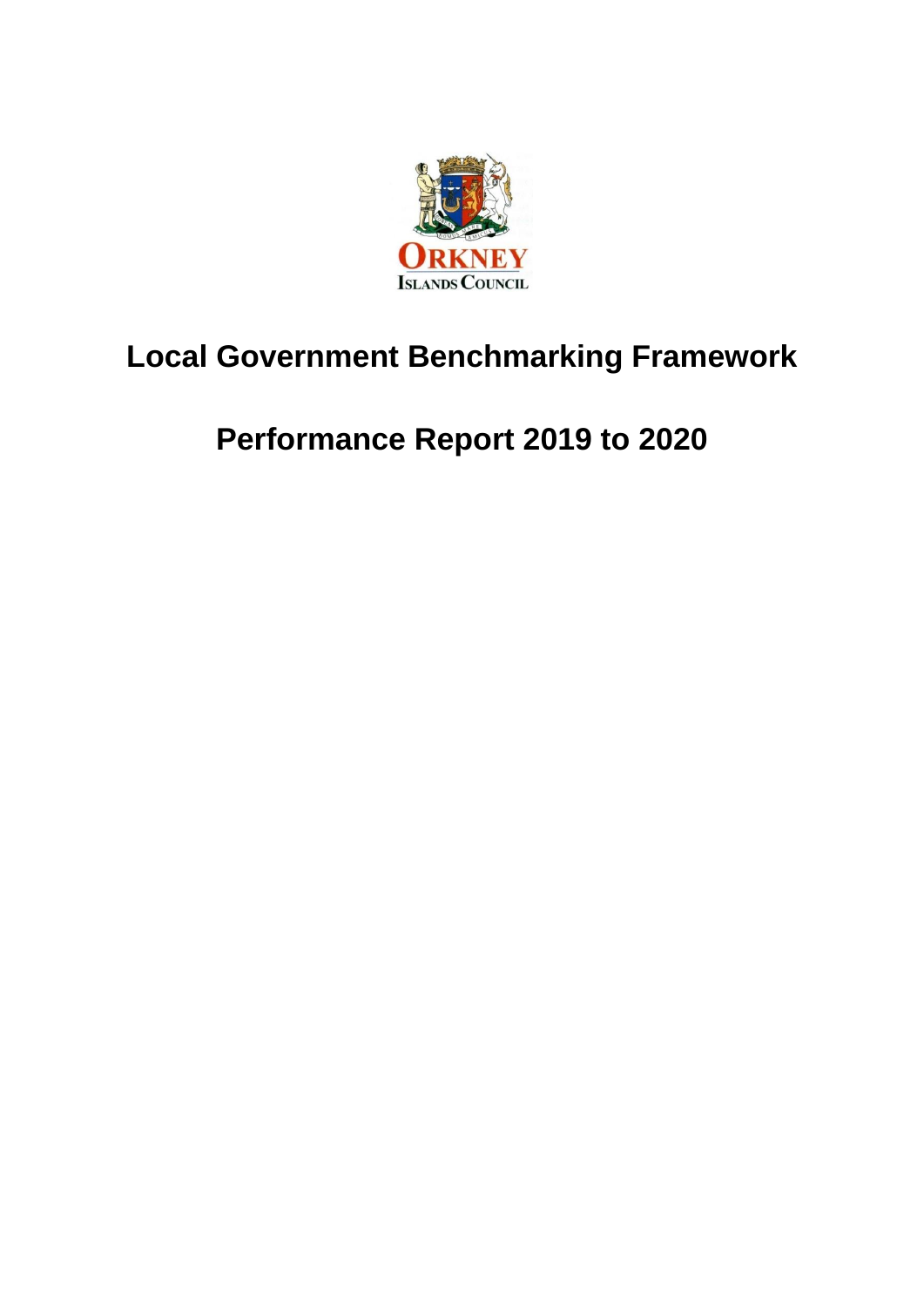# Local Government Benchmarking Framework

# Performance Report 2019 to 2020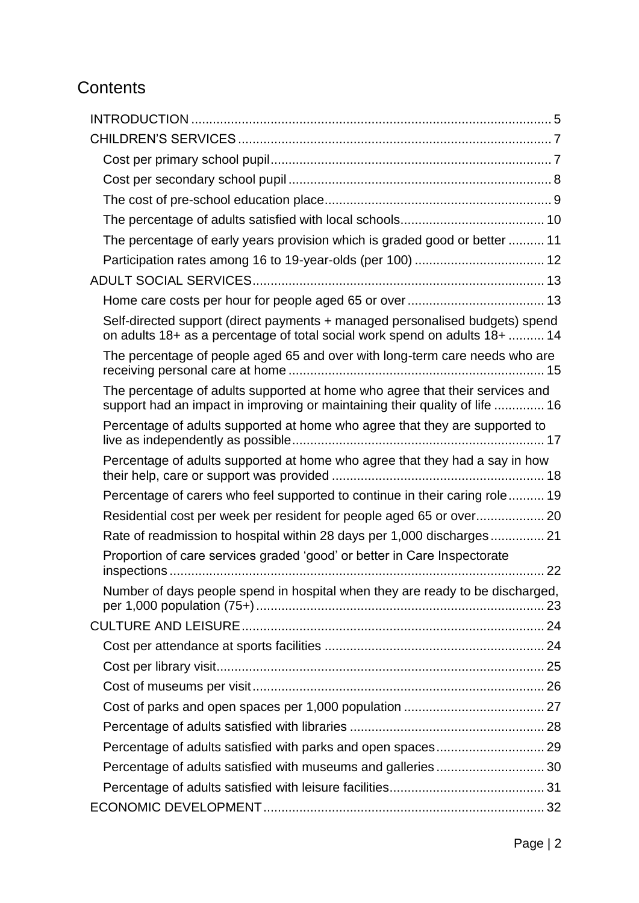# Contents

- INTRODUCTION ........ 5
- CHILDREN'S SERVICES ........ 7
  - Cost per primary school pupil ........ 7
  - Cost per secondary school pupil ........ 8
  - The cost of pre-school education place ........ 9
  - The percentage of adults satisfied with local schools ........ 10
  - The percentage of early years provision which is graded good or better ........ 11
  - Participation rates among 16 to 19-year-olds (per 100) ........ 12
- ADULT SOCIAL SERVICES ........ 13
  - Home care costs per hour for people aged 65 or over ........ 13
  - Self-directed support (direct payments + managed personalised budgets) spend on adults 18+ as a percentage of total social work spend on adults 18+ ........ 14
  - The percentage of people aged 65 and over with long-term care needs who are receiving personal care at home ........ 15
  - The percentage of adults supported at home who agree that their services and support had an impact in improving or maintaining their quality of life ........ 16
  - Percentage of adults supported at home who agree that they are supported to live as independently as possible ........ 17
  - Percentage of adults supported at home who agree that they had a say in how their help, care or support was provided ........ 18
  - Percentage of carers who feel supported to continue in their caring role ........ 19
  - Residential cost per week per resident for people aged 65 or over ........ 20
  - Rate of readmission to hospital within 28 days per 1,000 discharges ........ 21
  - Proportion of care services graded 'good' or better in Care Inspectorate inspections ........ 22
  - Number of days people spend in hospital when they are ready to be discharged, per 1,000 population (75+) ........ 23
- CULTURE AND LEISURE ........ 24
  - Cost per attendance at sports facilities ........ 24
  - Cost per library visit ........ 25
  - Cost of museums per visit ........ 26
  - Cost of parks and open spaces per 1,000 population ........ 27
  - Percentage of adults satisfied with libraries ........ 28
  - Percentage of adults satisfied with parks and open spaces ........ 29
  - Percentage of adults satisfied with museums and galleries ........ 30
  - Percentage of adults satisfied with leisure facilities ........ 31
- ECONOMIC DEVELOPMENT ........ 32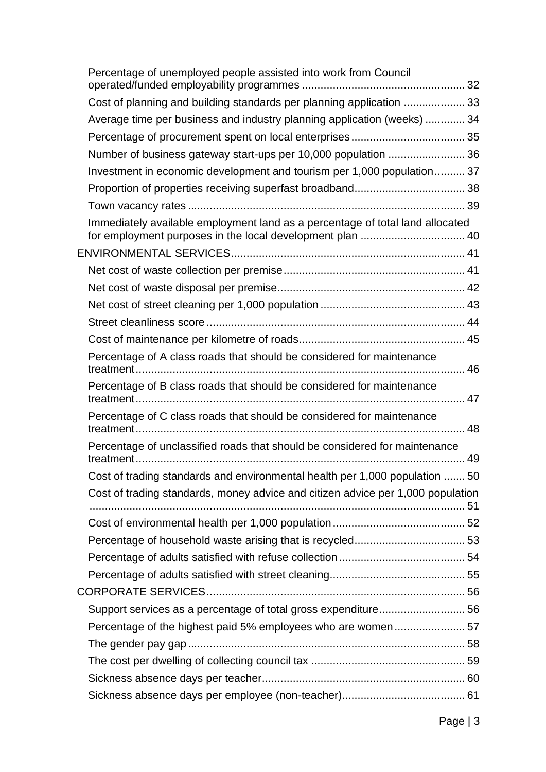- Percentage of unemployed people assisted into work from Council operated/funded employability programmes ... 32
- Cost of planning and building standards per planning application ... 33
- Average time per business and industry planning application (weeks) ... 34
- Percentage of procurement spent on local enterprises ... 35
- Number of business gateway start-ups per 10,000 population ... 36
- Investment in economic development and tourism per 1,000 population ... 37
- Proportion of properties receiving superfast broadband ... 38
- Town vacancy rates ... 39
- Immediately available employment land as a percentage of total land allocated for employment purposes in the local development plan ... 40

ENVIRONMENTAL SERVICES ... 41

- Net cost of waste collection per premise ... 41
- Net cost of waste disposal per premise ... 42
- Net cost of street cleaning per 1,000 population ... 43
- Street cleanliness score ... 44
- Cost of maintenance per kilometre of roads ... 45
- Percentage of A class roads that should be considered for maintenance treatment ... 46
- Percentage of B class roads that should be considered for maintenance treatment ... 47
- Percentage of C class roads that should be considered for maintenance treatment ... 48
- Percentage of unclassified roads that should be considered for maintenance treatment ... 49
- Cost of trading standards and environmental health per 1,000 population ... 50
- Cost of trading standards, money advice and citizen advice per 1,000 population ... 51
- Cost of environmental health per 1,000 population ... 52
- Percentage of household waste arising that is recycled ... 53
- Percentage of adults satisfied with refuse collection ... 54
- Percentage of adults satisfied with street cleaning ... 55

CORPORATE SERVICES ... 56

- Support services as a percentage of total gross expenditure ... 56
- Percentage of the highest paid 5% employees who are women ... 57
- The gender pay gap ... 58
- The cost per dwelling of collecting council tax ... 59
- Sickness absence days per teacher ... 60
- Sickness absence days per employee (non-teacher) ... 61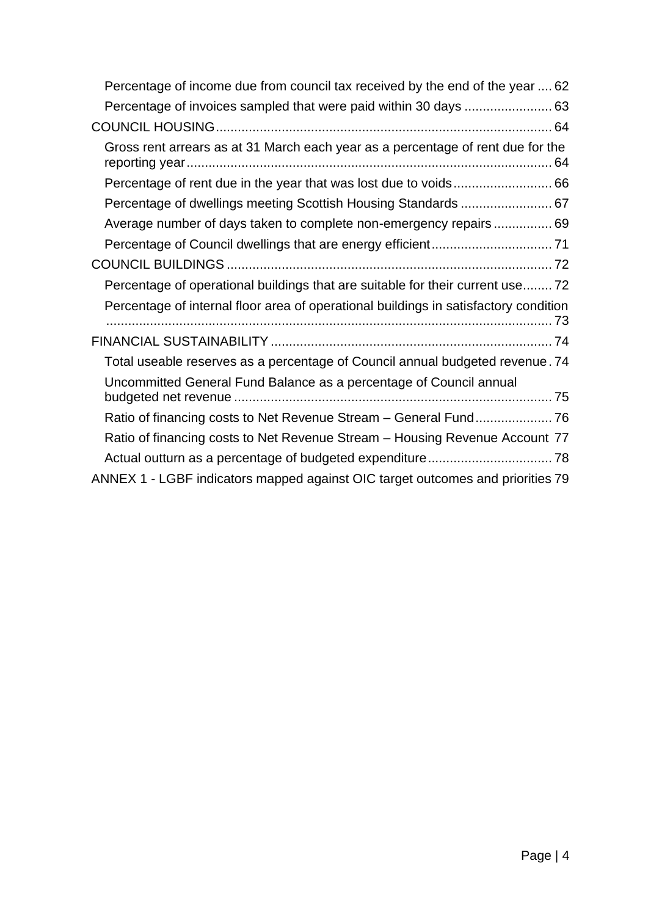- Percentage of income due from council tax received by the end of the year .... 62
- Percentage of invoices sampled that were paid within 30 days ........................ 63

COUNCIL HOUSING............................................................................................ 64

- Gross rent arrears as at 31 March each year as a percentage of rent due for the reporting year.................................................................................................... 64
- Percentage of rent due in the year that was lost due to voids........................... 66
- Percentage of dwellings meeting Scottish Housing Standards ......................... 67
- Average number of days taken to complete non-emergency repairs ................ 69
- Percentage of Council dwellings that are energy efficient................................. 71

COUNCIL BUILDINGS ......................................................................................... 72

- Percentage of operational buildings that are suitable for their current use........ 72
- Percentage of internal floor area of operational buildings in satisfactory condition .......................................................................................................................... 73

FINANCIAL SUSTAINABILITY ............................................................................. 74

- Total useable reserves as a percentage of Council annual budgeted revenue. 74
- Uncommitted General Fund Balance as a percentage of Council annual budgeted net revenue ....................................................................................... 75
- Ratio of financing costs to Net Revenue Stream – General Fund..................... 76
- Ratio of financing costs to Net Revenue Stream – Housing Revenue Account 77
- Actual outturn as a percentage of budgeted expenditure.................................. 78

ANNEX 1 - LGBF indicators mapped against OIC target outcomes and priorities 79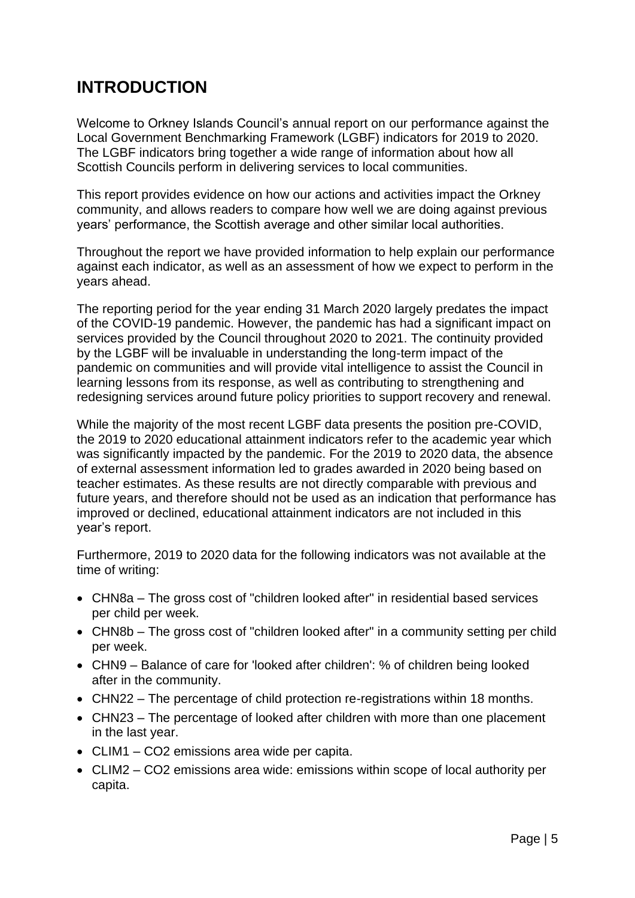# INTRODUCTION

Welcome to Orkney Islands Council's annual report on our performance against the Local Government Benchmarking Framework (LGBF) indicators for 2019 to 2020. The LGBF indicators bring together a wide range of information about how all Scottish Councils perform in delivering services to local communities.

This report provides evidence on how our actions and activities impact the Orkney community, and allows readers to compare how well we are doing against previous years' performance, the Scottish average and other similar local authorities.

Throughout the report we have provided information to help explain our performance against each indicator, as well as an assessment of how we expect to perform in the years ahead.

The reporting period for the year ending 31 March 2020 largely predates the impact of the COVID-19 pandemic. However, the pandemic has had a significant impact on services provided by the Council throughout 2020 to 2021. The continuity provided by the LGBF will be invaluable in understanding the long-term impact of the pandemic on communities and will provide vital intelligence to assist the Council in learning lessons from its response, as well as contributing to strengthening and redesigning services around future policy priorities to support recovery and renewal.

While the majority of the most recent LGBF data presents the position pre-COVID, the 2019 to 2020 educational attainment indicators refer to the academic year which was significantly impacted by the pandemic. For the 2019 to 2020 data, the absence of external assessment information led to grades awarded in 2020 being based on teacher estimates. As these results are not directly comparable with previous and future years, and therefore should not be used as an indication that performance has improved or declined, educational attainment indicators are not included in this year's report.

Furthermore, 2019 to 2020 data for the following indicators was not available at the time of writing:

- CHN8a – The gross cost of "children looked after" in residential based services per child per week.
- CHN8b – The gross cost of "children looked after" in a community setting per child per week.
- CHN9 – Balance of care for 'looked after children': % of children being looked after in the community.
- CHN22 – The percentage of child protection re-registrations within 18 months.
- CHN23 – The percentage of looked after children with more than one placement in the last year.
- CLIM1 – $CO_2$ emissions area wide per capita.
- CLIM2 – $CO_2$ emissions area wide: emissions within scope of local authority per capita.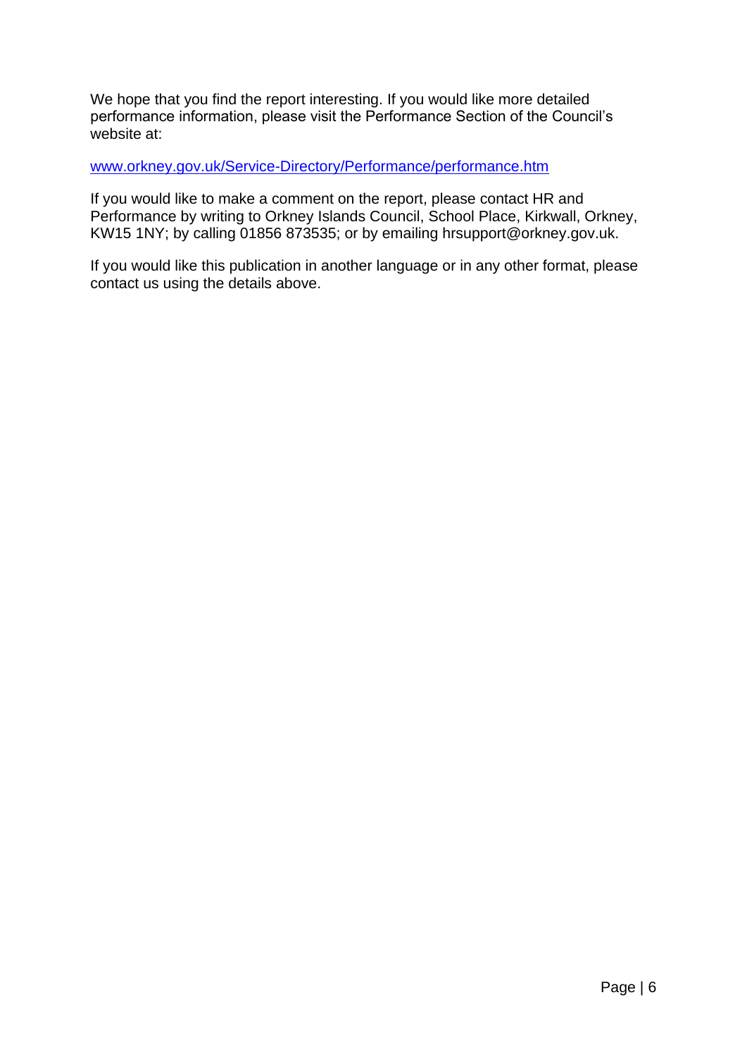We hope that you find the report interesting. If you would like more detailed performance information, please visit the Performance Section of the Council's website at:

[www.orkney.gov.uk/Service-Directory/Performance/performance.htm](www.orkney.gov.uk/Service-Directory/Performance/performance.htm)

If you would like to make a comment on the report, please contact HR and Performance by writing to Orkney Islands Council, School Place, Kirkwall, Orkney, KW15 1NY; by calling 01856 873535; or by emailing hrsupport@orkney.gov.uk.

If you would like this publication in another language or in any other format, please contact us using the details above.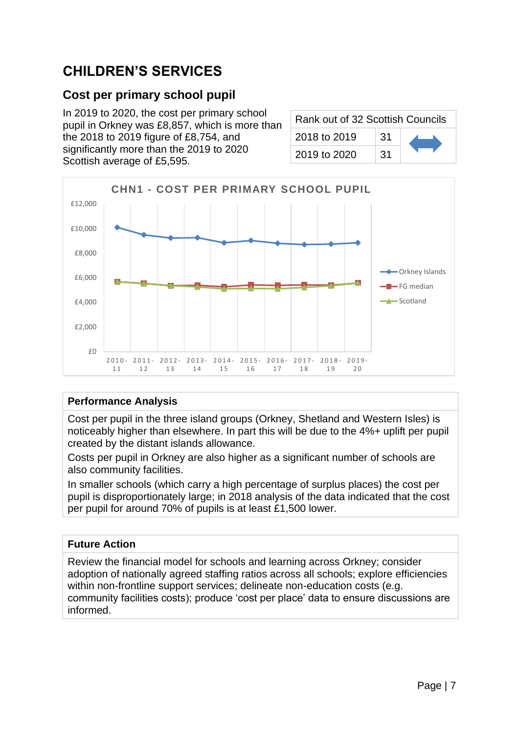# CHILDREN'S SERVICES

## Cost per primary school pupil

In 2019 to 2020, the cost per primary school pupil in Orkney was £8,857, which is more than the 2018 to 2019 figure of £8,754, and significantly more than the 2019 to 2020 Scottish average of £5,595.

| Rank out of 32 Scottish Councils | | |
|---|---|---|
| 2018 to 2019 | 31 | ↔ |
| 2019 to 2020 | 31 | |

CHN1 - COST PER PRIMARY SCHOOL PUPIL

| Performance Analysis |
|---|
| Cost per pupil in the three island groups (Orkney, Shetland and Western Isles) is noticeably higher than elsewhere. In part this will be due to the 4%+ uplift per pupil created by the distant islands allowance. |
| Costs per pupil in Orkney are also higher as a significant number of schools are also community facilities. |
| In smaller schools (which carry a high percentage of surplus places) the cost per pupil is disproportionately large; in 2018 analysis of the data indicated that the cost per pupil for around 70% of pupils is at least £1,500 lower. |

| Future Action |
|---|
| Review the financial model for schools and learning across Orkney; consider adoption of nationally agreed staffing ratios across all schools; explore efficiencies within non-frontline support services; delineate non-education costs (e.g. community facilities costs); produce 'cost per place' data to ensure discussions are informed. |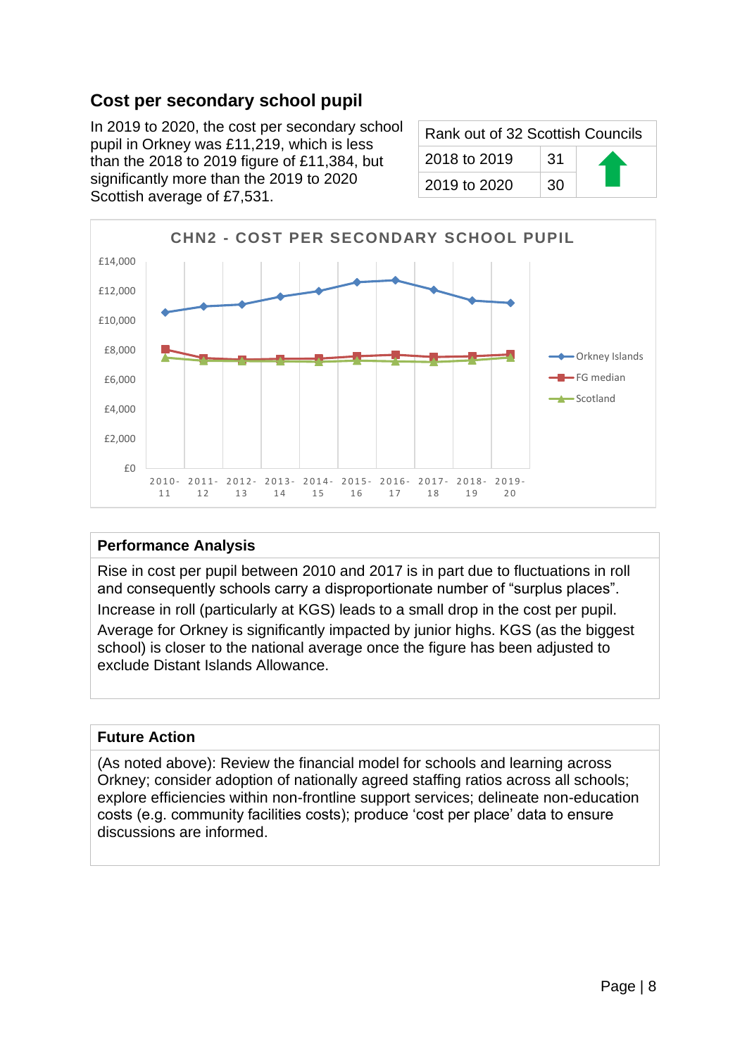## Cost per secondary school pupil

In 2019 to 2020, the cost per secondary school pupil in Orkney was £11,219, which is less than the 2018 to 2019 figure of £11,384, but significantly more than the 2019 to 2020 Scottish average of £7,531.

| Rank out of 32 Scottish Councils | | |
|---|---|---|
| 2018 to 2019 | 31 | ⬆ |
| 2019 to 2020 | 30 | |

**CHN2 - COST PER SECONDARY SCHOOL PUPIL**

| Performance Analysis |
|---|
| Rise in cost per pupil between 2010 and 2017 is in part due to fluctuations in roll and consequently schools carry a disproportionate number of "surplus places". Increase in roll (particularly at KGS) leads to a small drop in the cost per pupil. Average for Orkney is significantly impacted by junior highs. KGS (as the biggest school) is closer to the national average once the figure has been adjusted to exclude Distant Islands Allowance. |

| Future Action |
|---|
| (As noted above): Review the financial model for schools and learning across Orkney; consider adoption of nationally agreed staffing ratios across all schools; explore efficiencies within non-frontline support services; delineate non-education costs (e.g. community facilities costs); produce 'cost per place' data to ensure discussions are informed. |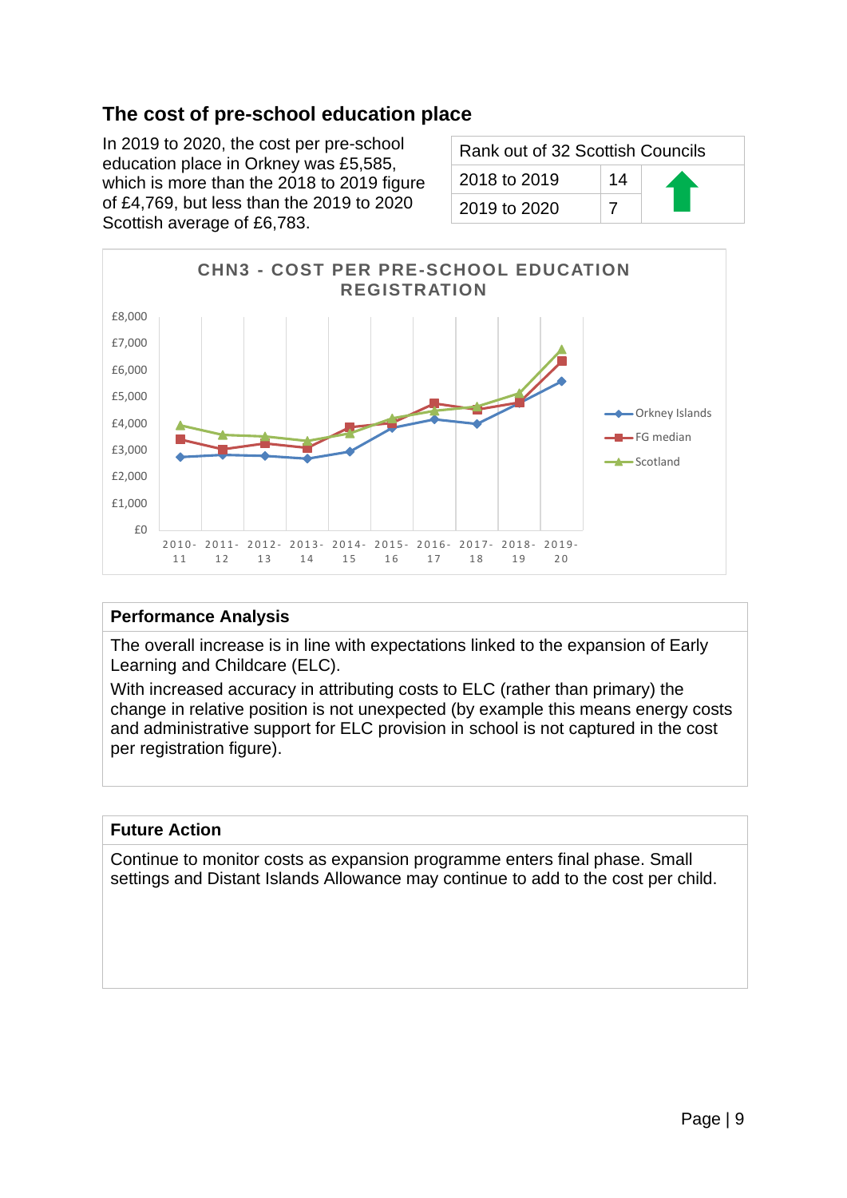## The cost of pre-school education place

In 2019 to 2020, the cost per pre-school education place in Orkney was £5,585, which is more than the 2018 to 2019 figure of £4,769, but less than the 2019 to 2020 Scottish average of £6,783.

| Rank out of 32 Scottish Councils | | |
|---|---|---|
| 2018 to 2019 | 14 | ⬆ |
| 2019 to 2020 | 7 | |

CHN3 - COST PER PRE-SCHOOL EDUCATION REGISTRATION

| Performance Analysis |
|---|
| The overall increase is in line with expectations linked to the expansion of Early Learning and Childcare (ELC).<br>With increased accuracy in attributing costs to ELC (rather than primary) the change in relative position is not unexpected (by example this means energy costs and administrative support for ELC provision in school is not captured in the cost per registration figure). |

| Future Action |
|---|
| Continue to monitor costs as expansion programme enters final phase. Small settings and Distant Islands Allowance may continue to add to the cost per child. |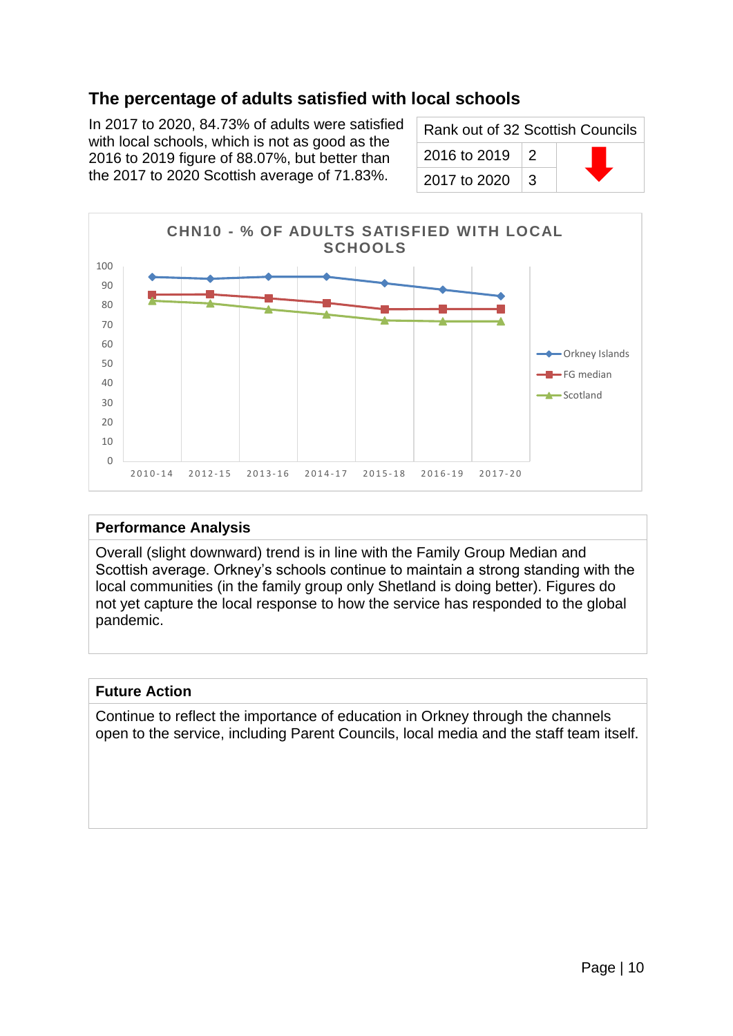## The percentage of adults satisfied with local schools

In 2017 to 2020, 84.73% of adults were satisfied with local schools, which is not as good as the 2016 to 2019 figure of 88.07%, but better than the 2017 to 2020 Scottish average of 71.83%.

| Rank out of 32 Scottish Councils | | |
|---|---|---|
| 2016 to 2019 | 2 | ⬇ |
| 2017 to 2020 | 3 | |

**CHN10 - % OF ADULTS SATISFIED WITH LOCAL SCHOOLS**

Series: Orkney Islands, FG median, Scotland

Periods: 2010-14, 2012-15, 2013-16, 2014-17, 2015-18, 2016-19, 2017-20

### Performance Analysis

Overall (slight downward) trend is in line with the Family Group Median and Scottish average. Orkney's schools continue to maintain a strong standing with the local communities (in the family group only Shetland is doing better). Figures do not yet capture the local response to how the service has responded to the global pandemic.

### Future Action

Continue to reflect the importance of education in Orkney through the channels open to the service, including Parent Councils, local media and the staff team itself.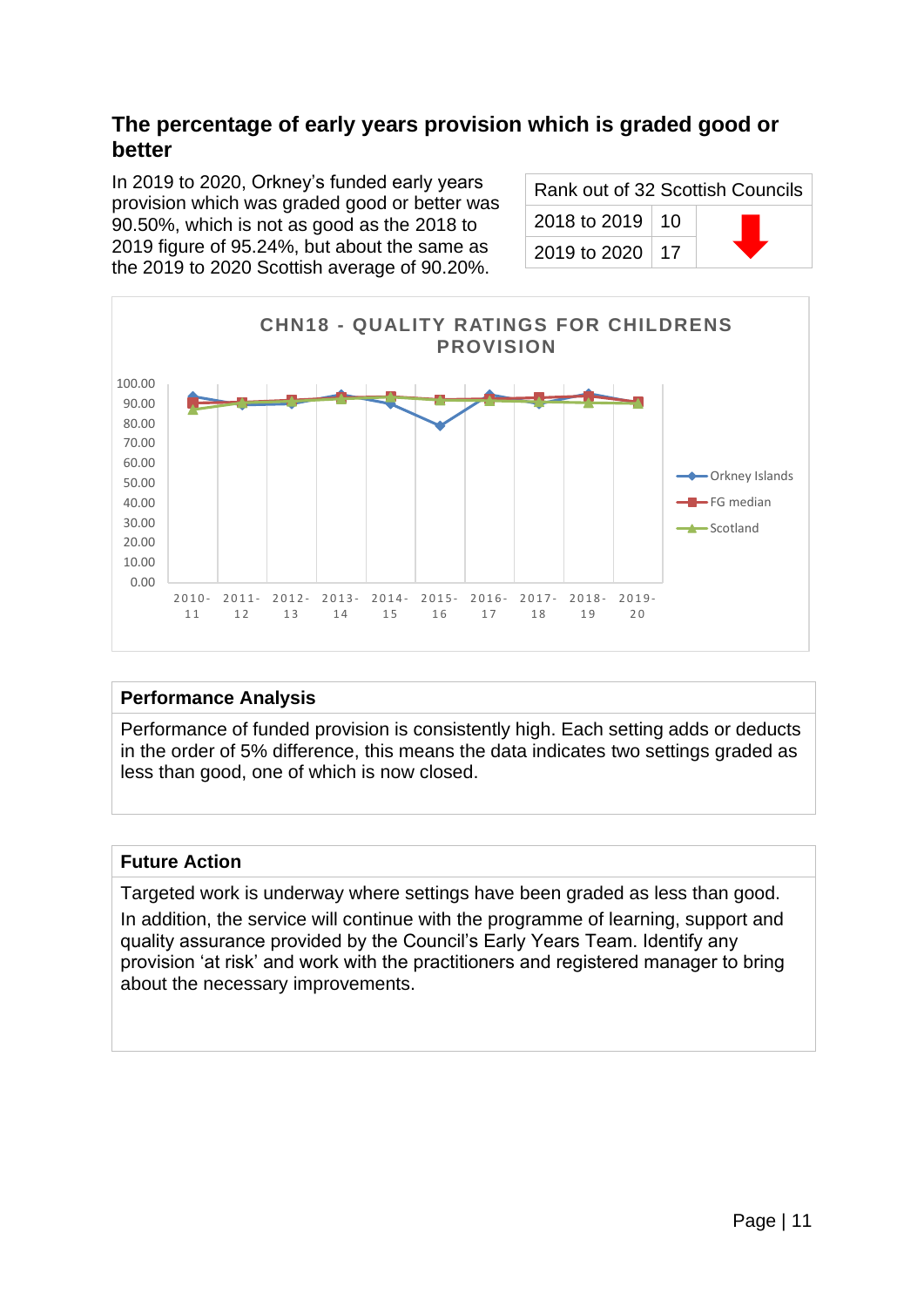## The percentage of early years provision which is graded good or better

In 2019 to 2020, Orkney's funded early years provision which was graded good or better was 90.50%, which is not as good as the 2018 to 2019 figure of 95.24%, but about the same as the 2019 to 2020 Scottish average of 90.20%.

| Rank out of 32 Scottish Councils | | |
|---|---|---|
| 2018 to 2019 | 10 | |
| 2019 to 2020 | 17 | ⬇ |

**Performance Analysis**

Performance of funded provision is consistently high. Each setting adds or deducts in the order of 5% difference, this means the data indicates two settings graded as less than good, one of which is now closed.

**Future Action**

Targeted work is underway where settings have been graded as less than good.

In addition, the service will continue with the programme of learning, support and quality assurance provided by the Council's Early Years Team. Identify any provision 'at risk' and work with the practitioners and registered manager to bring about the necessary improvements.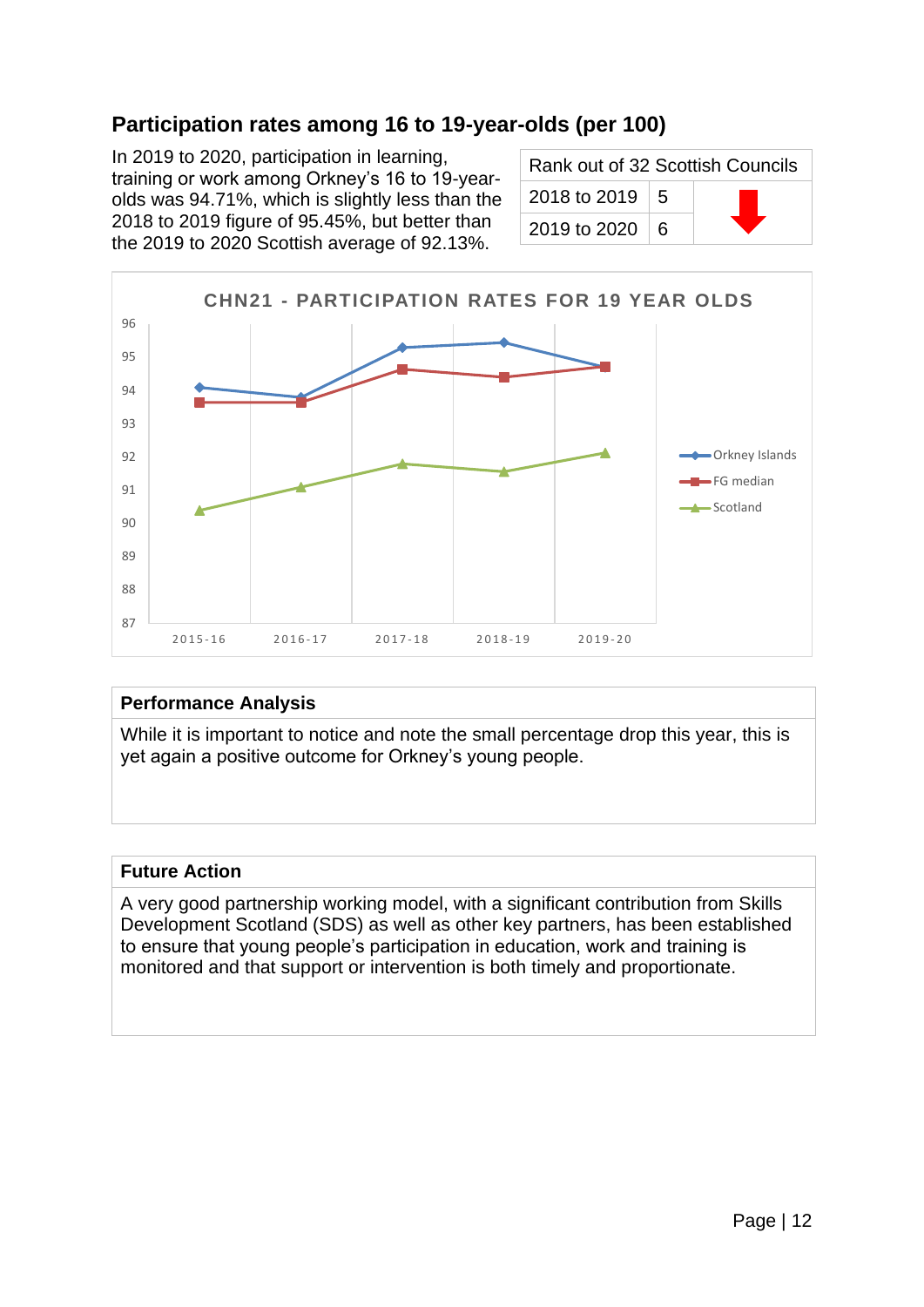## Participation rates among 16 to 19-year-olds (per 100)

In 2019 to 2020, participation in learning, training or work among Orkney's 16 to 19-year-olds was 94.71%, which is slightly less than the 2018 to 2019 figure of 95.45%, but better than the 2019 to 2020 Scottish average of 92.13%.

| Rank out of 32 Scottish Councils | | |
|---|---|---|
| 2018 to 2019 | 5 | ⬇ |
| 2019 to 2020 | 6 | |

**CHN21 - PARTICIPATION RATES FOR 19 YEAR OLDS**

### Performance Analysis

While it is important to notice and note the small percentage drop this year, this is yet again a positive outcome for Orkney's young people.

### Future Action

A very good partnership working model, with a significant contribution from Skills Development Scotland (SDS) as well as other key partners, has been established to ensure that young people's participation in education, work and training is monitored and that support or intervention is both timely and proportionate.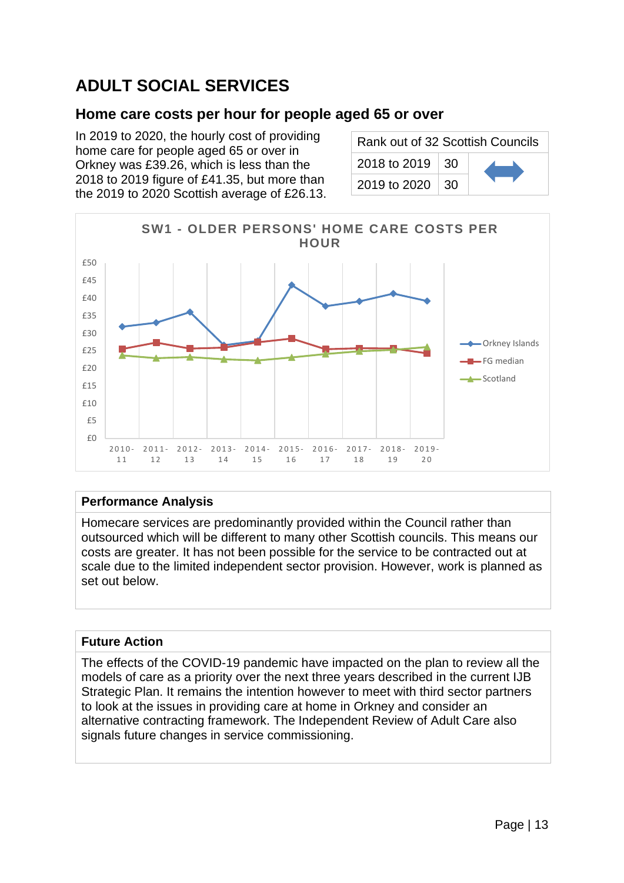# ADULT SOCIAL SERVICES

## Home care costs per hour for people aged 65 or over

In 2019 to 2020, the hourly cost of providing home care for people aged 65 or over in Orkney was £39.26, which is less than the 2018 to 2019 figure of £41.35, but more than the 2019 to 2020 Scottish average of £26.13.

| Rank out of 32 Scottish Councils | | |
|---|---|---|
| 2018 to 2019 | 30 | ↔ |
| 2019 to 2020 | 30 | |

**SW1 - OLDER PERSONS' HOME CARE COSTS PER HOUR**

### Performance Analysis

Homecare services are predominantly provided within the Council rather than outsourced which will be different to many other Scottish councils. This means our costs are greater. It has not been possible for the service to be contracted out at scale due to the limited independent sector provision. However, work is planned as set out below.

### Future Action

The effects of the COVID-19 pandemic have impacted on the plan to review all the models of care as a priority over the next three years described in the current IJB Strategic Plan. It remains the intention however to meet with third sector partners to look at the issues in providing care at home in Orkney and consider an alternative contracting framework. The Independent Review of Adult Care also signals future changes in service commissioning.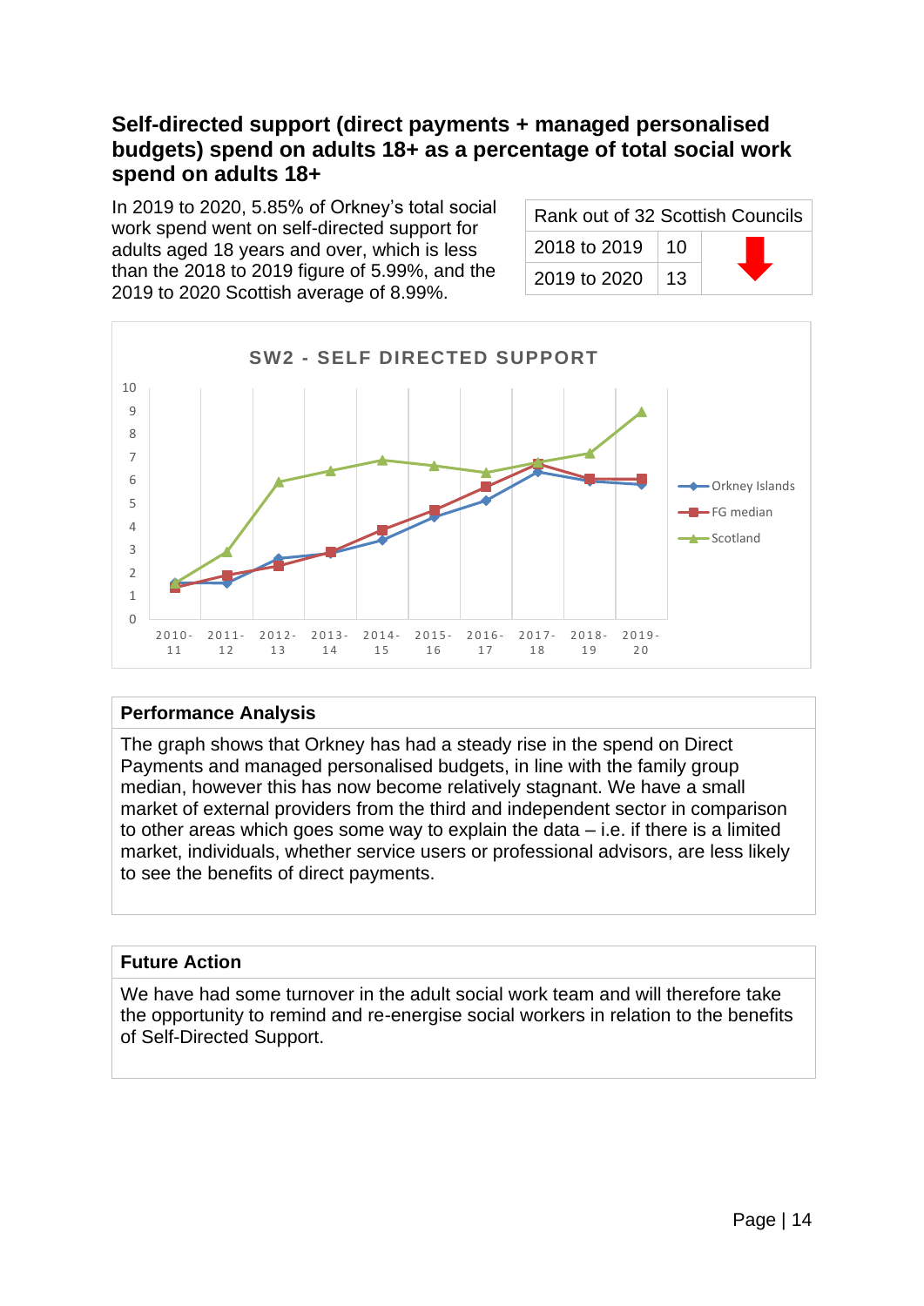## Self-directed support (direct payments + managed personalised budgets) spend on adults 18+ as a percentage of total social work spend on adults 18+

In 2019 to 2020, 5.85% of Orkney's total social work spend went on self-directed support for adults aged 18 years and over, which is less than the 2018 to 2019 figure of 5.99%, and the 2019 to 2020 Scottish average of 8.99%.

| Rank out of 32 Scottish Councils | | |
|---|---|---|
| 2018 to 2019 | 10 | |
| 2019 to 2020 | 13 | |

**SW2 - SELF DIRECTED SUPPORT**

| | 2010-11 | 2011-12 | 2012-13 | 2013-14 | 2014-15 | 2015-16 | 2016-17 | 2017-18 | 2018-19 | 2019-20 |
|---|---|---|---|---|---|---|---|---|---|---|
| Orkney Islands | | | | | | | | | 5.99 | 5.85 |
| FG median | | | | | | | | | | |
| Scotland | | | | | | | | | | 8.99 |

### Performance Analysis

The graph shows that Orkney has had a steady rise in the spend on Direct Payments and managed personalised budgets, in line with the family group median, however this has now become relatively stagnant. We have a small market of external providers from the third and independent sector in comparison to other areas which goes some way to explain the data – i.e. if there is a limited market, individuals, whether service users or professional advisors, are less likely to see the benefits of direct payments.

### Future Action

We have had some turnover in the adult social work team and will therefore take the opportunity to remind and re-energise social workers in relation to the benefits of Self-Directed Support.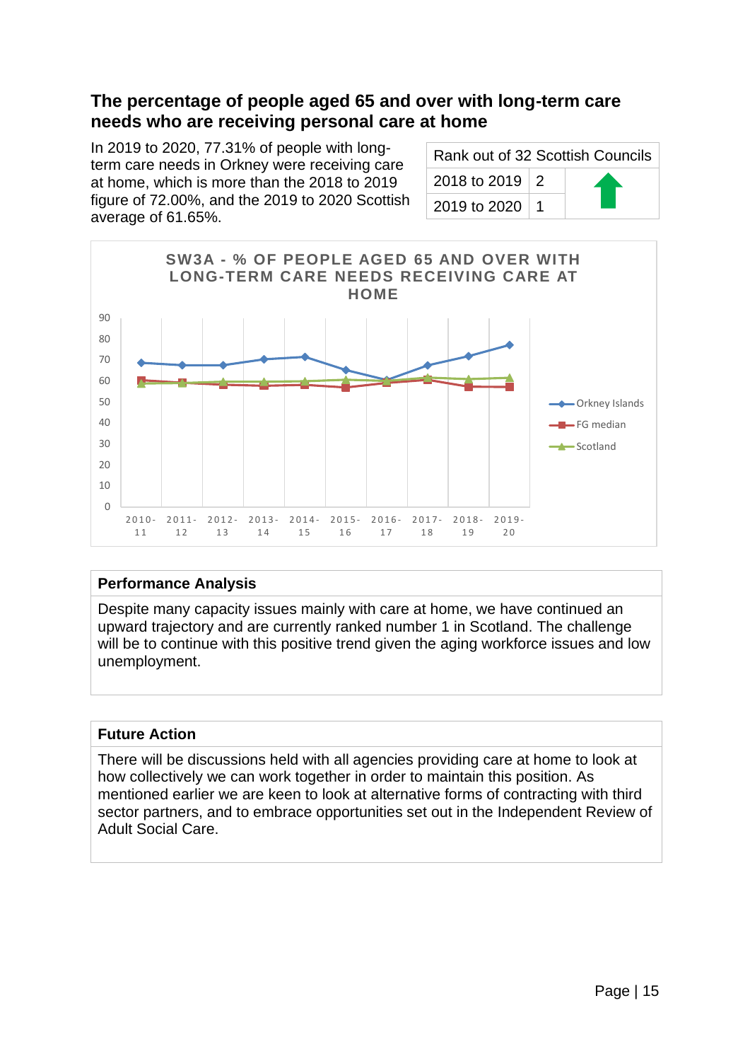## The percentage of people aged 65 and over with long-term care needs who are receiving personal care at home

In 2019 to 2020, 77.31% of people with long-term care needs in Orkney were receiving care at home, which is more than the 2018 to 2019 figure of 72.00%, and the 2019 to 2020 Scottish average of 61.65%.

| Rank out of 32 Scottish Councils | | |
|---|---|---|
| 2018 to 2019 | 2 | ⬆ |
| 2019 to 2020 | 1 | |

SW3A - % OF PEOPLE AGED 65 AND OVER WITH LONG-TERM CARE NEEDS RECEIVING CARE AT HOME

### Performance Analysis

Despite many capacity issues mainly with care at home, we have continued an upward trajectory and are currently ranked number 1 in Scotland. The challenge will be to continue with this positive trend given the aging workforce issues and low unemployment.

### Future Action

There will be discussions held with all agencies providing care at home to look at how collectively we can work together in order to maintain this position. As mentioned earlier we are keen to look at alternative forms of contracting with third sector partners, and to embrace opportunities set out in the Independent Review of Adult Social Care.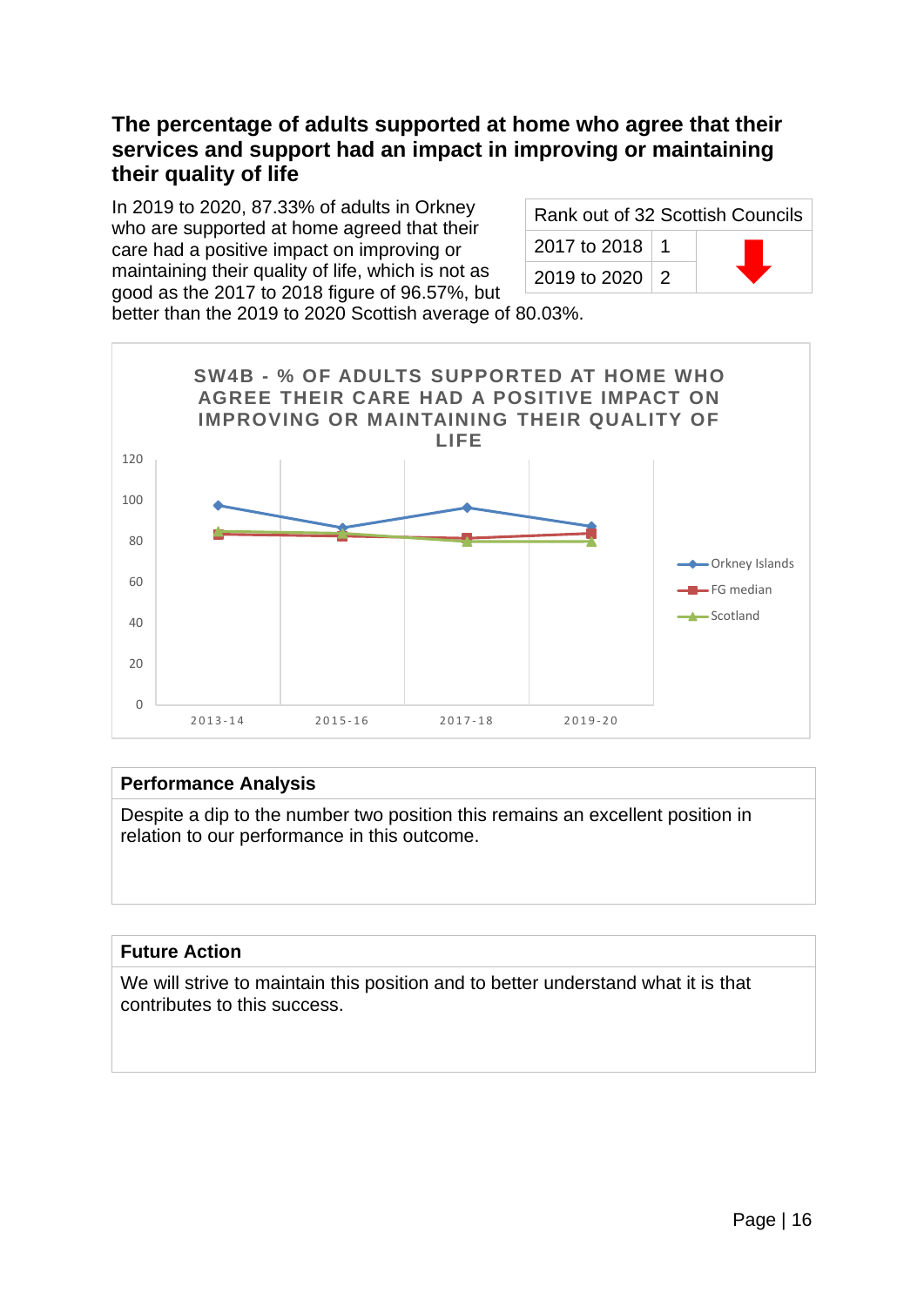## The percentage of adults supported at home who agree that their services and support had an impact in improving or maintaining their quality of life

In 2019 to 2020, 87.33% of adults in Orkney who are supported at home agreed that their care had a positive impact on improving or maintaining their quality of life, which is not as good as the 2017 to 2018 figure of 96.57%, but better than the 2019 to 2020 Scottish average of 80.03%.

| Rank out of 32 Scottish Councils | | |
|---|---|---|
| 2017 to 2018 | 1 | ⬇ |
| 2019 to 2020 | 2 | |

SW4B - % OF ADULTS SUPPORTED AT HOME WHO AGREE THEIR CARE HAD A POSITIVE IMPACT ON IMPROVING OR MAINTAINING THEIR QUALITY OF LIFE

**Performance Analysis**

Despite a dip to the number two position this remains an excellent position in relation to our performance in this outcome.

**Future Action**

We will strive to maintain this position and to better understand what it is that contributes to this success.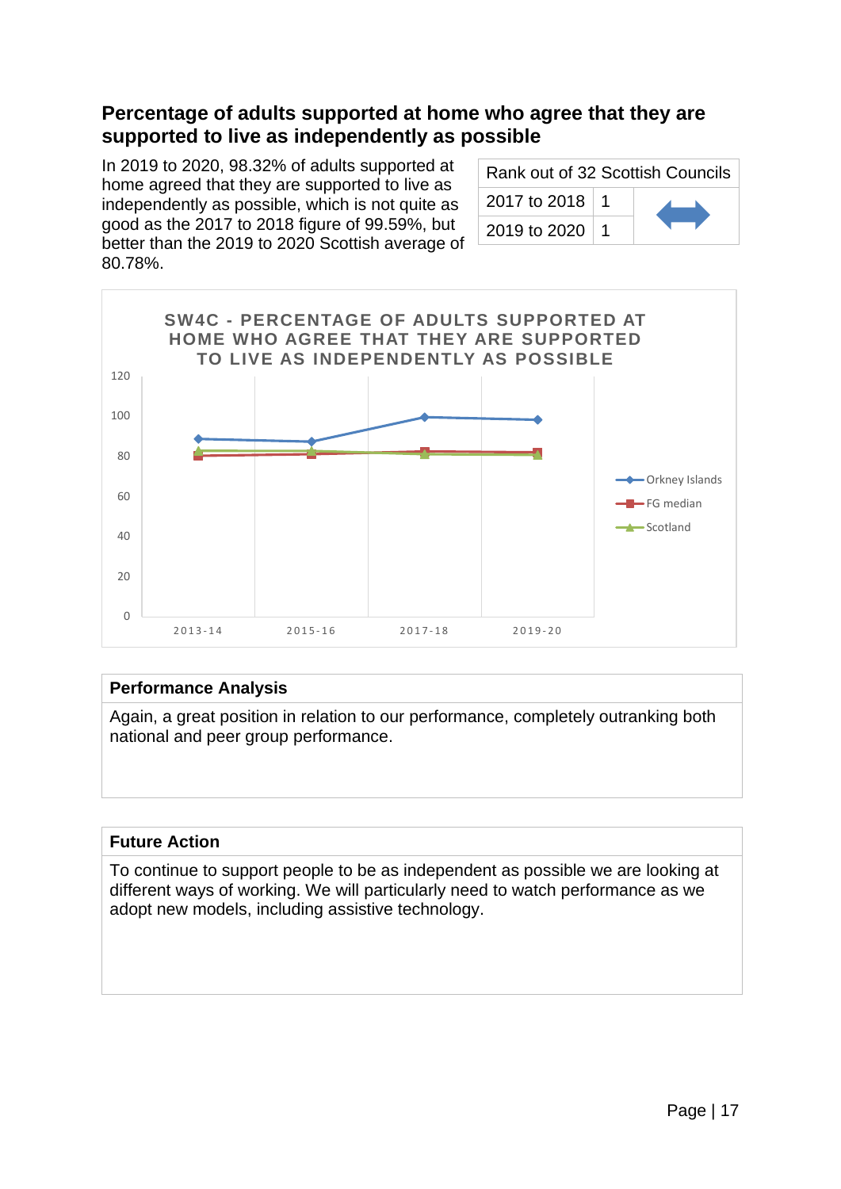## Percentage of adults supported at home who agree that they are supported to live as independently as possible

In 2019 to 2020, 98.32% of adults supported at home agreed that they are supported to live as independently as possible, which is not quite as good as the 2017 to 2018 figure of 99.59%, but better than the 2019 to 2020 Scottish average of 80.78%.

| Rank out of 32 Scottish Councils | | |
|---|---|---|
| 2017 to 2018 | 1 | ↔ |
| 2019 to 2020 | 1 | |

SW4C - PERCENTAGE OF ADULTS SUPPORTED AT HOME WHO AGREE THAT THEY ARE SUPPORTED TO LIVE AS INDEPENDENTLY AS POSSIBLE

| Performance Analysis |
|---|
| Again, a great position in relation to our performance, completely outranking both national and peer group performance. |

| Future Action |
|---|
| To continue to support people to be as independent as possible we are looking at different ways of working. We will particularly need to watch performance as we adopt new models, including assistive technology. |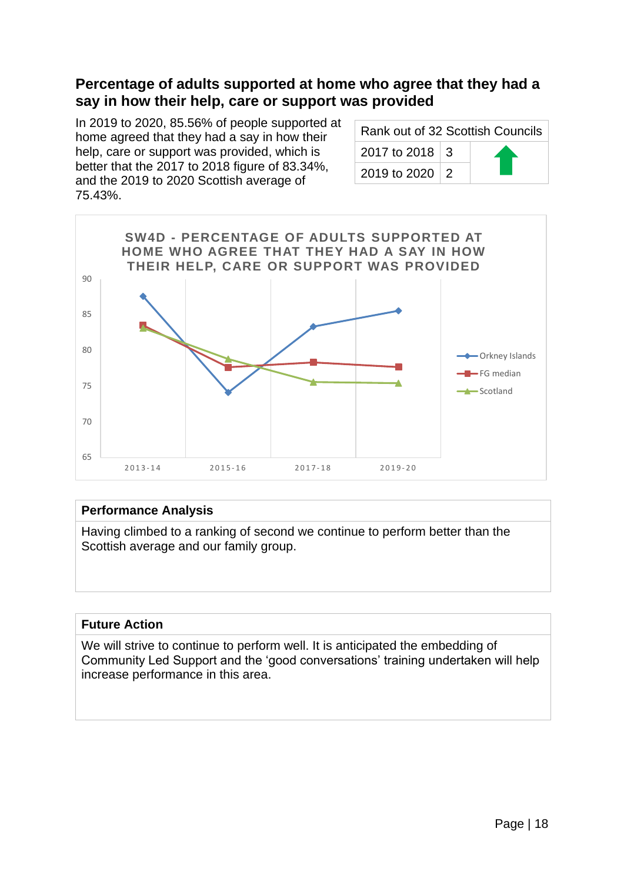## Percentage of adults supported at home who agree that they had a say in how their help, care or support was provided

In 2019 to 2020, 85.56% of people supported at home agreed that they had a say in how their help, care or support was provided, which is better that the 2017 to 2018 figure of 83.34%, and the 2019 to 2020 Scottish average of 75.43%.

| Rank out of 32 Scottish Councils | | |
|---|---|---|
| 2017 to 2018 | 3 | ⬆ |
| 2019 to 2020 | 2 | |

SW4D - PERCENTAGE OF ADULTS SUPPORTED AT HOME WHO AGREE THAT THEY HAD A SAY IN HOW THEIR HELP, CARE OR SUPPORT WAS PROVIDED

| Performance Analysis |
|---|
| Having climbed to a ranking of second we continue to perform better than the Scottish average and our family group. |

| Future Action |
|---|
| We will strive to continue to perform well. It is anticipated the embedding of Community Led Support and the 'good conversations' training undertaken will help increase performance in this area. |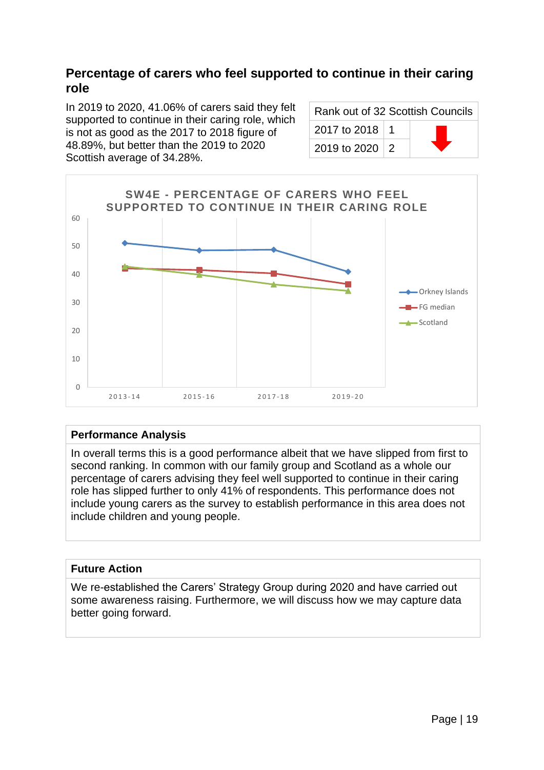## Percentage of carers who feel supported to continue in their caring role

In 2019 to 2020, 41.06% of carers said they felt supported to continue in their caring role, which is not as good as the 2017 to 2018 figure of 48.89%, but better than the 2019 to 2020 Scottish average of 34.28%.

| Rank out of 32 Scottish Councils | | |
|---|---|---|
| 2017 to 2018 | 1 | ⬇ |
| 2019 to 2020 | 2 | |

SW4E - PERCENTAGE OF CARERS WHO FEEL SUPPORTED TO CONTINUE IN THEIR CARING ROLE

| | 2013-14 | 2015-16 | 2017-18 | 2019-20 |
|---|---|---|---|---|
| Orkney Islands | ~51 | ~48.5 | ~48.9 | ~41 |
| FG median | ~42 | ~41.5 | ~40.5 | ~36.5 |
| Scotland | ~43 | ~40 | ~36.5 | ~34.3 |

### Performance Analysis

In overall terms this is a good performance albeit that we have slipped from first to second ranking. In common with our family group and Scotland as a whole our percentage of carers advising they feel well supported to continue in their caring role has slipped further to only 41% of respondents. This performance does not include young carers as the survey to establish performance in this area does not include children and young people.

### Future Action

We re-established the Carers' Strategy Group during 2020 and have carried out some awareness raising. Furthermore, we will discuss how we may capture data better going forward.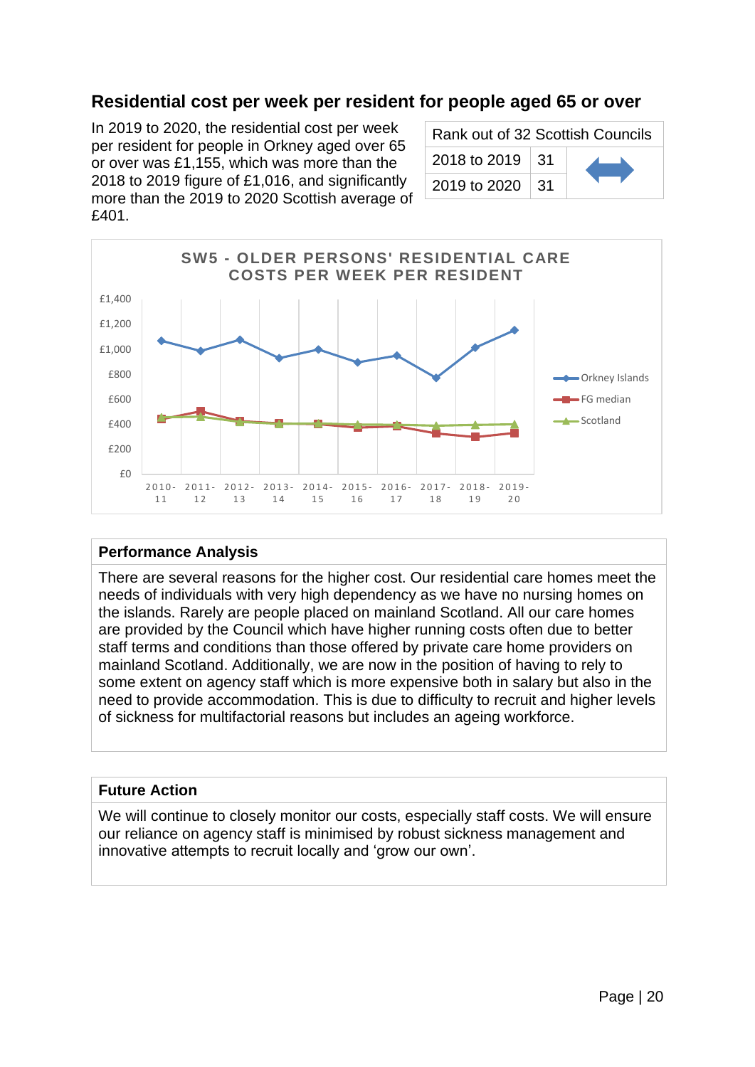## Residential cost per week per resident for people aged 65 or over

In 2019 to 2020, the residential cost per week per resident for people in Orkney aged over 65 or over was £1,155, which was more than the 2018 to 2019 figure of £1,016, and significantly more than the 2019 to 2020 Scottish average of £401.

| Rank out of 32 Scottish Councils | | |
|---|---|---|
| 2018 to 2019 | 31 | ↔ |
| 2019 to 2020 | 31 | |

**SW5 - OLDER PERSONS' RESIDENTIAL CARE COSTS PER WEEK PER RESIDENT**

Chart series: Orkney Islands, FG median, Scotland (2010-11 to 2019-20; y-axis £0 to £1,400)

### Performance Analysis

There are several reasons for the higher cost. Our residential care homes meet the needs of individuals with very high dependency as we have no nursing homes on the islands. Rarely are people placed on mainland Scotland. All our care homes are provided by the Council which have higher running costs often due to better staff terms and conditions than those offered by private care home providers on mainland Scotland. Additionally, we are now in the position of having to rely to some extent on agency staff which is more expensive both in salary but also in the need to provide accommodation. This is due to difficulty to recruit and higher levels of sickness for multifactorial reasons but includes an ageing workforce.

### Future Action

We will continue to closely monitor our costs, especially staff costs. We will ensure our reliance on agency staff is minimised by robust sickness management and innovative attempts to recruit locally and 'grow our own'.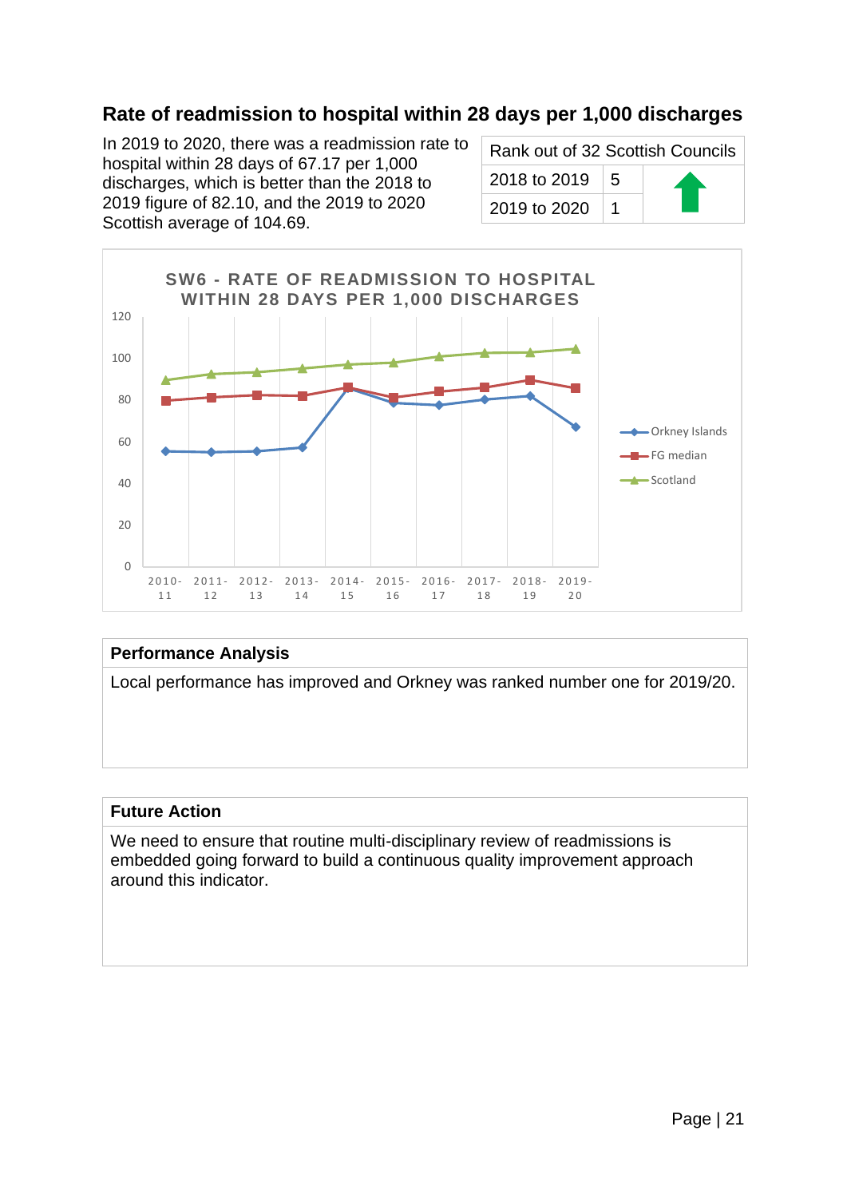## Rate of readmission to hospital within 28 days per 1,000 discharges

In 2019 to 2020, there was a readmission rate to hospital within 28 days of 67.17 per 1,000 discharges, which is better than the 2018 to 2019 figure of 82.10, and the 2019 to 2020 Scottish average of 104.69.

| Rank out of 32 Scottish Councils | | |
|---|---|---|
| 2018 to 2019 | 5 | ↑ |
| 2019 to 2020 | 1 | |

SW6 - RATE OF READMISSION TO HOSPITAL WITHIN 28 DAYS PER 1,000 DISCHARGES

| | 2010-11 | 2011-12 | 2012-13 | 2013-14 | 2014-15 | 2015-16 | 2016-17 | 2017-18 | 2018-19 | 2019-20 |
|---|---|---|---|---|---|---|---|---|---|---|
| Orkney Islands | ~55 | ~55 | ~55 | ~57 | ~85 | ~78 | ~77 | ~80 | 82.10 | 67.17 |
| FG median | ~79 | ~81 | ~82 | ~82 | ~86 | ~81 | ~84 | ~86 | ~89 | ~86 |
| Scotland | ~89 | ~92 | ~93 | ~95 | ~97 | ~98 | ~101 | ~103 | ~103 | 104.69 |

### Performance Analysis

Local performance has improved and Orkney was ranked number one for 2019/20.

### Future Action

We need to ensure that routine multi-disciplinary review of readmissions is embedded going forward to build a continuous quality improvement approach around this indicator.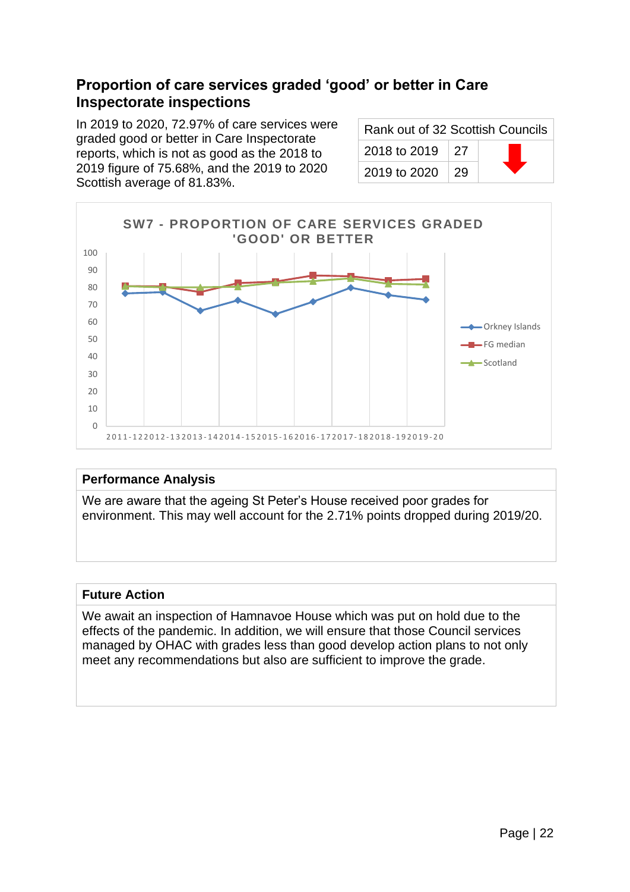## Proportion of care services graded 'good' or better in Care Inspectorate inspections

In 2019 to 2020, 72.97% of care services were graded good or better in Care Inspectorate reports, which is not as good as the 2018 to 2019 figure of 75.68%, and the 2019 to 2020 Scottish average of 81.83%.

| Rank out of 32 Scottish Councils | | |
|---|---|---|
| 2018 to 2019 | 27 | ⬇ |
| 2019 to 2020 | 29 | |

SW7 - PROPORTION OF CARE SERVICES GRADED 'GOOD' OR BETTER

### Performance Analysis

We are aware that the ageing St Peter's House received poor grades for environment. This may well account for the 2.71% points dropped during 2019/20.

### Future Action

We await an inspection of Hamnavoe House which was put on hold due to the effects of the pandemic. In addition, we will ensure that those Council services managed by OHAC with grades less than good develop action plans to not only meet any recommendations but also are sufficient to improve the grade.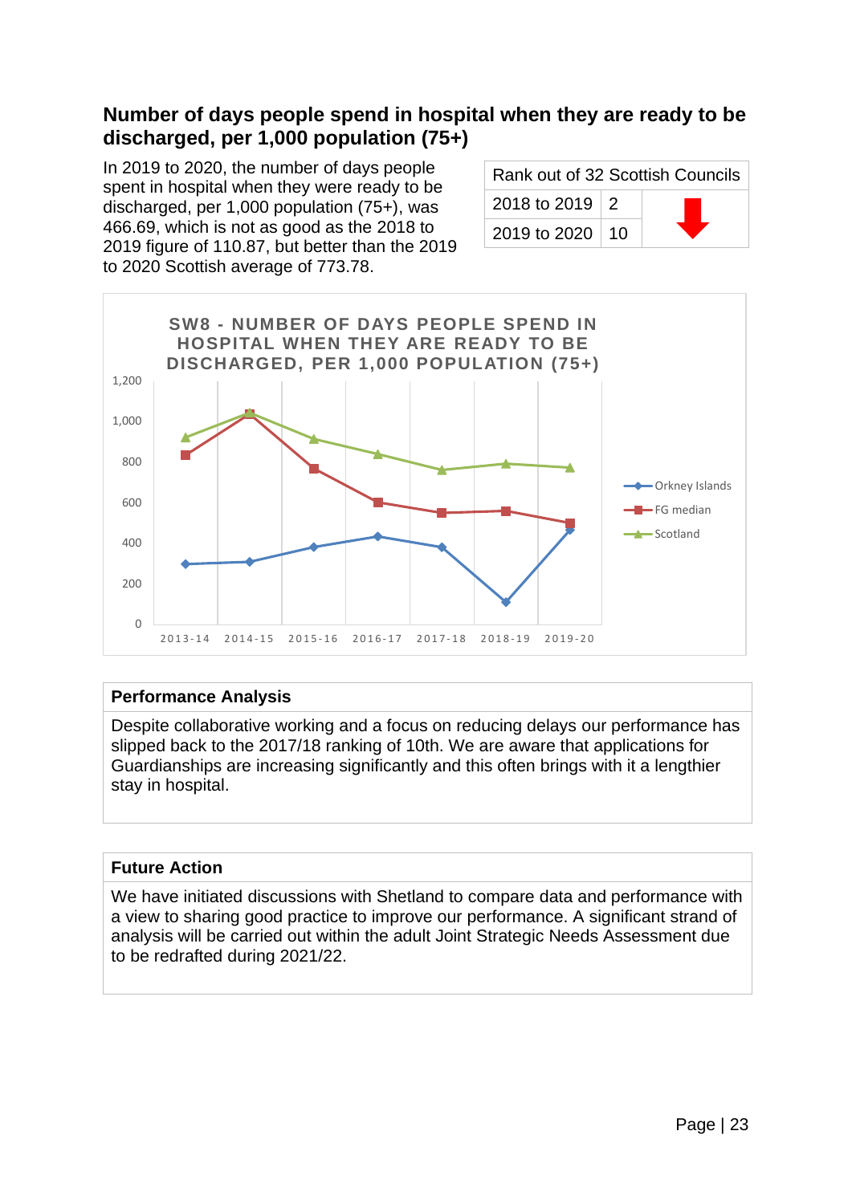## Number of days people spend in hospital when they are ready to be discharged, per 1,000 population (75+)

In 2019 to 2020, the number of days people spent in hospital when they were ready to be discharged, per 1,000 population (75+), was 466.69, which is not as good as the 2018 to 2019 figure of 110.87, but better than the 2019 to 2020 Scottish average of 773.78.

| Rank out of 32 Scottish Councils | | |
|---|---|---|
| 2018 to 2019 | 2 | ⬇ |
| 2019 to 2020 | 10 | |

**SW8 - NUMBER OF DAYS PEOPLE SPEND IN HOSPITAL WHEN THEY ARE READY TO BE DISCHARGED, PER 1,000 POPULATION (75+)**

Line chart with series: Orkney Islands, FG median, Scotland; years 2013-14 to 2019-20; y-axis 0 to 1,200.

### Performance Analysis

Despite collaborative working and a focus on reducing delays our performance has slipped back to the 2017/18 ranking of 10th. We are aware that applications for Guardianships are increasing significantly and this often brings with it a lengthier stay in hospital.

### Future Action

We have initiated discussions with Shetland to compare data and performance with a view to sharing good practice to improve our performance. A significant strand of analysis will be carried out within the adult Joint Strategic Needs Assessment due to be redrafted during 2021/22.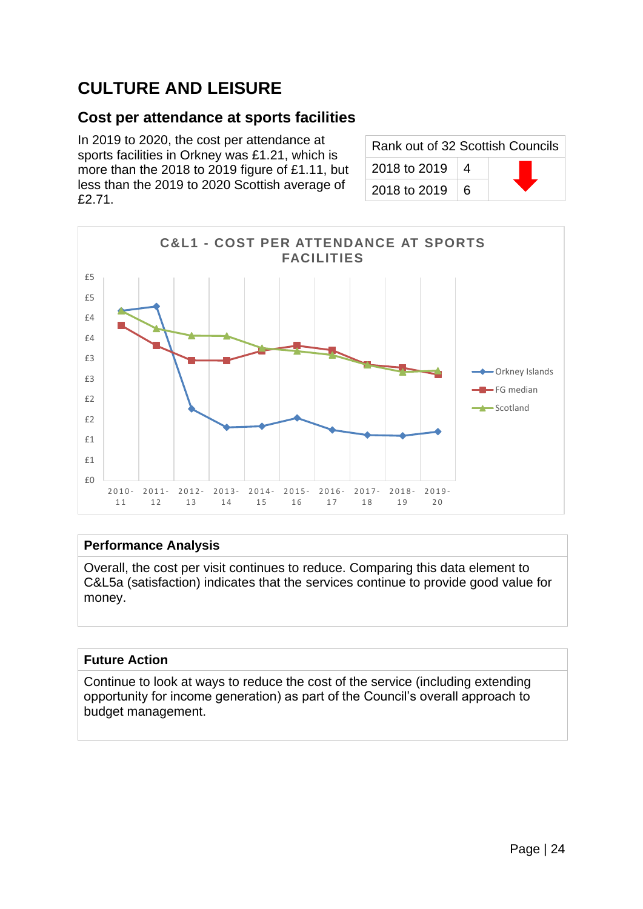# CULTURE AND LEISURE

## Cost per attendance at sports facilities

In 2019 to 2020, the cost per attendance at sports facilities in Orkney was £1.21, which is more than the 2018 to 2019 figure of £1.11, but less than the 2019 to 2020 Scottish average of £2.71.

| Rank out of 32 Scottish Councils | | |
|---|---|---|
| 2018 to 2019 | 4 | |
| 2018 to 2019 | 6 | |

C&L1 - COST PER ATTENDANCE AT SPORTS FACILITIES

| Performance Analysis |
|---|
| Overall, the cost per visit continues to reduce. Comparing this data element to C&L5a (satisfaction) indicates that the services continue to provide good value for money. |

| Future Action |
|---|
| Continue to look at ways to reduce the cost of the service (including extending opportunity for income generation) as part of the Council's overall approach to budget management. |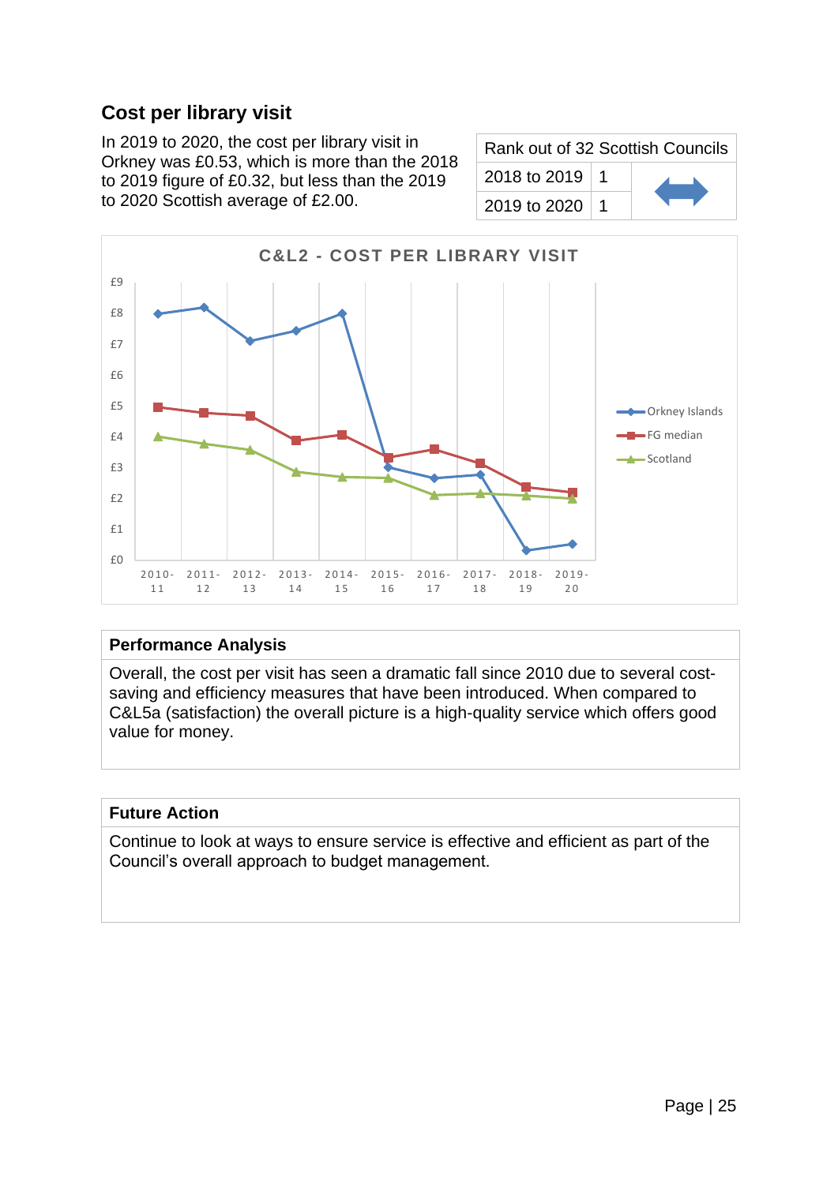## Cost per library visit

In 2019 to 2020, the cost per library visit in Orkney was £0.53, which is more than the 2018 to 2019 figure of £0.32, but less than the 2019 to 2020 Scottish average of £2.00.

| Rank out of 32 Scottish Councils | | |
|---|---|---|
| 2018 to 2019 | 1 | ↔ |
| 2019 to 2020 | 1 | |

**C&L2 - COST PER LIBRARY VISIT**

### Performance Analysis

Overall, the cost per visit has seen a dramatic fall since 2010 due to several cost-saving and efficiency measures that have been introduced. When compared to C&L5a (satisfaction) the overall picture is a high-quality service which offers good value for money.

### Future Action

Continue to look at ways to ensure service is effective and efficient as part of the Council's overall approach to budget management.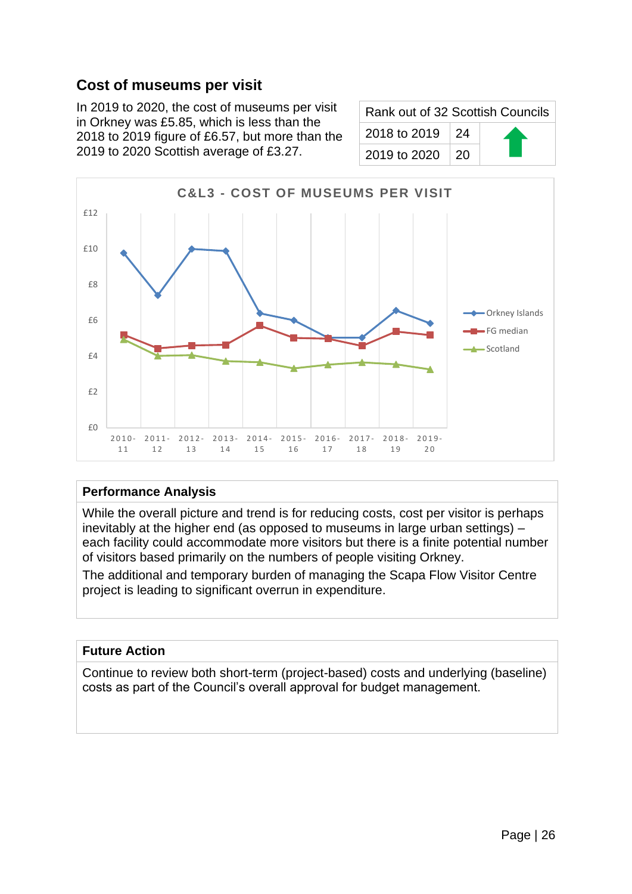## Cost of museums per visit

In 2019 to 2020, the cost of museums per visit in Orkney was £5.85, which is less than the 2018 to 2019 figure of £6.57, but more than the 2019 to 2020 Scottish average of £3.27.

| Rank out of 32 Scottish Councils | | |
|---|---|---|
| 2018 to 2019 | 24 | |
| 2019 to 2020 | 20 | |

C&L3 - COST OF MUSEUMS PER VISIT

### Performance Analysis

While the overall picture and trend is for reducing costs, cost per visitor is perhaps inevitably at the higher end (as opposed to museums in large urban settings) – each facility could accommodate more visitors but there is a finite potential number of visitors based primarily on the numbers of people visiting Orkney.

The additional and temporary burden of managing the Scapa Flow Visitor Centre project is leading to significant overrun in expenditure.

### Future Action

Continue to review both short-term (project-based) costs and underlying (baseline) costs as part of the Council's overall approval for budget management.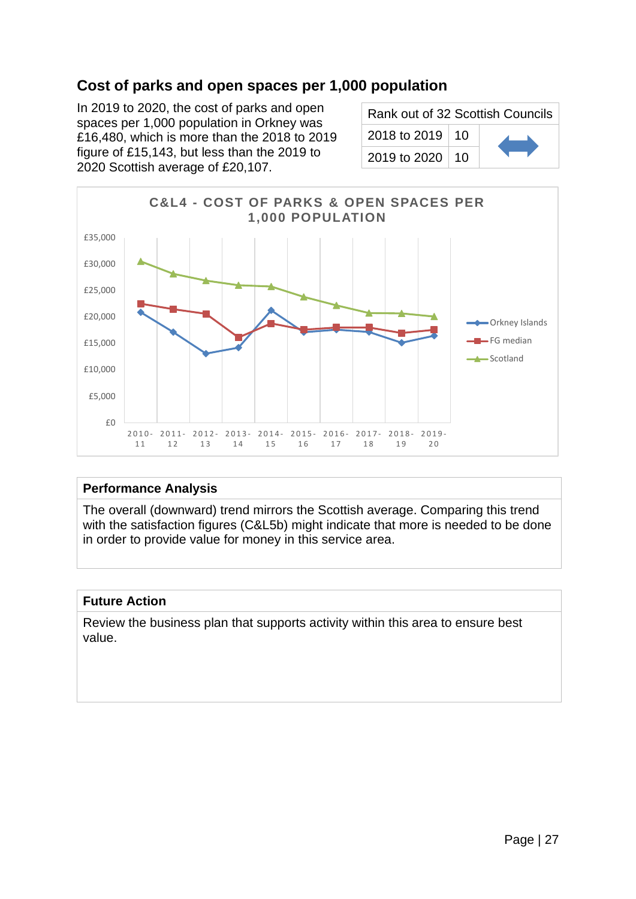## Cost of parks and open spaces per 1,000 population

In 2019 to 2020, the cost of parks and open spaces per 1,000 population in Orkney was £16,480, which is more than the 2018 to 2019 figure of £15,143, but less than the 2019 to 2020 Scottish average of £20,107.

| Rank out of 32 Scottish Councils | | |
|---|---|---|
| 2018 to 2019 | 10 | ↔ |
| 2019 to 2020 | 10 | |

C&L4 - COST OF PARKS & OPEN SPACES PER 1,000 POPULATION

### Performance Analysis

The overall (downward) trend mirrors the Scottish average. Comparing this trend with the satisfaction figures (C&L5b) might indicate that more is needed to be done in order to provide value for money in this service area.

### Future Action

Review the business plan that supports activity within this area to ensure best value.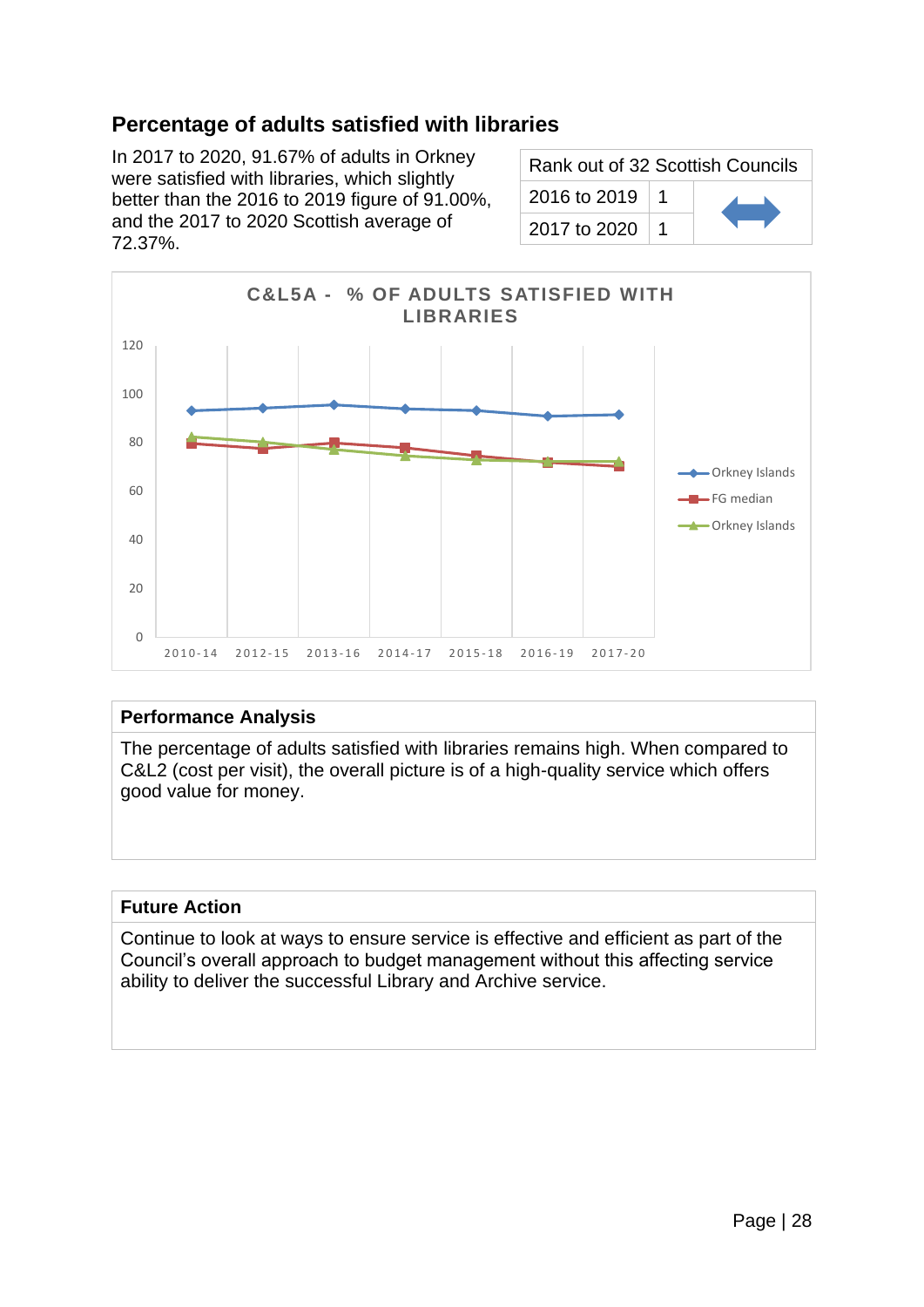## Percentage of adults satisfied with libraries

In 2017 to 2020, 91.67% of adults in Orkney were satisfied with libraries, which slightly better than the 2016 to 2019 figure of 91.00%, and the 2017 to 2020 Scottish average of 72.37%.

| Rank out of 32 Scottish Councils | | |
|---|---|---|
| 2016 to 2019 | 1 | ↔ |
| 2017 to 2020 | 1 | |

C&L5A - % OF ADULTS SATISFIED WITH LIBRARIES

(Chart: Orkney Islands, FG median, Orkney Islands; periods 2010-14, 2012-15, 2013-16, 2014-17, 2015-18, 2016-19, 2017-20; y-axis 0–120)

### Performance Analysis

The percentage of adults satisfied with libraries remains high. When compared to C&L2 (cost per visit), the overall picture is of a high-quality service which offers good value for money.

### Future Action

Continue to look at ways to ensure service is effective and efficient as part of the Council's overall approach to budget management without this affecting service ability to deliver the successful Library and Archive service.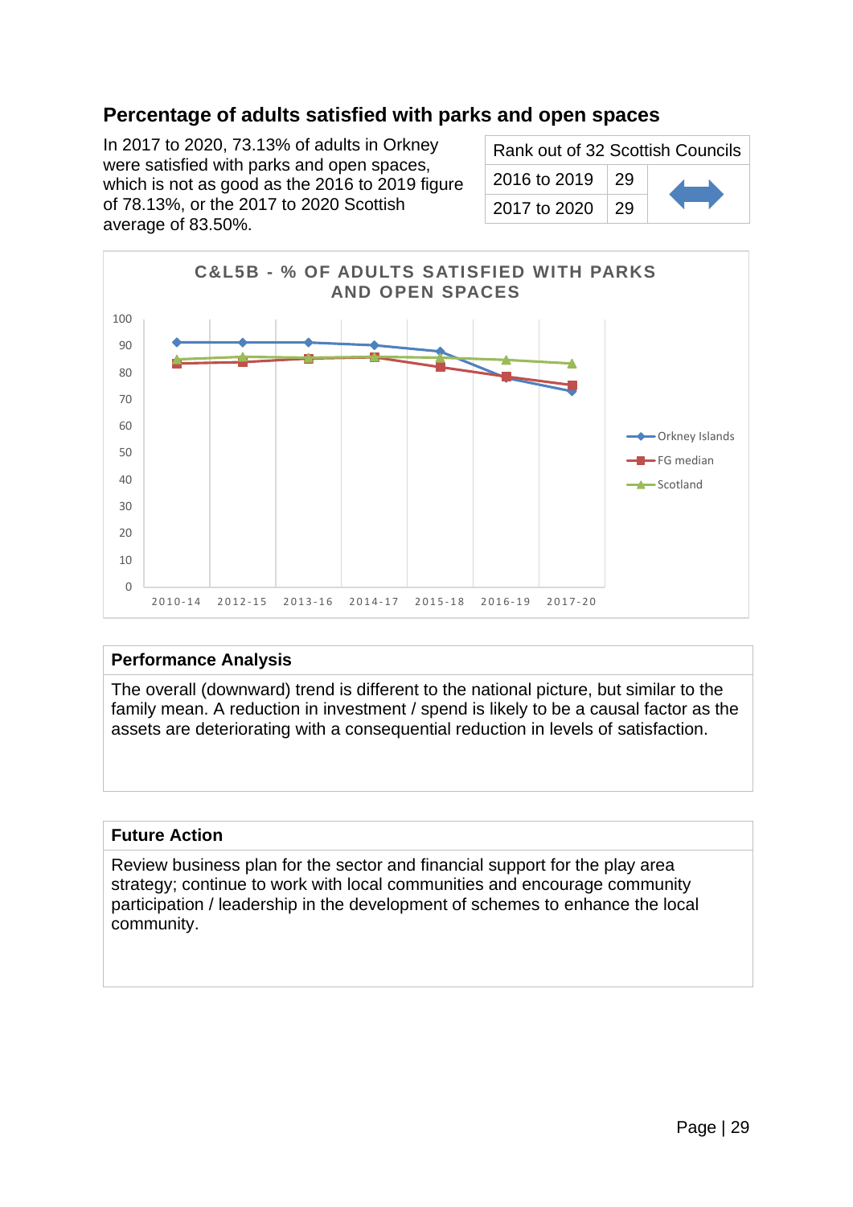## Percentage of adults satisfied with parks and open spaces

In 2017 to 2020, 73.13% of adults in Orkney were satisfied with parks and open spaces, which is not as good as the 2016 to 2019 figure of 78.13%, or the 2017 to 2020 Scottish average of 83.50%.

| Rank out of 32 Scottish Councils | | |
|---|---|---|
| 2016 to 2019 | 29 | ⬌ |
| 2017 to 2020 | 29 | |

C&L5B - % OF ADULTS SATISFIED WITH PARKS AND OPEN SPACES

| | 2010-14 | 2012-15 | 2013-16 | 2014-17 | 2015-18 | 2016-19 | 2017-20 |
|---|---|---|---|---|---|---|---|
| Orkney Islands | ~91 | ~91 | ~91 | ~90 | ~88 | ~78 | ~73 |
| FG median | ~83 | ~84 | ~85 | ~86 | ~82 | ~79 | ~75 |
| Scotland | ~85 | ~86 | ~86 | ~86 | ~86 | ~85 | ~84 |

### Performance Analysis

The overall (downward) trend is different to the national picture, but similar to the family mean. A reduction in investment / spend is likely to be a causal factor as the assets are deteriorating with a consequential reduction in levels of satisfaction.

### Future Action

Review business plan for the sector and financial support for the play area strategy; continue to work with local communities and encourage community participation / leadership in the development of schemes to enhance the local community.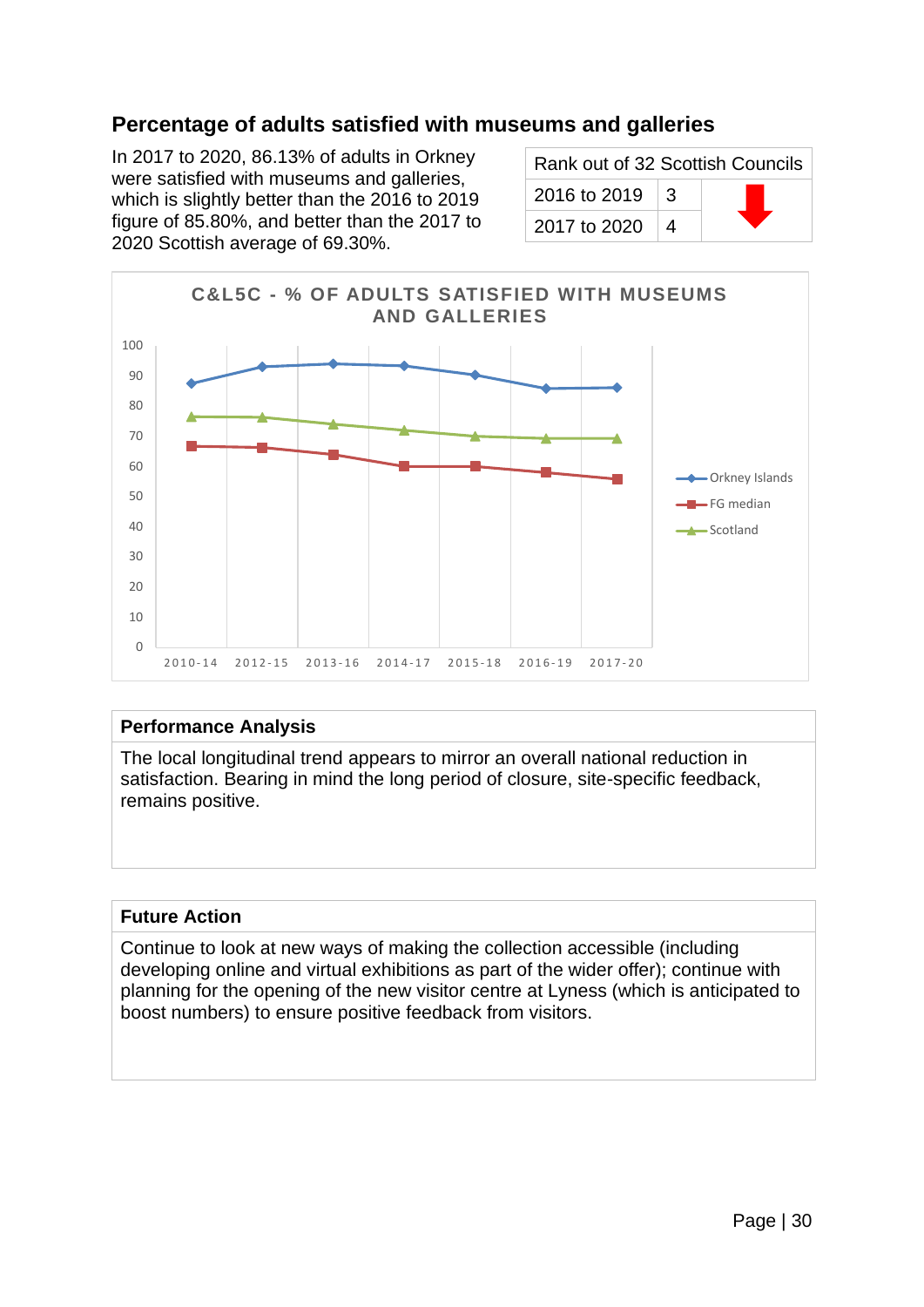## Percentage of adults satisfied with museums and galleries

In 2017 to 2020, 86.13% of adults in Orkney were satisfied with museums and galleries, which is slightly better than the 2016 to 2019 figure of 85.80%, and better than the 2017 to 2020 Scottish average of 69.30%.

| Rank out of 32 Scottish Councils | | |
|---|---|---|
| 2016 to 2019 | 3 | ↓ |
| 2017 to 2020 | 4 | |

C&L5C - % OF ADULTS SATISFIED WITH MUSEUMS AND GALLERIES

| | 2010-14 | 2012-15 | 2013-16 | 2014-17 | 2015-18 | 2016-19 | 2017-20 |
|---|---|---|---|---|---|---|---|
| Orkney Islands | 87 | 93 | 94 | 93 | 90 | 86 | 86 |
| FG median | 67 | 66 | 64 | 60 | 60 | 58 | 56 |
| Scotland | 76 | 76 | 74 | 72 | 70 | 69 | 69 |

### Performance Analysis

The local longitudinal trend appears to mirror an overall national reduction in satisfaction. Bearing in mind the long period of closure, site-specific feedback, remains positive.

### Future Action

Continue to look at new ways of making the collection accessible (including developing online and virtual exhibitions as part of the wider offer); continue with planning for the opening of the new visitor centre at Lyness (which is anticipated to boost numbers) to ensure positive feedback from visitors.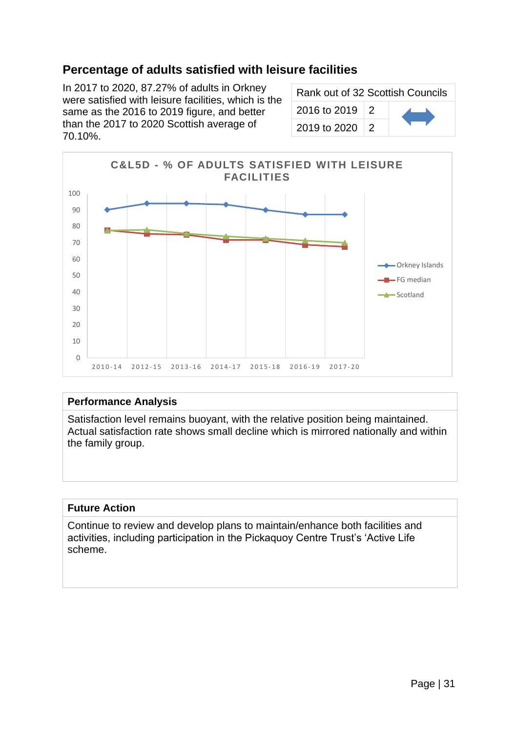## Percentage of adults satisfied with leisure facilities

In 2017 to 2020, 87.27% of adults in Orkney were satisfied with leisure facilities, which is the same as the 2016 to 2019 figure, and better than the 2017 to 2020 Scottish average of 70.10%.

| Rank out of 32 Scottish Councils | | |
|---|---|---|
| 2016 to 2019 | 2 | ↔ |
| 2019 to 2020 | 2 | |

C&L5D - % OF ADULTS SATISFIED WITH LEISURE FACILITIES

| Performance Analysis |
|---|
| Satisfaction level remains buoyant, with the relative position being maintained. Actual satisfaction rate shows small decline which is mirrored nationally and within the family group. |

| Future Action |
|---|
| Continue to review and develop plans to maintain/enhance both facilities and activities, including participation in the Pickaquoy Centre Trust's 'Active Life scheme. |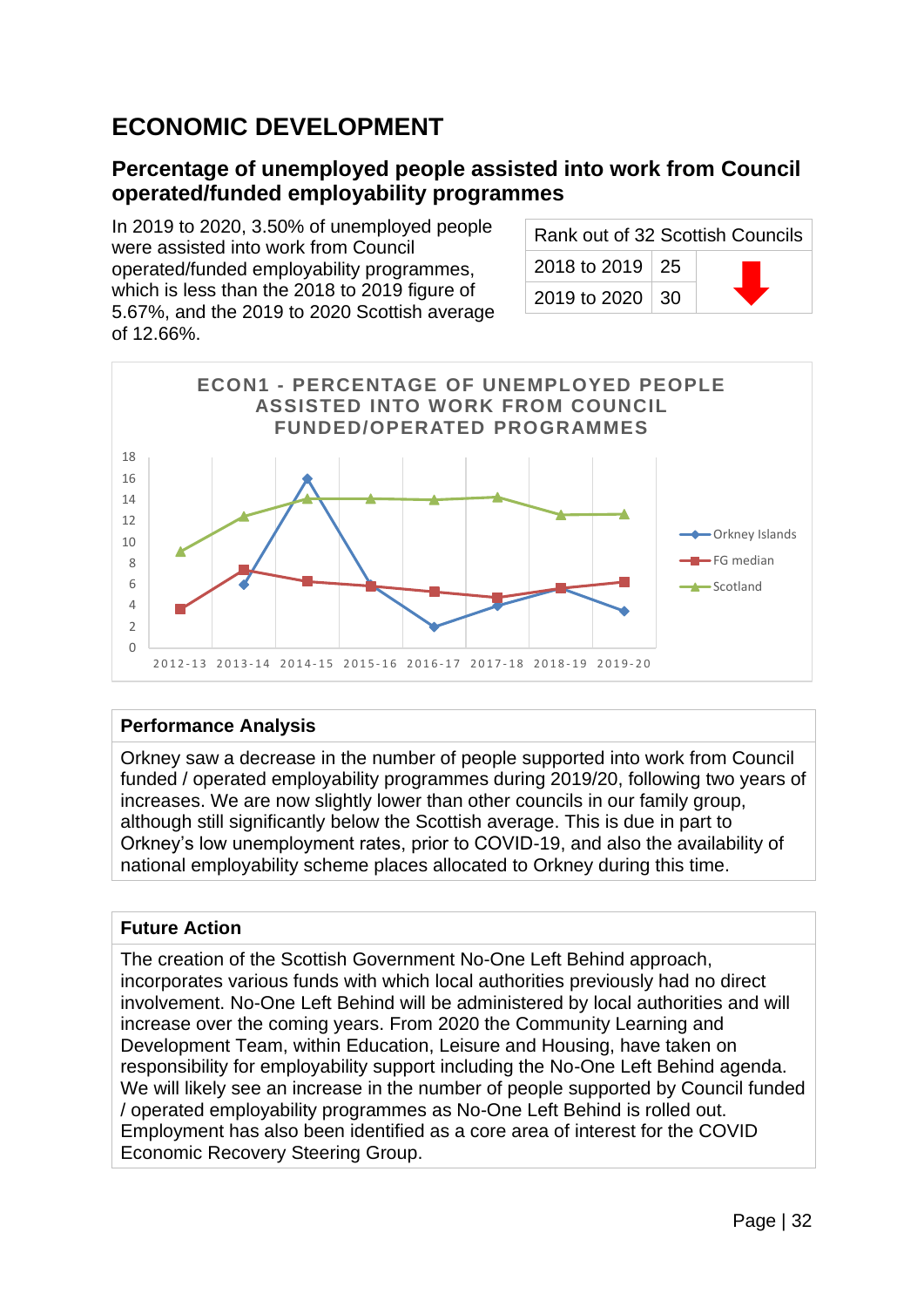# ECONOMIC DEVELOPMENT

## Percentage of unemployed people assisted into work from Council operated/funded employability programmes

In 2019 to 2020, 3.50% of unemployed people were assisted into work from Council operated/funded employability programmes, which is less than the 2018 to 2019 figure of 5.67%, and the 2019 to 2020 Scottish average of 12.66%.

| Rank out of 32 Scottish Councils | | |
|---|---|---|
| 2018 to 2019 | 25 | ⬇ |
| 2019 to 2020 | 30 | |

ECON1 - PERCENTAGE OF UNEMPLOYED PEOPLE ASSISTED INTO WORK FROM COUNCIL FUNDED/OPERATED PROGRAMMES

### Performance Analysis

Orkney saw a decrease in the number of people supported into work from Council funded / operated employability programmes during 2019/20, following two years of increases. We are now slightly lower than other councils in our family group, although still significantly below the Scottish average. This is due in part to Orkney's low unemployment rates, prior to COVID-19, and also the availability of national employability scheme places allocated to Orkney during this time.

### Future Action

The creation of the Scottish Government No-One Left Behind approach, incorporates various funds with which local authorities previously had no direct involvement. No-One Left Behind will be administered by local authorities and will increase over the coming years. From 2020 the Community Learning and Development Team, within Education, Leisure and Housing, have taken on responsibility for employability support including the No-One Left Behind agenda. We will likely see an increase in the number of people supported by Council funded / operated employability programmes as No-One Left Behind is rolled out. Employment has also been identified as a core area of interest for the COVID Economic Recovery Steering Group.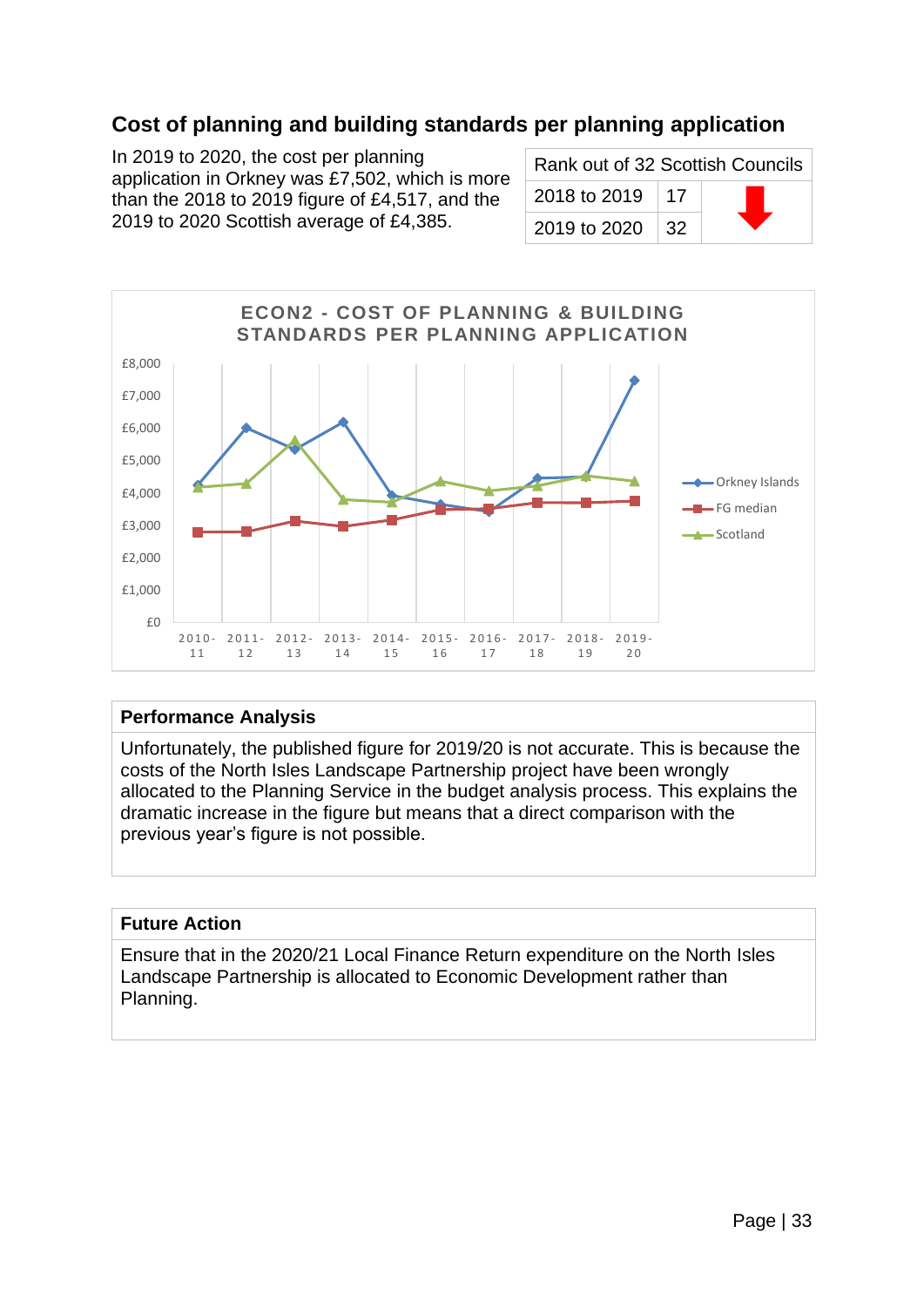## Cost of planning and building standards per planning application

In 2019 to 2020, the cost per planning application in Orkney was £7,502, which is more than the 2018 to 2019 figure of £4,517, and the 2019 to 2020 Scottish average of £4,385.

| Rank out of 32 Scottish Councils | | |
|---|---|---|
| 2018 to 2019 | 17 | ⬇ |
| 2019 to 2020 | 32 | |

ECON2 - COST OF PLANNING & BUILDING STANDARDS PER PLANNING APPLICATION

### Performance Analysis

Unfortunately, the published figure for 2019/20 is not accurate. This is because the costs of the North Isles Landscape Partnership project have been wrongly allocated to the Planning Service in the budget analysis process. This explains the dramatic increase in the figure but means that a direct comparison with the previous year's figure is not possible.

### Future Action

Ensure that in the 2020/21 Local Finance Return expenditure on the North Isles Landscape Partnership is allocated to Economic Development rather than Planning.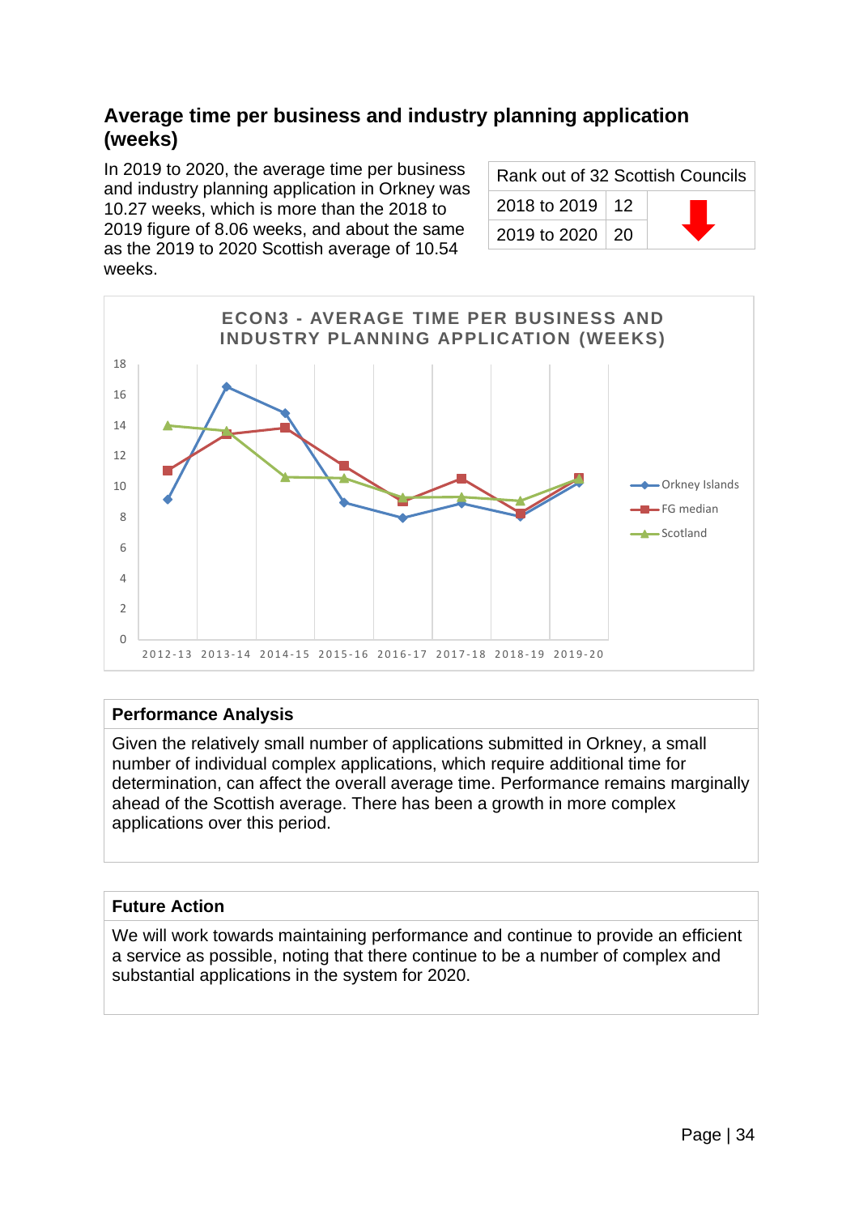## Average time per business and industry planning application (weeks)

In 2019 to 2020, the average time per business and industry planning application in Orkney was 10.27 weeks, which is more than the 2018 to 2019 figure of 8.06 weeks, and about the same as the 2019 to 2020 Scottish average of 10.54 weeks.

| Rank out of 32 Scottish Councils | | |
|---|---|---|
| 2018 to 2019 | 12 | ⬇ |
| 2019 to 2020 | 20 | |

**ECON3 - AVERAGE TIME PER BUSINESS AND INDUSTRY PLANNING APPLICATION (WEEKS)**

### Performance Analysis

Given the relatively small number of applications submitted in Orkney, a small number of individual complex applications, which require additional time for determination, can affect the overall average time. Performance remains marginally ahead of the Scottish average. There has been a growth in more complex applications over this period.

### Future Action

We will work towards maintaining performance and continue to provide an efficient a service as possible, noting that there continue to be a number of complex and substantial applications in the system for 2020.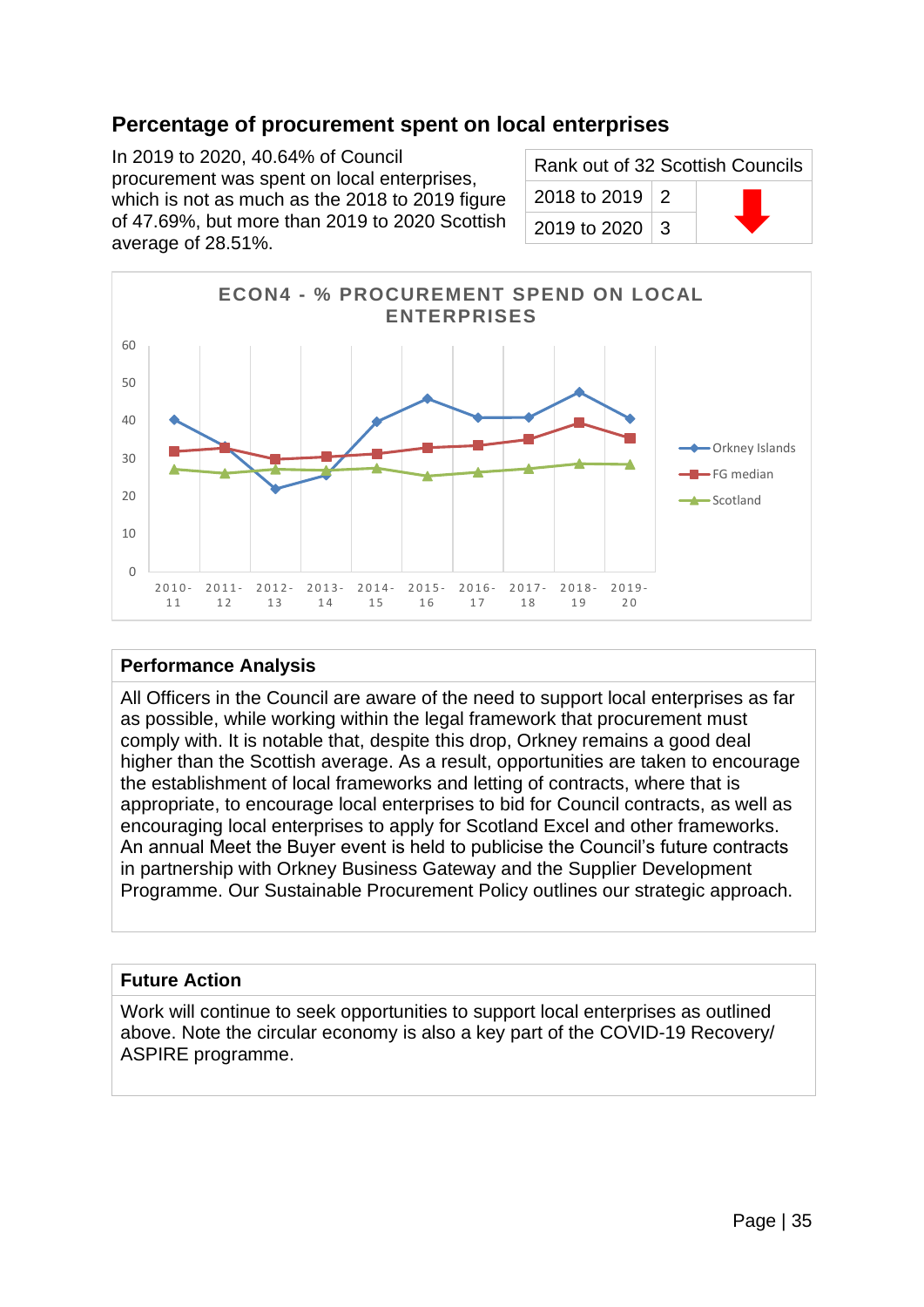## Percentage of procurement spent on local enterprises

In 2019 to 2020, 40.64% of Council procurement was spent on local enterprises, which is not as much as the 2018 to 2019 figure of 47.69%, but more than 2019 to 2020 Scottish average of 28.51%.

| Rank out of 32 Scottish Councils | | |
|---|---|---|
| 2018 to 2019 | 2 | ⬇ |
| 2019 to 2020 | 3 | |

ECON4 - % PROCUREMENT SPEND ON LOCAL ENTERPRISES

| | 2010-11 | 2011-12 | 2012-13 | 2013-14 | 2014-15 | 2015-16 | 2016-17 | 2017-18 | 2018-19 | 2019-20 |
|---|---|---|---|---|---|---|---|---|---|---|
| Orkney Islands | 40 | 33 | 22 | 25.5 | 39.5 | 45.5 | 40.5 | 40.5 | 47.7 | 40.6 |
| FG median | 32 | 33 | 30 | 30.5 | 31.5 | 33 | 33.5 | 35 | 39.5 | 35.5 |
| Scotland | 27 | 26 | 27 | 27 | 27.5 | 25.5 | 26.5 | 27 | 28.5 | 28.5 |

### Performance Analysis

All Officers in the Council are aware of the need to support local enterprises as far as possible, while working within the legal framework that procurement must comply with. It is notable that, despite this drop, Orkney remains a good deal higher than the Scottish average. As a result, opportunities are taken to encourage the establishment of local frameworks and letting of contracts, where that is appropriate, to encourage local enterprises to bid for Council contracts, as well as encouraging local enterprises to apply for Scotland Excel and other frameworks. An annual Meet the Buyer event is held to publicise the Council's future contracts in partnership with Orkney Business Gateway and the Supplier Development Programme. Our Sustainable Procurement Policy outlines our strategic approach.

### Future Action

Work will continue to seek opportunities to support local enterprises as outlined above. Note the circular economy is also a key part of the COVID-19 Recovery/ ASPIRE programme.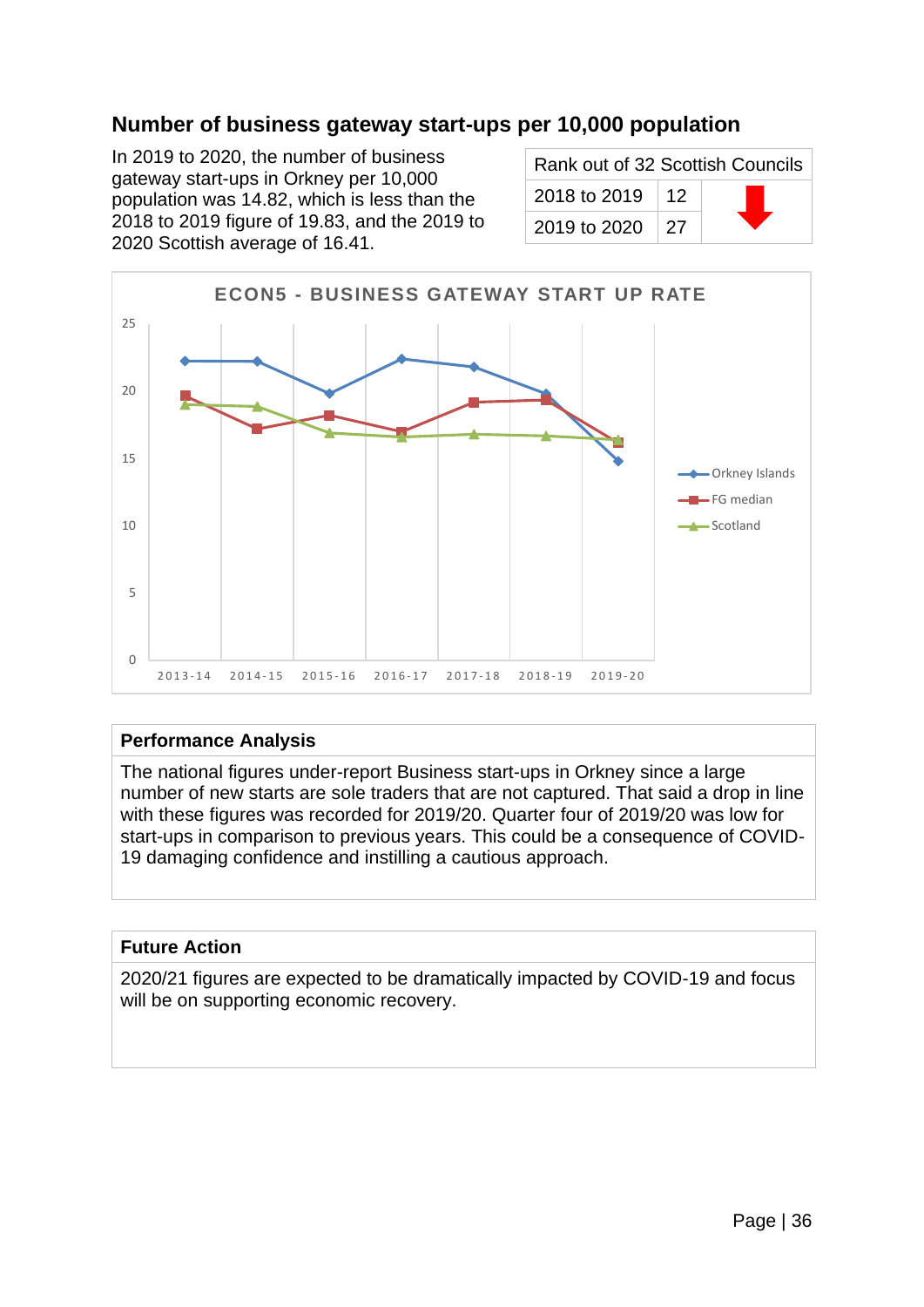## Number of business gateway start-ups per 10,000 population

In 2019 to 2020, the number of business gateway start-ups in Orkney per 10,000 population was 14.82, which is less than the 2018 to 2019 figure of 19.83, and the 2019 to 2020 Scottish average of 16.41.

| Rank out of 32 Scottish Councils | | |
|---|---|---|
| 2018 to 2019 | 12 | ⬇ |
| 2019 to 2020 | 27 | |

ECON5 - BUSINESS GATEWAY START UP RATE

| Year | Orkney Islands | FG median | Scotland |
|---|---|---|---|
| 2013-14 | | | |
| 2014-15 | | | |
| 2015-16 | | | |
| 2016-17 | | | |
| 2017-18 | | | |
| 2018-19 | 19.83 | | |
| 2019-20 | 14.82 | | 16.41 |

### Performance Analysis

The national figures under-report Business start-ups in Orkney since a large number of new starts are sole traders that are not captured. That said a drop in line with these figures was recorded for 2019/20. Quarter four of 2019/20 was low for start-ups in comparison to previous years. This could be a consequence of COVID-19 damaging confidence and instilling a cautious approach.

### Future Action

2020/21 figures are expected to be dramatically impacted by COVID-19 and focus will be on supporting economic recovery.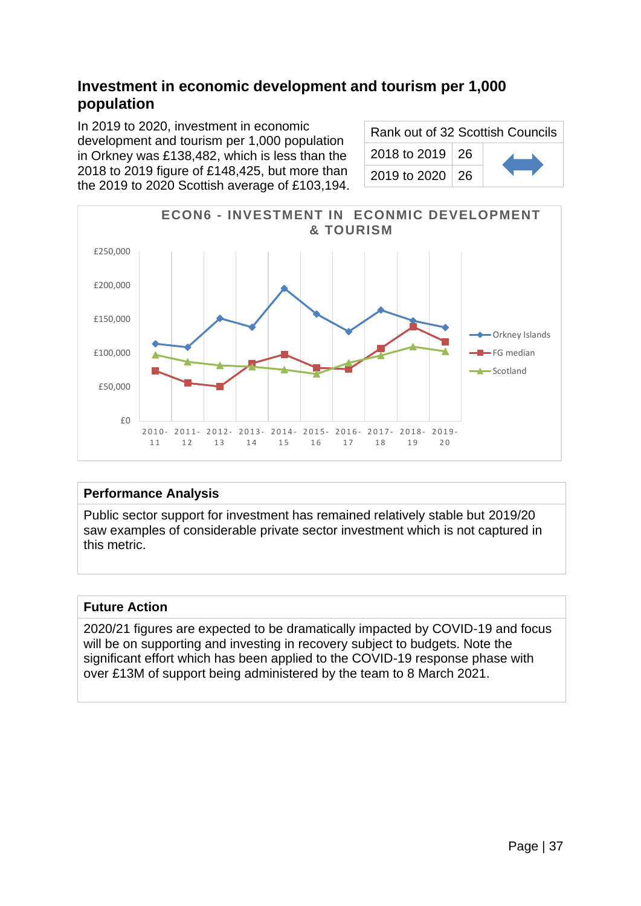## Investment in economic development and tourism per 1,000 population

In 2019 to 2020, investment in economic development and tourism per 1,000 population in Orkney was £138,482, which is less than the 2018 to 2019 figure of £148,425, but more than the 2019 to 2020 Scottish average of £103,194.

| Rank out of 32 Scottish Councils | | |
|---|---|---|
| 2018 to 2019 | 26 | ↔ |
| 2019 to 2020 | 26 | |

ECON6 - INVESTMENT IN ECONMIC DEVELOPMENT & TOURISM

| | 2010-11 | 2011-12 | 2012-13 | 2013-14 | 2014-15 | 2015-16 | 2016-17 | 2017-18 | 2018-19 | 2019-20 |
|---|---|---|---|---|---|---|---|---|---|---|
| Orkney Islands | ~£113,000 | ~£108,000 | ~£151,000 | ~£137,000 | ~£195,000 | ~£157,000 | ~£131,000 | ~£163,000 | £148,425 | £138,482 |
| FG median | ~£73,000 | ~£55,000 | ~£50,000 | ~£84,000 | ~£98,000 | ~£78,000 | ~£76,000 | ~£106,000 | ~£138,000 | ~£116,000 |
| Scotland | ~£97,000 | ~£86,000 | ~£81,000 | ~£79,000 | ~£75,000 | ~£68,000 | ~£85,000 | ~£96,000 | ~£109,000 | £103,194 |

### Performance Analysis

Public sector support for investment has remained relatively stable but 2019/20 saw examples of considerable private sector investment which is not captured in this metric.

### Future Action

2020/21 figures are expected to be dramatically impacted by COVID-19 and focus will be on supporting and investing in recovery subject to budgets. Note the significant effort which has been applied to the COVID-19 response phase with over £13M of support being administered by the team to 8 March 2021.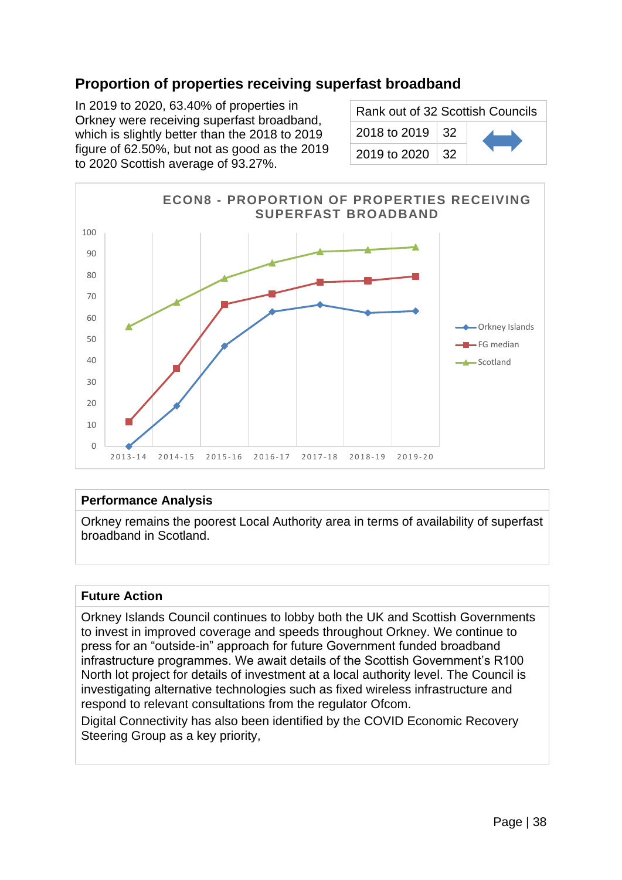## Proportion of properties receiving superfast broadband

In 2019 to 2020, 63.40% of properties in Orkney were receiving superfast broadband, which is slightly better than the 2018 to 2019 figure of 62.50%, but not as good as the 2019 to 2020 Scottish average of 93.27%.

| Rank out of 32 Scottish Councils | | |
|---|---|---|
| 2018 to 2019 | 32 | ↔ |
| 2019 to 2020 | 32 | |

**ECON8 - PROPORTION OF PROPERTIES RECEIVING SUPERFAST BROADBAND**

### Performance Analysis

Orkney remains the poorest Local Authority area in terms of availability of superfast broadband in Scotland.

### Future Action

Orkney Islands Council continues to lobby both the UK and Scottish Governments to invest in improved coverage and speeds throughout Orkney. We continue to press for an “outside-in” approach for future Government funded broadband infrastructure programmes. We await details of the Scottish Government’s R100 North lot project for details of investment at a local authority level. The Council is investigating alternative technologies such as fixed wireless infrastructure and respond to relevant consultations from the regulator Ofcom.

Digital Connectivity has also been identified by the COVID Economic Recovery Steering Group as a key priority,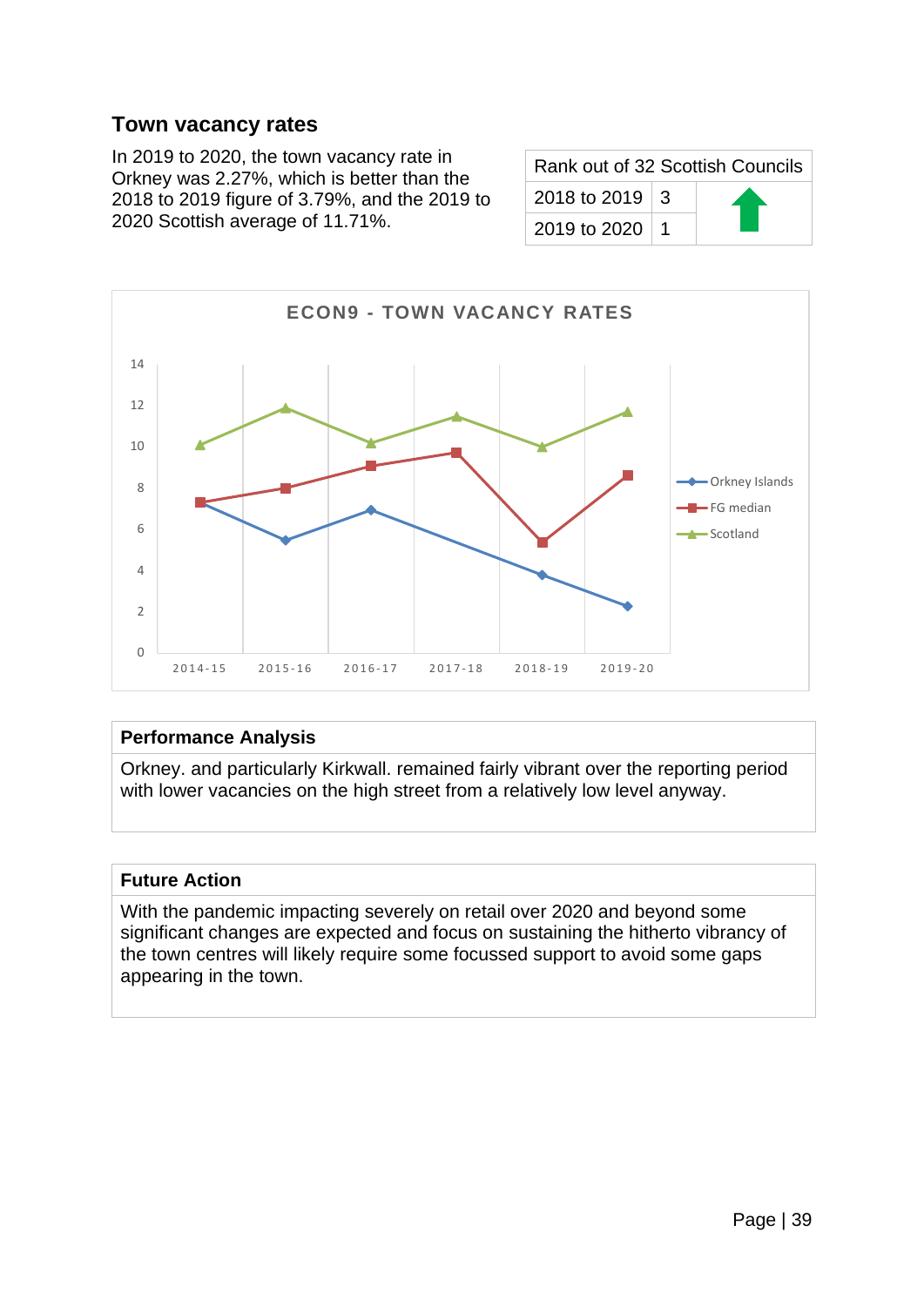## Town vacancy rates

In 2019 to 2020, the town vacancy rate in Orkney was 2.27%, which is better than the 2018 to 2019 figure of 3.79%, and the 2019 to 2020 Scottish average of 11.71%.

| Rank out of 32 Scottish Councils | | |
|---|---|---|
| 2018 to 2019 | 3 | ⬆ |
| 2019 to 2020 | 1 | |

**ECON9 - TOWN VACANCY RATES**

| | 2014-15 | 2015-16 | 2016-17 | 2017-18 | 2018-19 | 2019-20 |
|---|---|---|---|---|---|---|
| Orkney Islands | 7.3 | 5.5 | 6.9 | | 3.79 | 2.27 |
| FG median | 7.3 | 8.0 | 9.0 | 9.7 | 5.4 | 8.6 |
| Scotland | 10.1 | 11.9 | 10.2 | 11.5 | 10.0 | 11.71 |

### Performance Analysis

Orkney. and particularly Kirkwall. remained fairly vibrant over the reporting period with lower vacancies on the high street from a relatively low level anyway.

### Future Action

With the pandemic impacting severely on retail over 2020 and beyond some significant changes are expected and focus on sustaining the hitherto vibrancy of the town centres will likely require some focussed support to avoid some gaps appearing in the town.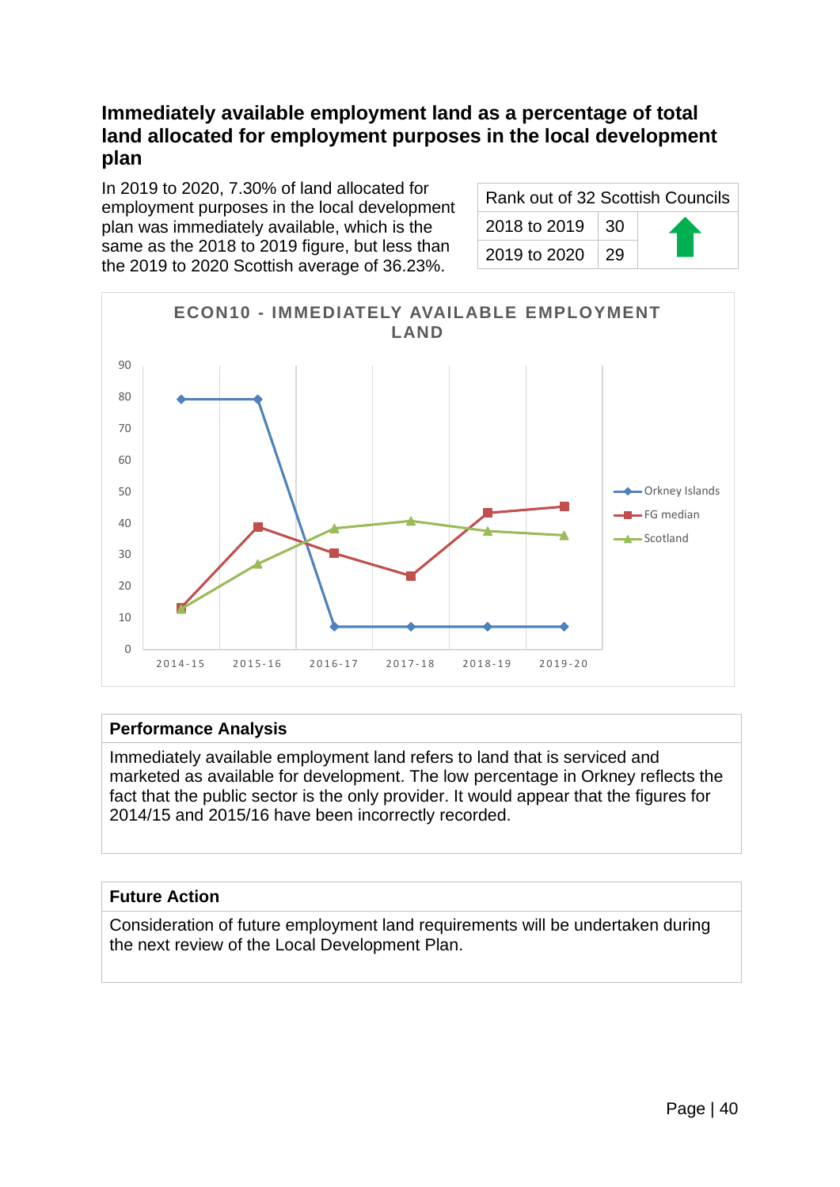## Immediately available employment land as a percentage of total land allocated for employment purposes in the local development plan

In 2019 to 2020, 7.30% of land allocated for employment purposes in the local development plan was immediately available, which is the same as the 2018 to 2019 figure, but less than the 2019 to 2020 Scottish average of 36.23%.

| Rank out of 32 Scottish Councils | | |
|---|---|---|
| 2018 to 2019 | 30 | ⬆ |
| 2019 to 2020 | 29 | |

**ECON10 - IMMEDIATELY AVAILABLE EMPLOYMENT LAND**

| | 2014-15 | 2015-16 | 2016-17 | 2017-18 | 2018-19 | 2019-20 |
|---|---|---|---|---|---|---|
| Orkney Islands | 79 | 79 | 7 | 7 | 7 | 7 |
| FG median | 13 | 39 | 30 | 23 | 43 | 45 |
| Scotland | 13 | 27 | 38 | 41 | 37 | 36 |

### Performance Analysis

Immediately available employment land refers to land that is serviced and marketed as available for development. The low percentage in Orkney reflects the fact that the public sector is the only provider. It would appear that the figures for 2014/15 and 2015/16 have been incorrectly recorded.

### Future Action

Consideration of future employment land requirements will be undertaken during the next review of the Local Development Plan.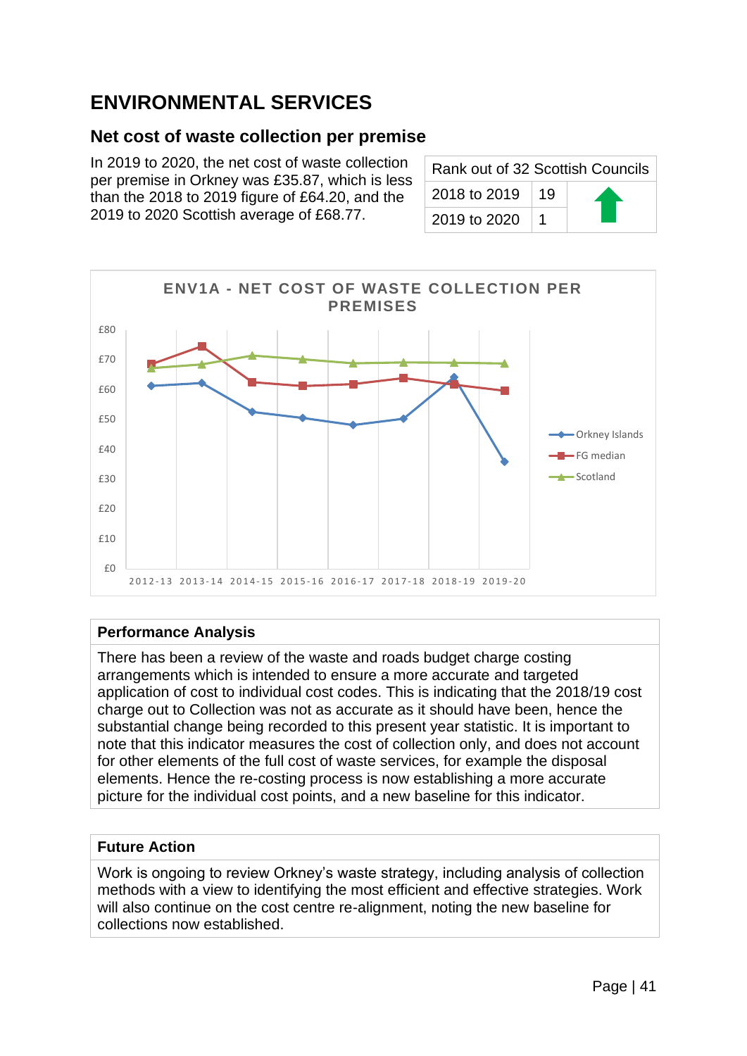# ENVIRONMENTAL SERVICES

## Net cost of waste collection per premise

In 2019 to 2020, the net cost of waste collection per premise in Orkney was £35.87, which is less than the 2018 to 2019 figure of £64.20, and the 2019 to 2020 Scottish average of £68.77.

| Rank out of 32 Scottish Councils | | |
|---|---|---|
| 2018 to 2019 | 19 | |
| 2019 to 2020 | 1 | |

ENV1A - NET COST OF WASTE COLLECTION PER PREMISES

### Performance Analysis

There has been a review of the waste and roads budget charge costing arrangements which is intended to ensure a more accurate and targeted application of cost to individual cost codes. This is indicating that the 2018/19 cost charge out to Collection was not as accurate as it should have been, hence the substantial change being recorded to this present year statistic. It is important to note that this indicator measures the cost of collection only, and does not account for other elements of the full cost of waste services, for example the disposal elements. Hence the re-costing process is now establishing a more accurate picture for the individual cost points, and a new baseline for this indicator.

### Future Action

Work is ongoing to review Orkney's waste strategy, including analysis of collection methods with a view to identifying the most efficient and effective strategies. Work will also continue on the cost centre re-alignment, noting the new baseline for collections now established.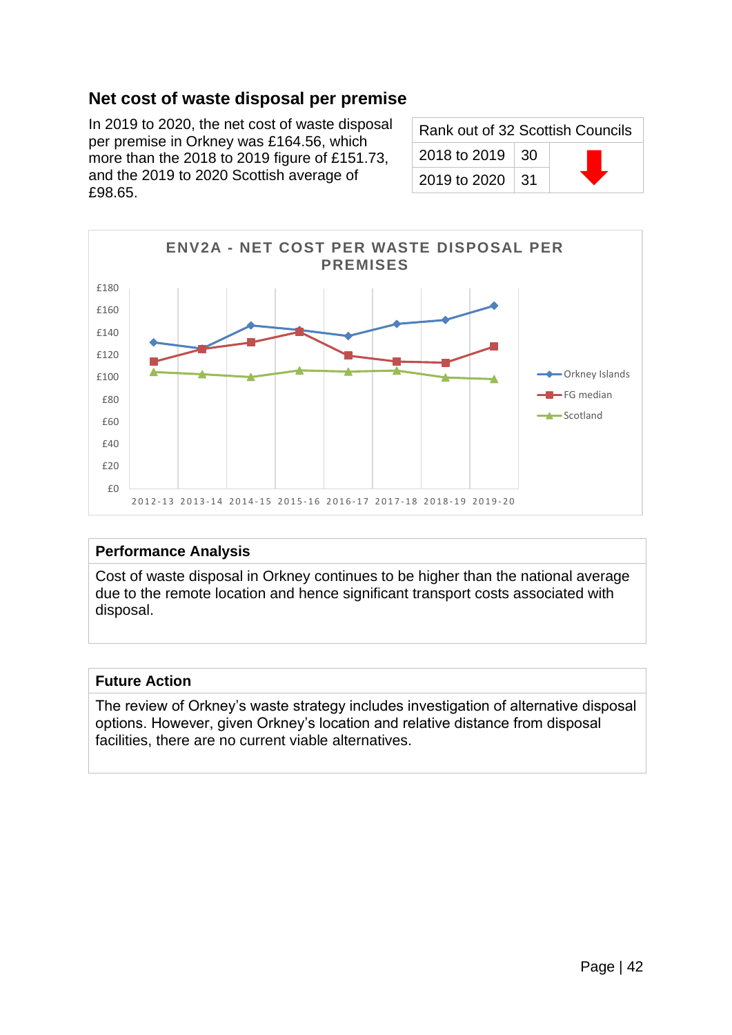## Net cost of waste disposal per premise

In 2019 to 2020, the net cost of waste disposal per premise in Orkney was £164.56, which more than the 2018 to 2019 figure of £151.73, and the 2019 to 2020 Scottish average of £98.65.

| Rank out of 32 Scottish Councils | | |
|---|---|---|
| 2018 to 2019 | 30 | ⬇ |
| 2019 to 2020 | 31 | |

**ENV2A - NET COST PER WASTE DISPOSAL PER PREMISES**

| | 2012-13 | 2013-14 | 2014-15 | 2015-16 | 2016-17 | 2017-18 | 2018-19 | 2019-20 |
|---|---|---|---|---|---|---|---|---|
| Orkney Islands | | | | | | | £151.73 | £164.56 |
| FG median | | | | | | | | |
| Scotland | | | | | | | | £98.65 |

### Performance Analysis

Cost of waste disposal in Orkney continues to be higher than the national average due to the remote location and hence significant transport costs associated with disposal.

### Future Action

The review of Orkney's waste strategy includes investigation of alternative disposal options. However, given Orkney's location and relative distance from disposal facilities, there are no current viable alternatives.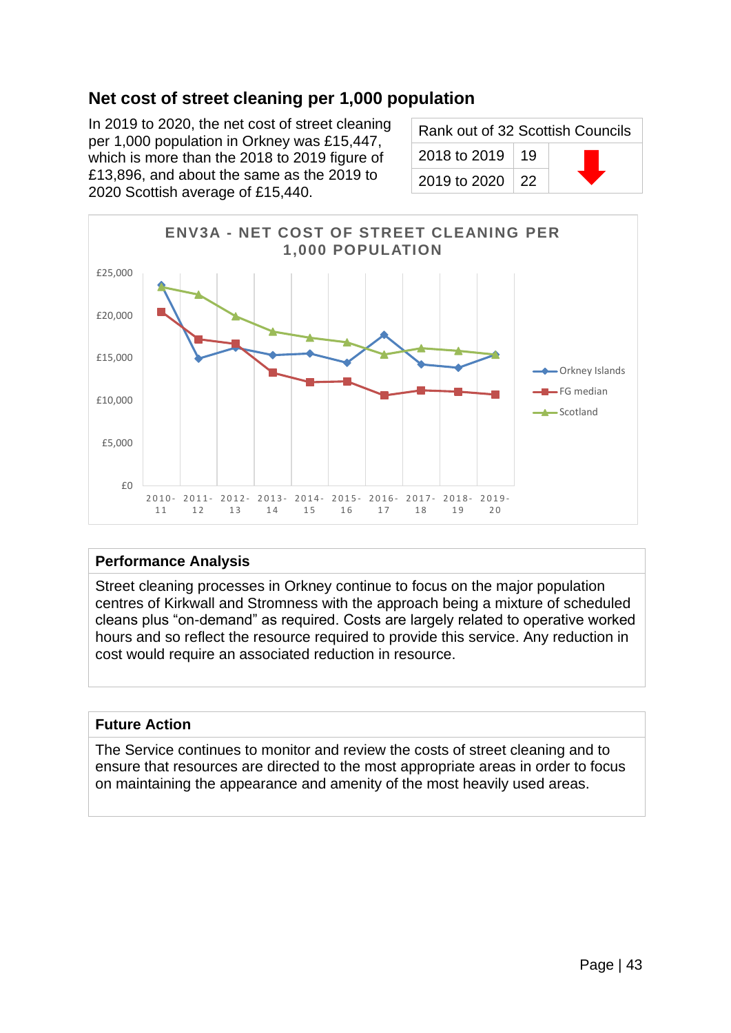## Net cost of street cleaning per 1,000 population

In 2019 to 2020, the net cost of street cleaning per 1,000 population in Orkney was £15,447, which is more than the 2018 to 2019 figure of £13,896, and about the same as the 2019 to 2020 Scottish average of £15,440.

| Rank out of 32 Scottish Councils | | |
|---|---|---|
| 2018 to 2019 | 19 | ↓ |
| 2019 to 2020 | 22 | |

ENV3A - NET COST OF STREET CLEANING PER 1,000 POPULATION

### Performance Analysis

Street cleaning processes in Orkney continue to focus on the major population centres of Kirkwall and Stromness with the approach being a mixture of scheduled cleans plus "on-demand" as required. Costs are largely related to operative worked hours and so reflect the resource required to provide this service. Any reduction in cost would require an associated reduction in resource.

### Future Action

The Service continues to monitor and review the costs of street cleaning and to ensure that resources are directed to the most appropriate areas in order to focus on maintaining the appearance and amenity of the most heavily used areas.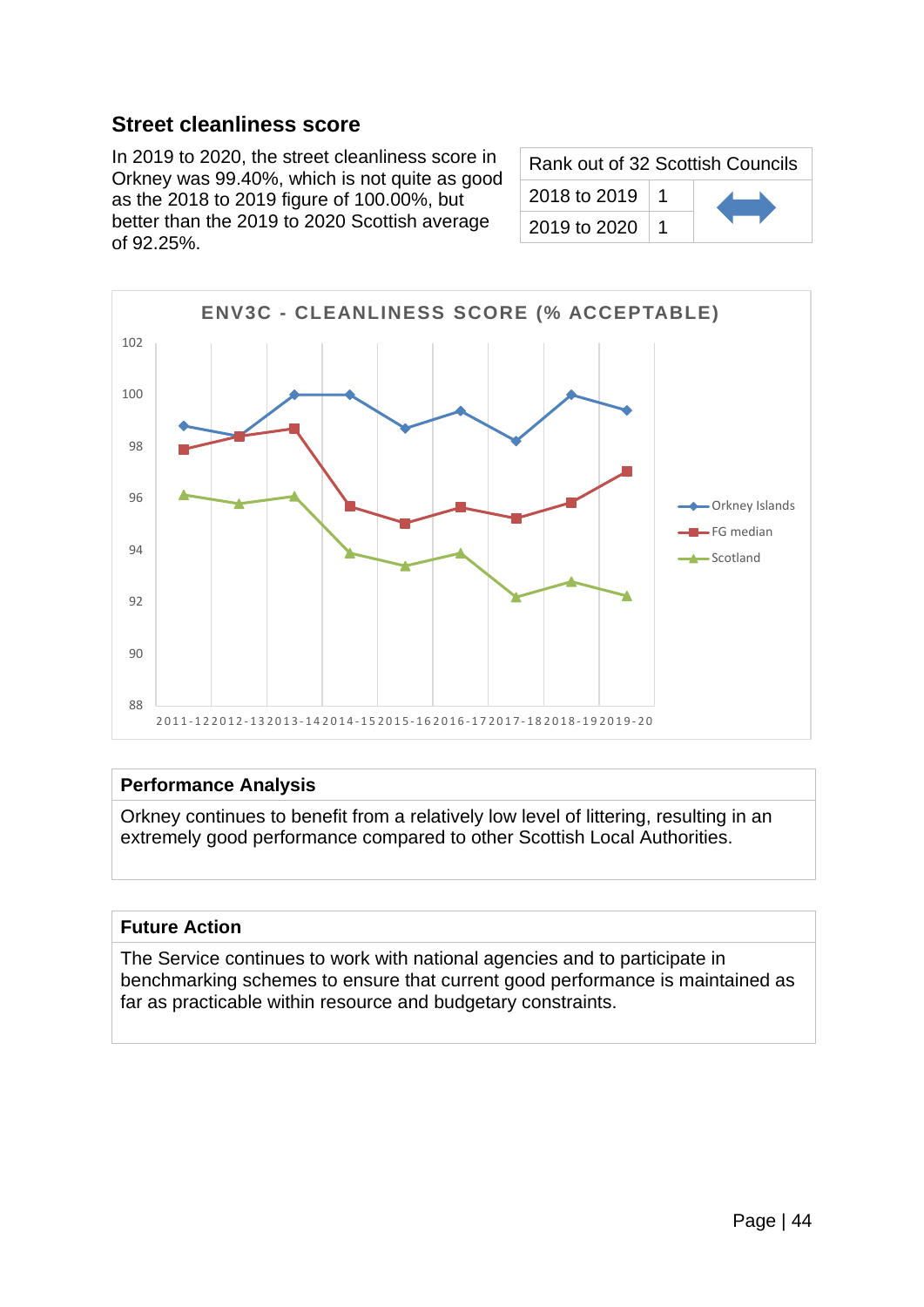## Street cleanliness score

In 2019 to 2020, the street cleanliness score in Orkney was 99.40%, which is not quite as good as the 2018 to 2019 figure of 100.00%, but better than the 2019 to 2020 Scottish average of 92.25%.

| Rank out of 32 Scottish Councils | | |
|---|---|---|
| 2018 to 2019 | 1 | ↔ |
| 2019 to 2020 | 1 | |

ENV3C - CLEANLINESS SCORE (% ACCEPTABLE)

### Performance Analysis

Orkney continues to benefit from a relatively low level of littering, resulting in an extremely good performance compared to other Scottish Local Authorities.

### Future Action

The Service continues to work with national agencies and to participate in benchmarking schemes to ensure that current good performance is maintained as far as practicable within resource and budgetary constraints.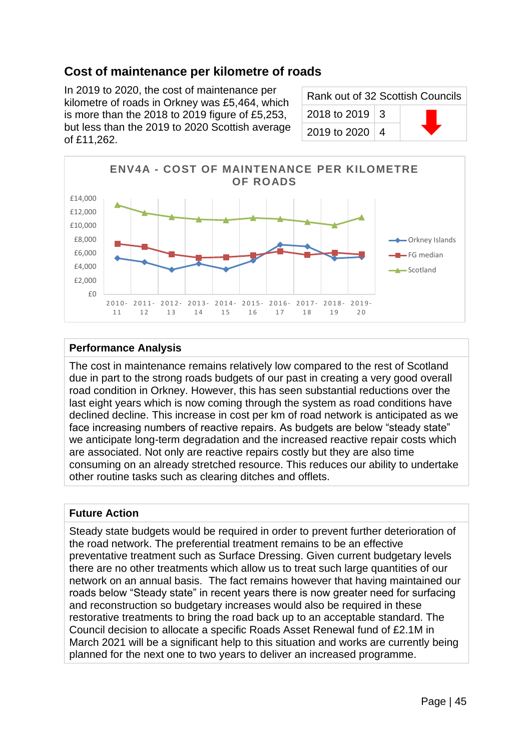## Cost of maintenance per kilometre of roads

In 2019 to 2020, the cost of maintenance per kilometre of roads in Orkney was £5,464, which is more than the 2018 to 2019 figure of £5,253, but less than the 2019 to 2020 Scottish average of £11,262.

| Rank out of 32 Scottish Councils | | |
|---|---|---|
| 2018 to 2019 | 3 | ⬇ |
| 2019 to 2020 | 4 | |

ENV4A - COST OF MAINTENANCE PER KILOMETRE OF ROADS

### Performance Analysis

The cost in maintenance remains relatively low compared to the rest of Scotland due in part to the strong roads budgets of our past in creating a very good overall road condition in Orkney. However, this has seen substantial reductions over the last eight years which is now coming through the system as road conditions have declined decline. This increase in cost per km of road network is anticipated as we face increasing numbers of reactive repairs. As budgets are below “steady state” we anticipate long-term degradation and the increased reactive repair costs which are associated. Not only are reactive repairs costly but they are also time consuming on an already stretched resource. This reduces our ability to undertake other routine tasks such as clearing ditches and offlets.

### Future Action

Steady state budgets would be required in order to prevent further deterioration of the road network. The preferential treatment remains to be an effective preventative treatment such as Surface Dressing. Given current budgetary levels there are no other treatments which allow us to treat such large quantities of our network on an annual basis. The fact remains however that having maintained our roads below “Steady state” in recent years there is now greater need for surfacing and reconstruction so budgetary increases would also be required in these restorative treatments to bring the road back up to an acceptable standard. The Council decision to allocate a specific Roads Asset Renewal fund of £2.1M in March 2021 will be a significant help to this situation and works are currently being planned for the next one to two years to deliver an increased programme.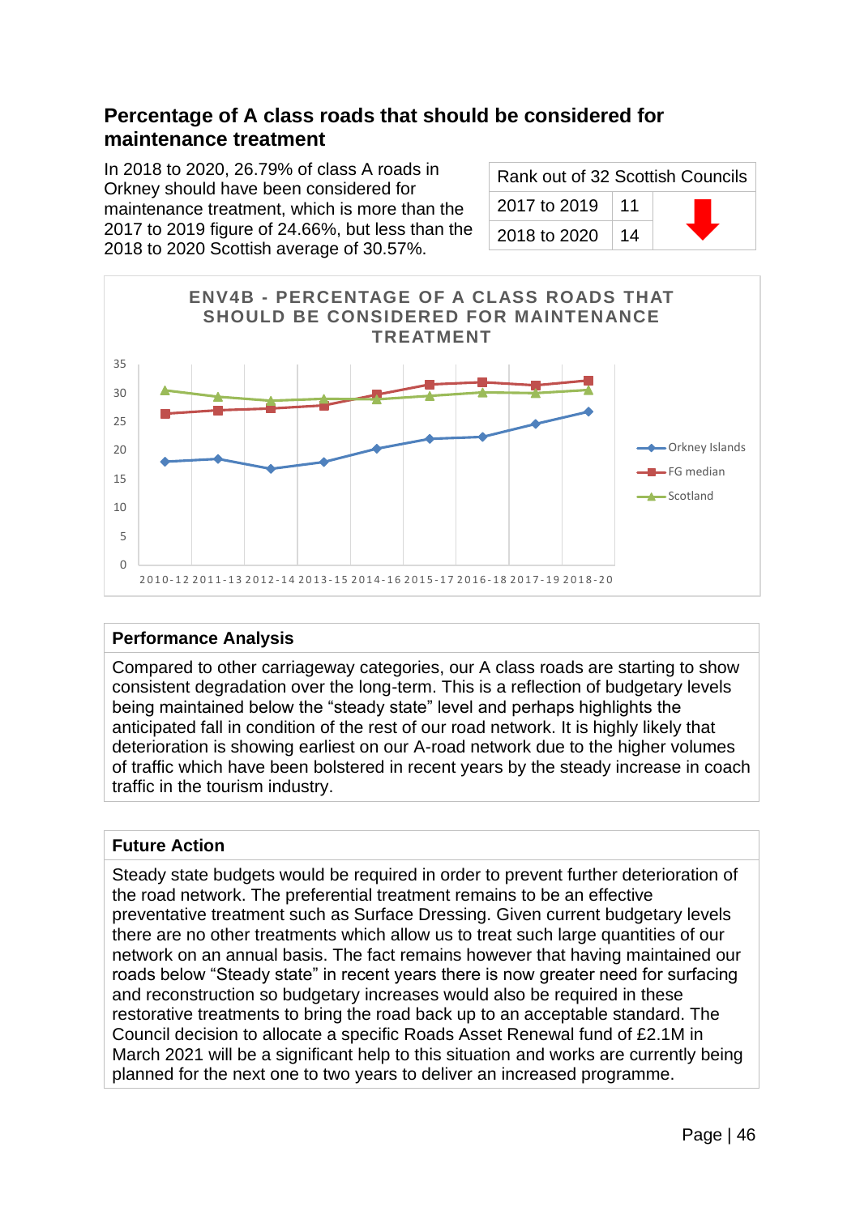## Percentage of A class roads that should be considered for maintenance treatment

In 2018 to 2020, 26.79% of class A roads in Orkney should have been considered for maintenance treatment, which is more than the 2017 to 2019 figure of 24.66%, but less than the 2018 to 2020 Scottish average of 30.57%.

| Rank out of 32 Scottish Councils | | |
|---|---|---|
| 2017 to 2019 | 11 | ⬇ |
| 2018 to 2020 | 14 | |

ENV4B - PERCENTAGE OF A CLASS ROADS THAT SHOULD BE CONSIDERED FOR MAINTENANCE TREATMENT

Legend: Orkney Islands, FG median, Scotland

X-axis: 2010-12, 2011-13, 2012-14, 2013-15, 2014-16, 2015-17, 2016-18, 2017-19, 2018-20

Y-axis: 0, 5, 10, 15, 20, 25, 30, 35

### Performance Analysis

Compared to other carriageway categories, our A class roads are starting to show consistent degradation over the long-term. This is a reflection of budgetary levels being maintained below the "steady state" level and perhaps highlights the anticipated fall in condition of the rest of our road network. It is highly likely that deterioration is showing earliest on our A-road network due to the higher volumes of traffic which have been bolstered in recent years by the steady increase in coach traffic in the tourism industry.

### Future Action

Steady state budgets would be required in order to prevent further deterioration of the road network. The preferential treatment remains to be an effective preventative treatment such as Surface Dressing. Given current budgetary levels there are no other treatments which allow us to treat such large quantities of our network on an annual basis. The fact remains however that having maintained our roads below "Steady state" in recent years there is now greater need for surfacing and reconstruction so budgetary increases would also be required in these restorative treatments to bring the road back up to an acceptable standard. The Council decision to allocate a specific Roads Asset Renewal fund of £2.1M in March 2021 will be a significant help to this situation and works are currently being planned for the next one to two years to deliver an increased programme.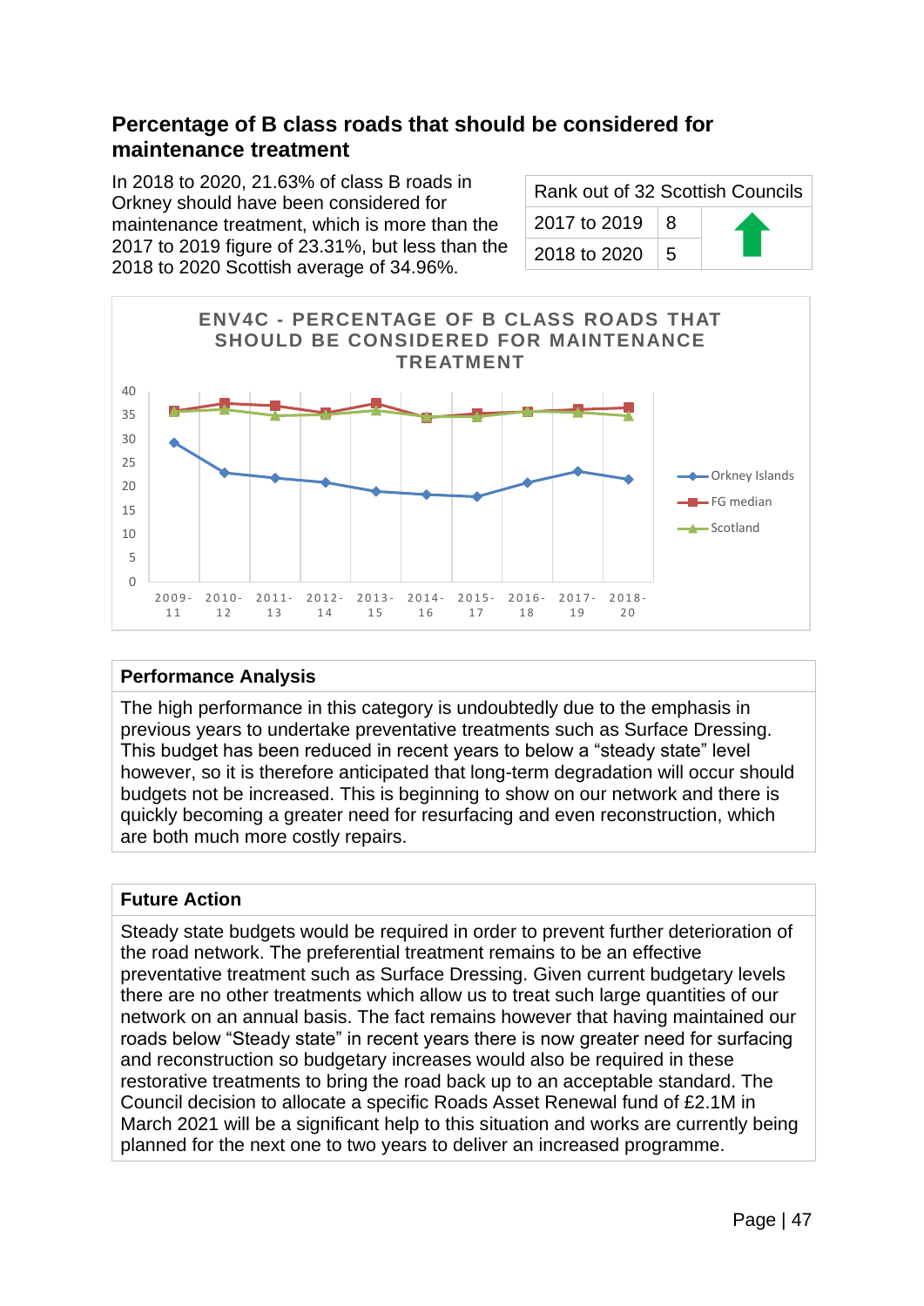## Percentage of B class roads that should be considered for maintenance treatment

In 2018 to 2020, 21.63% of class B roads in Orkney should have been considered for maintenance treatment, which is more than the 2017 to 2019 figure of 23.31%, but less than the 2018 to 2020 Scottish average of 34.96%.

| Rank out of 32 Scottish Councils | | |
|---|---|---|
| 2017 to 2019 | 8 | ⬆ |
| 2018 to 2020 | 5 | |

**ENV4C - PERCENTAGE OF B CLASS ROADS THAT SHOULD BE CONSIDERED FOR MAINTENANCE TREATMENT**

Legend: Orkney Islands, FG median, Scotland

Y-axis: 0, 5, 10, 15, 20, 25, 30, 35, 40

X-axis: 2009-11, 2010-12, 2011-13, 2012-14, 2013-15, 2014-16, 2015-17, 2016-18, 2017-19, 2018-20

### Performance Analysis

The high performance in this category is undoubtedly due to the emphasis in previous years to undertake preventative treatments such as Surface Dressing. This budget has been reduced in recent years to below a "steady state" level however, so it is therefore anticipated that long-term degradation will occur should budgets not be increased. This is beginning to show on our network and there is quickly becoming a greater need for resurfacing and even reconstruction, which are both much more costly repairs.

### Future Action

Steady state budgets would be required in order to prevent further deterioration of the road network. The preferential treatment remains to be an effective preventative treatment such as Surface Dressing. Given current budgetary levels there are no other treatments which allow us to treat such large quantities of our network on an annual basis. The fact remains however that having maintained our roads below "Steady state" in recent years there is now greater need for surfacing and reconstruction so budgetary increases would also be required in these restorative treatments to bring the road back up to an acceptable standard. The Council decision to allocate a specific Roads Asset Renewal fund of £2.1M in March 2021 will be a significant help to this situation and works are currently being planned for the next one to two years to deliver an increased programme.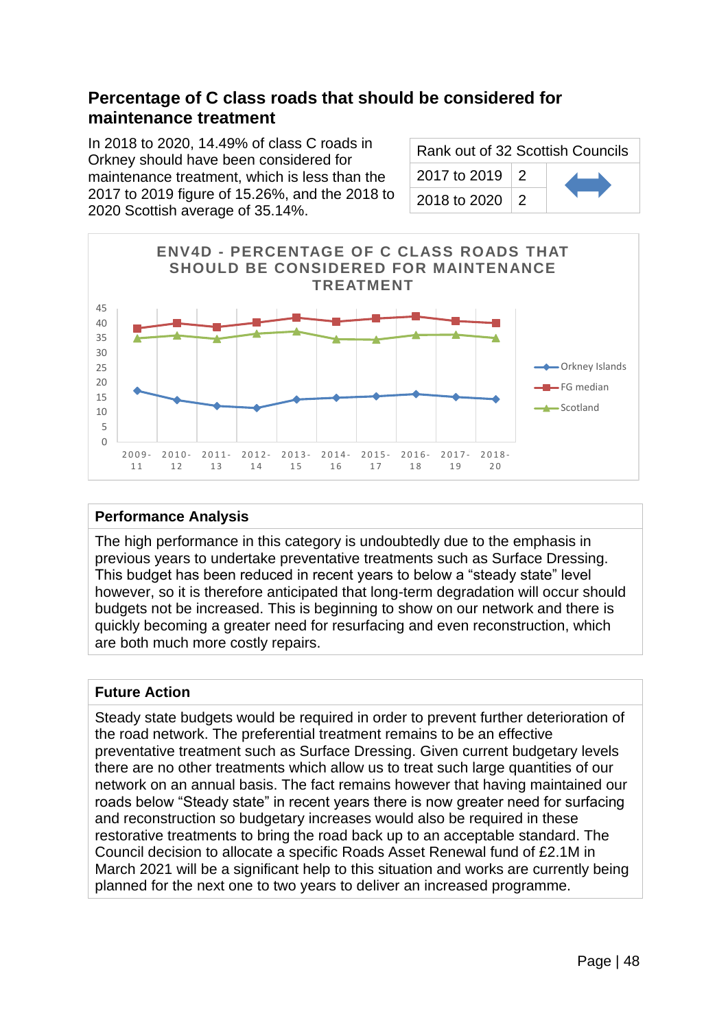## Percentage of C class roads that should be considered for maintenance treatment

In 2018 to 2020, 14.49% of class C roads in Orkney should have been considered for maintenance treatment, which is less than the 2017 to 2019 figure of 15.26%, and the 2018 to 2020 Scottish average of 35.14%.

| Rank out of 32 Scottish Councils | | |
|---|---|---|
| 2017 to 2019 | 2 | ↔ |
| 2018 to 2020 | 2 | |

ENV4D - PERCENTAGE OF C CLASS ROADS THAT SHOULD BE CONSIDERED FOR MAINTENANCE TREATMENT

### Performance Analysis

The high performance in this category is undoubtedly due to the emphasis in previous years to undertake preventative treatments such as Surface Dressing. This budget has been reduced in recent years to below a "steady state" level however, so it is therefore anticipated that long-term degradation will occur should budgets not be increased. This is beginning to show on our network and there is quickly becoming a greater need for resurfacing and even reconstruction, which are both much more costly repairs.

### Future Action

Steady state budgets would be required in order to prevent further deterioration of the road network. The preferential treatment remains to be an effective preventative treatment such as Surface Dressing. Given current budgetary levels there are no other treatments which allow us to treat such large quantities of our network on an annual basis. The fact remains however that having maintained our roads below "Steady state" in recent years there is now greater need for surfacing and reconstruction so budgetary increases would also be required in these restorative treatments to bring the road back up to an acceptable standard. The Council decision to allocate a specific Roads Asset Renewal fund of £2.1M in March 2021 will be a significant help to this situation and works are currently being planned for the next one to two years to deliver an increased programme.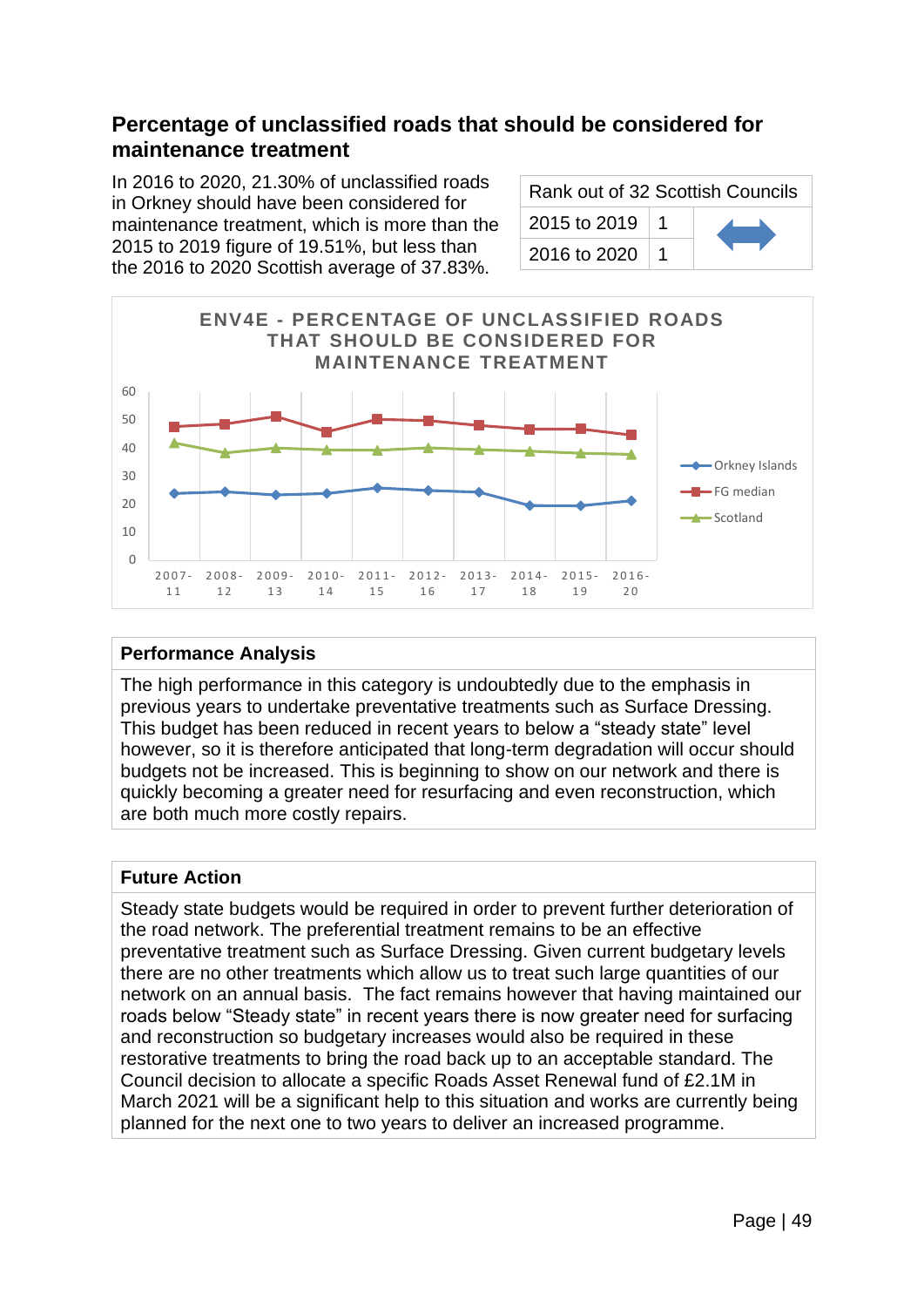## Percentage of unclassified roads that should be considered for maintenance treatment

In 2016 to 2020, 21.30% of unclassified roads in Orkney should have been considered for maintenance treatment, which is more than the 2015 to 2019 figure of 19.51%, but less than the 2016 to 2020 Scottish average of 37.83%.

| Rank out of 32 Scottish Councils | | |
|---|---|---|
| 2015 to 2019 | 1 | ↔ |
| 2016 to 2020 | 1 | |

ENV4E - PERCENTAGE OF UNCLASSIFIED ROADS THAT SHOULD BE CONSIDERED FOR MAINTENANCE TREATMENT

### Performance Analysis

The high performance in this category is undoubtedly due to the emphasis in previous years to undertake preventative treatments such as Surface Dressing. This budget has been reduced in recent years to below a "steady state" level however, so it is therefore anticipated that long-term degradation will occur should budgets not be increased. This is beginning to show on our network and there is quickly becoming a greater need for resurfacing and even reconstruction, which are both much more costly repairs.

### Future Action

Steady state budgets would be required in order to prevent further deterioration of the road network. The preferential treatment remains to be an effective preventative treatment such as Surface Dressing. Given current budgetary levels there are no other treatments which allow us to treat such large quantities of our network on an annual basis. The fact remains however that having maintained our roads below "Steady state" in recent years there is now greater need for surfacing and reconstruction so budgetary increases would also be required in these restorative treatments to bring the road back up to an acceptable standard. The Council decision to allocate a specific Roads Asset Renewal fund of £2.1M in March 2021 will be a significant help to this situation and works are currently being planned for the next one to two years to deliver an increased programme.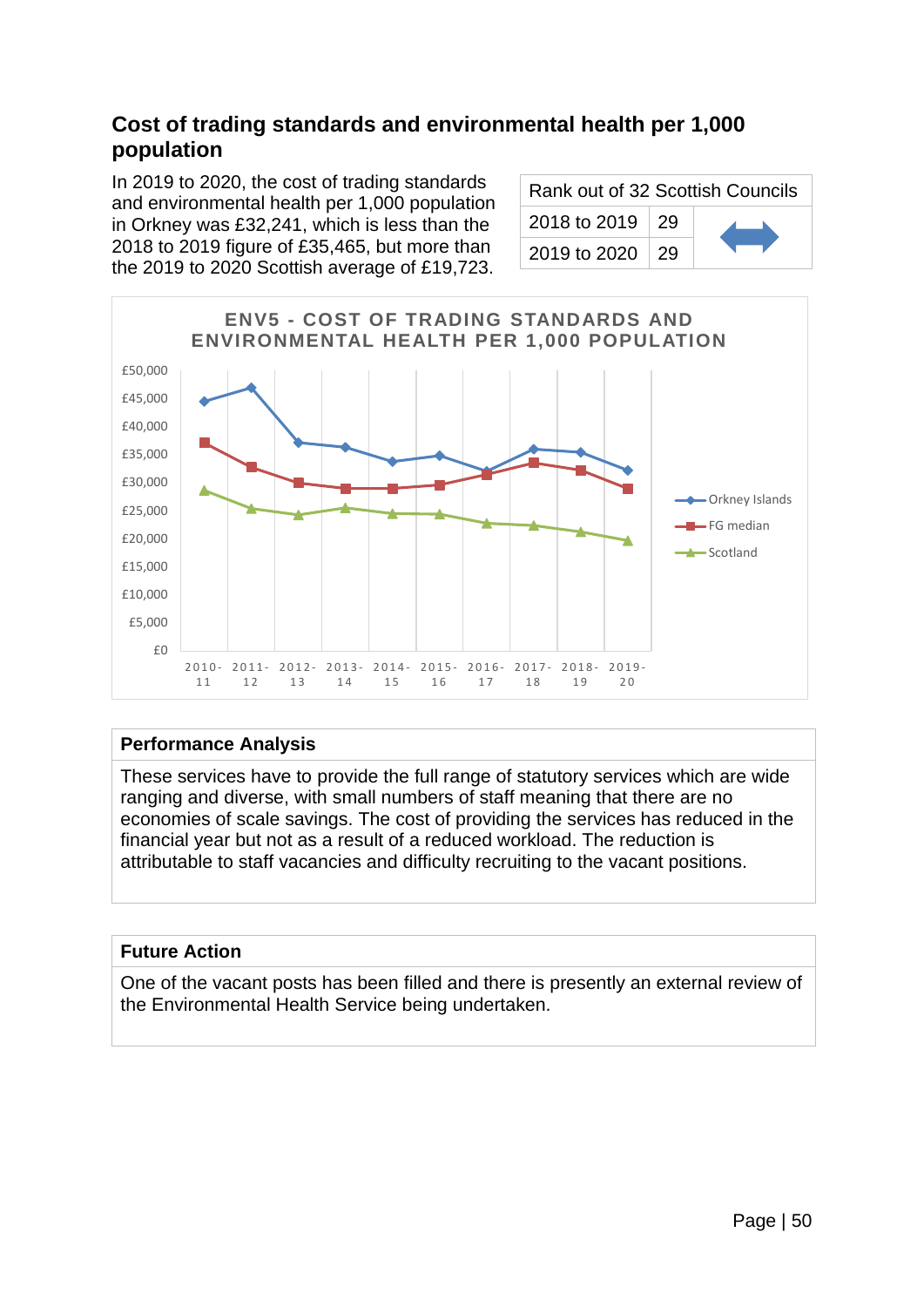## Cost of trading standards and environmental health per 1,000 population

In 2019 to 2020, the cost of trading standards and environmental health per 1,000 population in Orkney was £32,241, which is less than the 2018 to 2019 figure of £35,465, but more than the 2019 to 2020 Scottish average of £19,723.

| Rank out of 32 Scottish Councils | | |
|---|---|---|
| 2018 to 2019 | 29 | ↔ |
| 2019 to 2020 | 29 | |

**ENV5 - COST OF TRADING STANDARDS AND ENVIRONMENTAL HEALTH PER 1,000 POPULATION**

(Line chart: Orkney Islands, FG median, Scotland; 2010-11 to 2019-20; £0 to £50,000)

| Performance Analysis |
|---|
| These services have to provide the full range of statutory services which are wide ranging and diverse, with small numbers of staff meaning that there are no economies of scale savings. The cost of providing the services has reduced in the financial year but not as a result of a reduced workload. The reduction is attributable to staff vacancies and difficulty recruiting to the vacant positions. |

| Future Action |
|---|
| One of the vacant posts has been filled and there is presently an external review of the Environmental Health Service being undertaken. |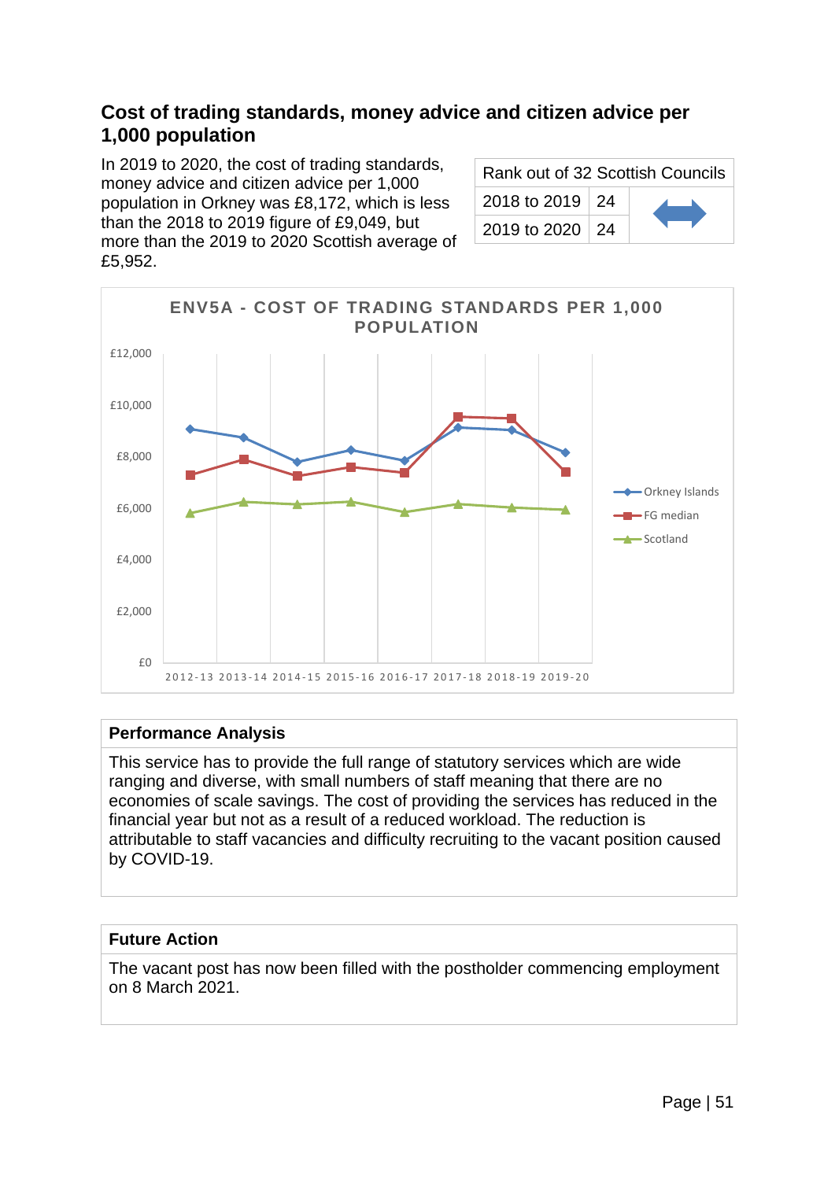## Cost of trading standards, money advice and citizen advice per 1,000 population

In 2019 to 2020, the cost of trading standards, money advice and citizen advice per 1,000 population in Orkney was £8,172, which is less than the 2018 to 2019 figure of £9,049, but more than the 2019 to 2020 Scottish average of £5,952.

| Rank out of 32 Scottish Councils | | |
|---|---|---|
| 2018 to 2019 | 24 | ↔ |
| 2019 to 2020 | 24 | |

ENV5A - COST OF TRADING STANDARDS PER 1,000 POPULATION

**Performance Analysis**

This service has to provide the full range of statutory services which are wide ranging and diverse, with small numbers of staff meaning that there are no economies of scale savings. The cost of providing the services has reduced in the financial year but not as a result of a reduced workload. The reduction is attributable to staff vacancies and difficulty recruiting to the vacant position caused by COVID-19.

**Future Action**

The vacant post has now been filled with the postholder commencing employment on 8 March 2021.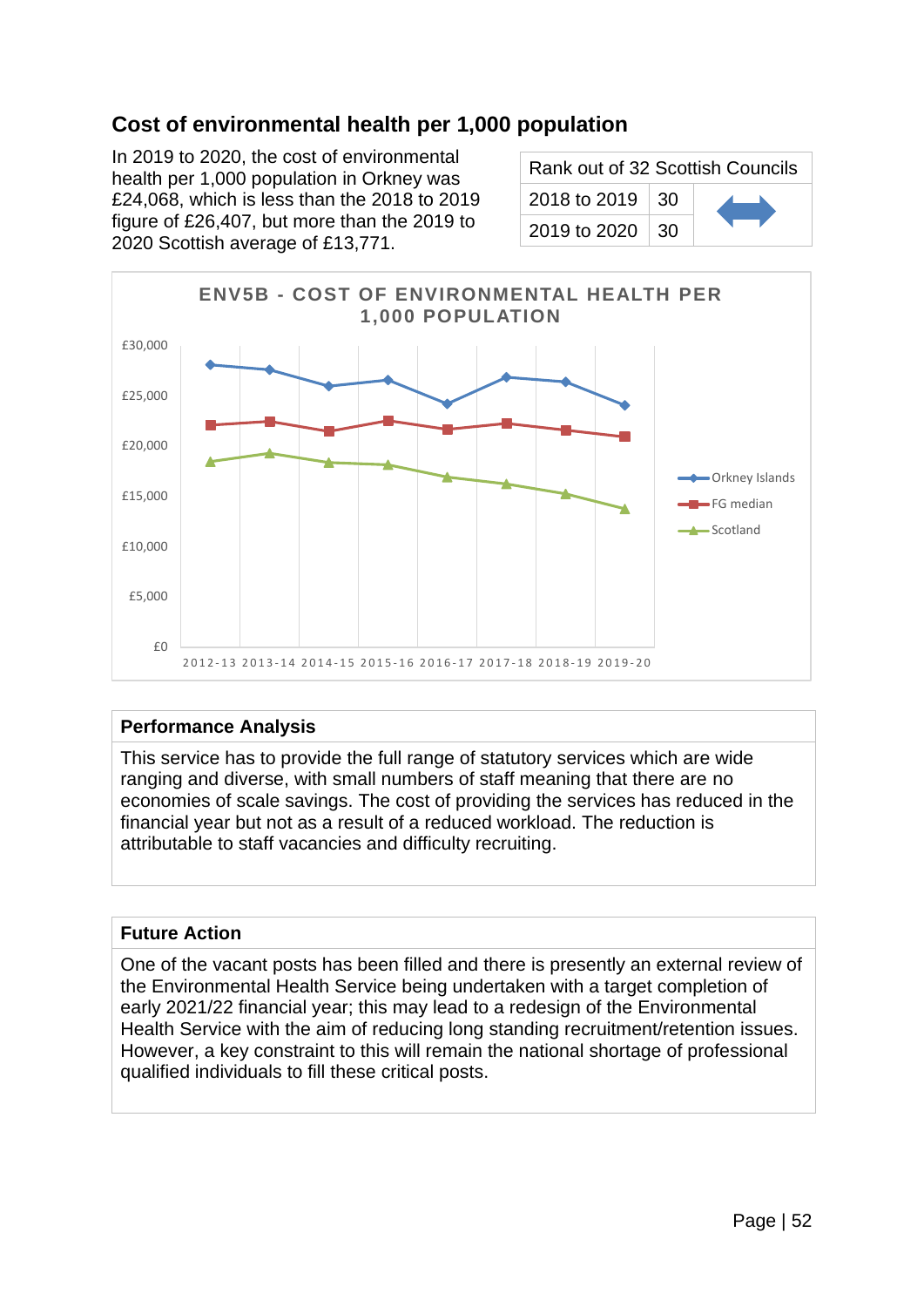## Cost of environmental health per 1,000 population

In 2019 to 2020, the cost of environmental health per 1,000 population in Orkney was £24,068, which is less than the 2018 to 2019 figure of £26,407, but more than the 2019 to 2020 Scottish average of £13,771.

| Rank out of 32 Scottish Councils | | |
|---|---|---|
| 2018 to 2019 | 30 | ↔ |
| 2019 to 2020 | 30 | |

ENV5B - COST OF ENVIRONMENTAL HEALTH PER 1,000 POPULATION

### Performance Analysis

This service has to provide the full range of statutory services which are wide ranging and diverse, with small numbers of staff meaning that there are no economies of scale savings. The cost of providing the services has reduced in the financial year but not as a result of a reduced workload. The reduction is attributable to staff vacancies and difficulty recruiting.

### Future Action

One of the vacant posts has been filled and there is presently an external review of the Environmental Health Service being undertaken with a target completion of early 2021/22 financial year; this may lead to a redesign of the Environmental Health Service with the aim of reducing long standing recruitment/retention issues. However, a key constraint to this will remain the national shortage of professional qualified individuals to fill these critical posts.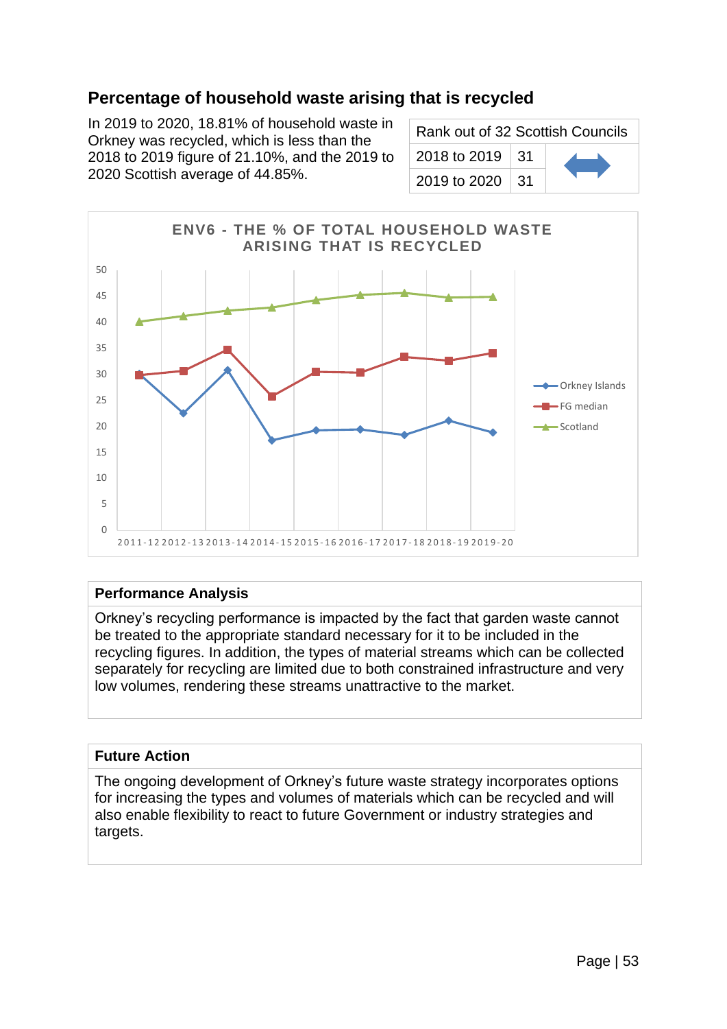## Percentage of household waste arising that is recycled

In 2019 to 2020, 18.81% of household waste in Orkney was recycled, which is less than the 2018 to 2019 figure of 21.10%, and the 2019 to 2020 Scottish average of 44.85%.

| Rank out of 32 Scottish Councils | | |
|---|---|---|
| 2018 to 2019 | 31 | ↔ |
| 2019 to 2020 | 31 | |

**ENV6 - THE % OF TOTAL HOUSEHOLD WASTE ARISING THAT IS RECYCLED**

| Year | Orkney Islands | FG median | Scotland |
|---|---|---|---|
| 2011-12 | 30 | 29.8 | 40.1 |
| 2012-13 | 22.4 | 30.6 | 41.2 |
| 2013-14 | 30.8 | 34.7 | 42.2 |
| 2014-15 | 17.3 | 25.6 | 42.8 |
| 2015-16 | 19.1 | 30.4 | 44.2 |
| 2016-17 | 19.3 | 30.2 | 45.2 |
| 2017-18 | 18.2 | 33.4 | 45.6 |
| 2018-19 | 21.1 | 32.6 | 44.7 |
| 2019-20 | 18.81 | 34.0 | 44.85 |

### Performance Analysis

Orkney's recycling performance is impacted by the fact that garden waste cannot be treated to the appropriate standard necessary for it to be included in the recycling figures. In addition, the types of material streams which can be collected separately for recycling are limited due to both constrained infrastructure and very low volumes, rendering these streams unattractive to the market.

### Future Action

The ongoing development of Orkney's future waste strategy incorporates options for increasing the types and volumes of materials which can be recycled and will also enable flexibility to react to future Government or industry strategies and targets.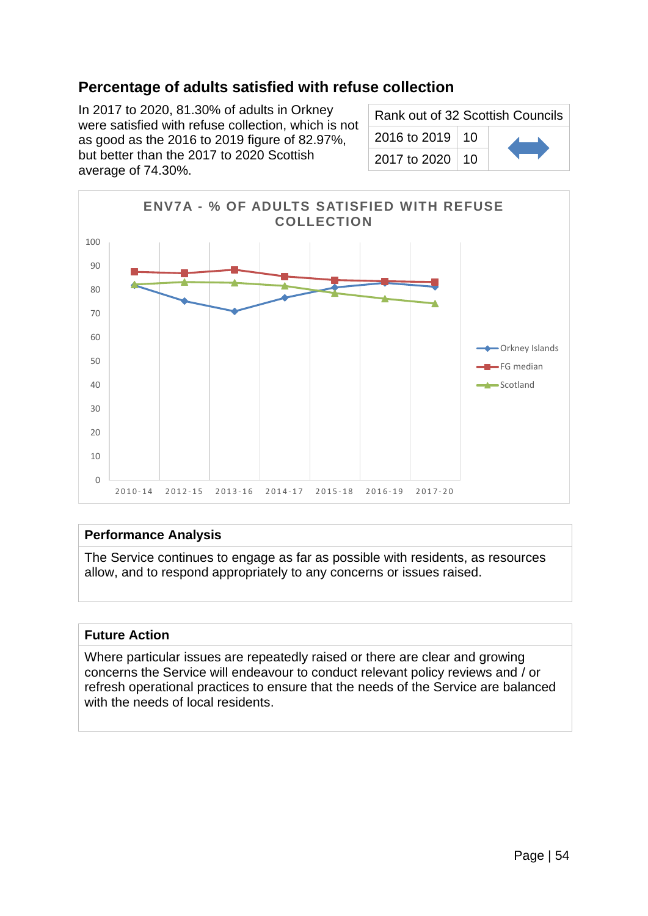## Percentage of adults satisfied with refuse collection

In 2017 to 2020, 81.30% of adults in Orkney were satisfied with refuse collection, which is not as good as the 2016 to 2019 figure of 82.97%, but better than the 2017 to 2020 Scottish average of 74.30%.

| Rank out of 32 Scottish Councils | | |
|---|---|---|
| 2016 to 2019 | 10 | ↔ |
| 2017 to 2020 | 10 | |

ENV7A - % OF ADULTS SATISFIED WITH REFUSE COLLECTION

### Performance Analysis

The Service continues to engage as far as possible with residents, as resources allow, and to respond appropriately to any concerns or issues raised.

### Future Action

Where particular issues are repeatedly raised or there are clear and growing concerns the Service will endeavour to conduct relevant policy reviews and / or refresh operational practices to ensure that the needs of the Service are balanced with the needs of local residents.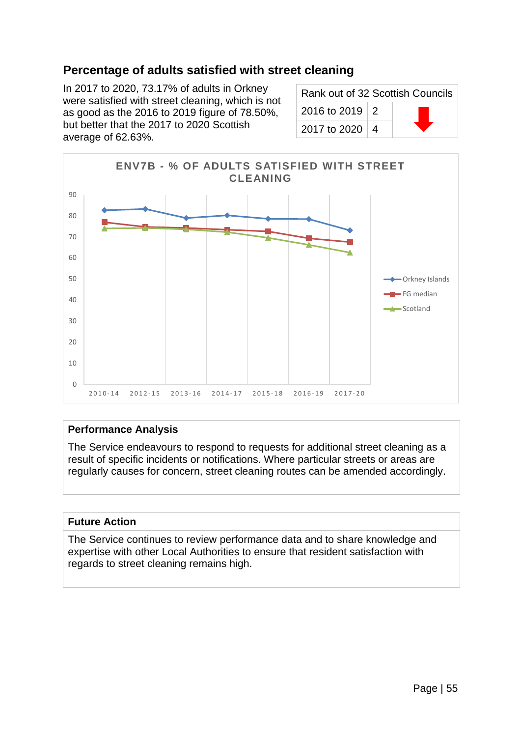## Percentage of adults satisfied with street cleaning

In 2017 to 2020, 73.17% of adults in Orkney were satisfied with street cleaning, which is not as good as the 2016 to 2019 figure of 78.50%, but better that the 2017 to 2020 Scottish average of 62.63%.

| Rank out of 32 Scottish Councils | | |
|---|---|---|
| 2016 to 2019 | 2 | ⬇ |
| 2017 to 2020 | 4 | |

**ENV7B - % OF ADULTS SATISFIED WITH STREET CLEANING**

| | 2010-14 | 2012-15 | 2013-16 | 2014-17 | 2015-18 | 2016-19 | 2017-20 |
|---|---|---|---|---|---|---|---|
| Orkney Islands | | | | | | | |
| FG median | | | | | | | |
| Scotland | | | | | | | |

### Performance Analysis

The Service endeavours to respond to requests for additional street cleaning as a result of specific incidents or notifications. Where particular streets or areas are regularly causes for concern, street cleaning routes can be amended accordingly.

### Future Action

The Service continues to review performance data and to share knowledge and expertise with other Local Authorities to ensure that resident satisfaction with regards to street cleaning remains high.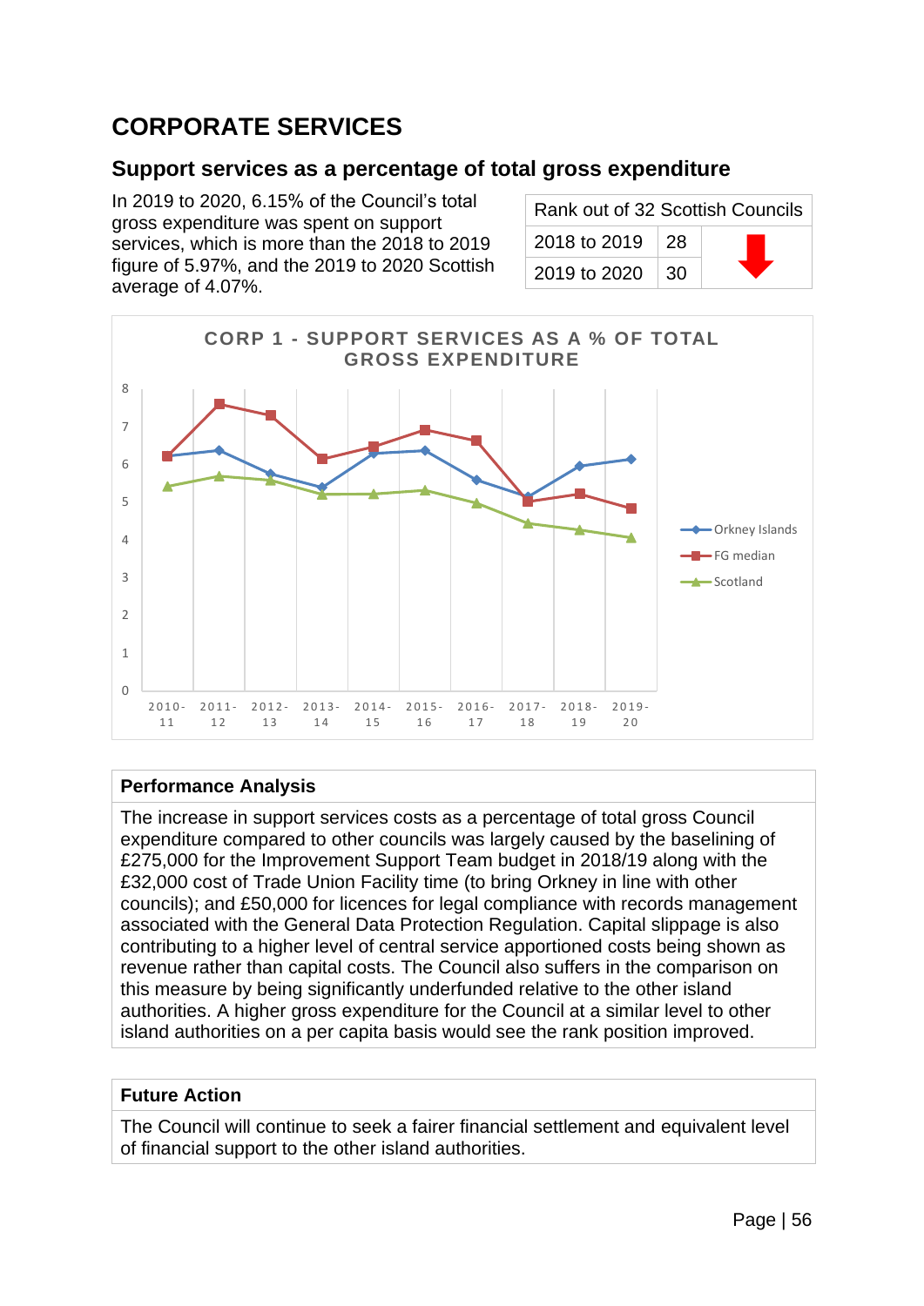# CORPORATE SERVICES

## Support services as a percentage of total gross expenditure

In 2019 to 2020, 6.15% of the Council's total gross expenditure was spent on support services, which is more than the 2018 to 2019 figure of 5.97%, and the 2019 to 2020 Scottish average of 4.07%.

| Rank out of 32 Scottish Councils | | |
|---|---|---|
| 2018 to 2019 | 28 | |
| 2019 to 2020 | 30 | |

CORP 1 - SUPPORT SERVICES AS A % OF TOTAL GROSS EXPENDITURE

| Performance Analysis |
|---|
| The increase in support services costs as a percentage of total gross Council expenditure compared to other councils was largely caused by the baselining of £275,000 for the Improvement Support Team budget in 2018/19 along with the £32,000 cost of Trade Union Facility time (to bring Orkney in line with other councils); and £50,000 for licences for legal compliance with records management associated with the General Data Protection Regulation. Capital slippage is also contributing to a higher level of central service apportioned costs being shown as revenue rather than capital costs. The Council also suffers in the comparison on this measure by being significantly underfunded relative to the other island authorities. A higher gross expenditure for the Council at a similar level to other island authorities on a per capita basis would see the rank position improved. |

| Future Action |
|---|
| The Council will continue to seek a fairer financial settlement and equivalent level of financial support to the other island authorities. |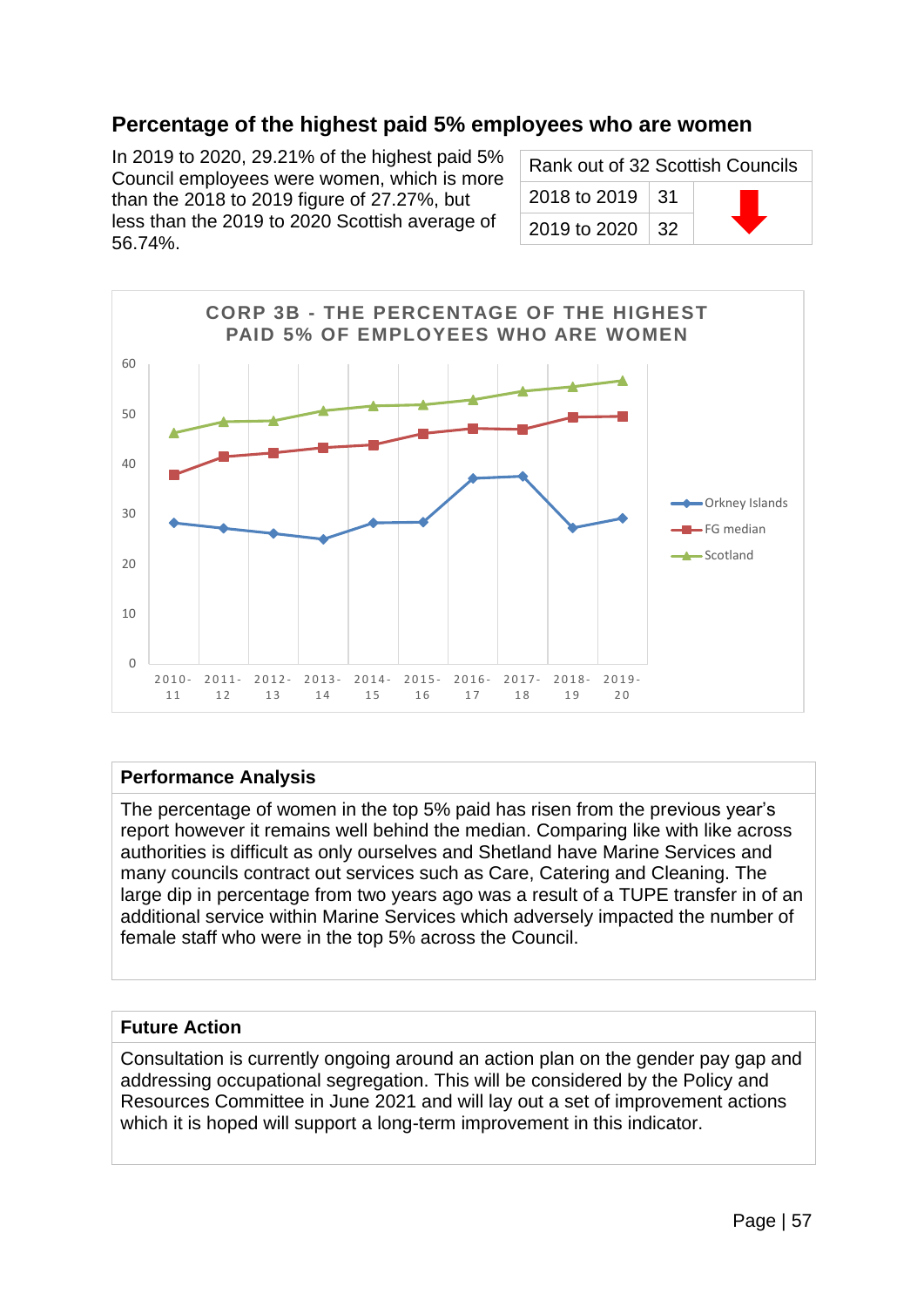## Percentage of the highest paid 5% employees who are women

In 2019 to 2020, 29.21% of the highest paid 5% Council employees were women, which is more than the 2018 to 2019 figure of 27.27%, but less than the 2019 to 2020 Scottish average of 56.74%.

| Rank out of 32 Scottish Councils | | |
|---|---|---|
| 2018 to 2019 | 31 | ⬇ |
| 2019 to 2020 | 32 | |

CORP 3B - THE PERCENTAGE OF THE HIGHEST PAID 5% OF EMPLOYEES WHO ARE WOMEN

### Performance Analysis

The percentage of women in the top 5% paid has risen from the previous year's report however it remains well behind the median. Comparing like with like across authorities is difficult as only ourselves and Shetland have Marine Services and many councils contract out services such as Care, Catering and Cleaning. The large dip in percentage from two years ago was a result of a TUPE transfer in of an additional service within Marine Services which adversely impacted the number of female staff who were in the top 5% across the Council.

### Future Action

Consultation is currently ongoing around an action plan on the gender pay gap and addressing occupational segregation. This will be considered by the Policy and Resources Committee in June 2021 and will lay out a set of improvement actions which it is hoped will support a long-term improvement in this indicator.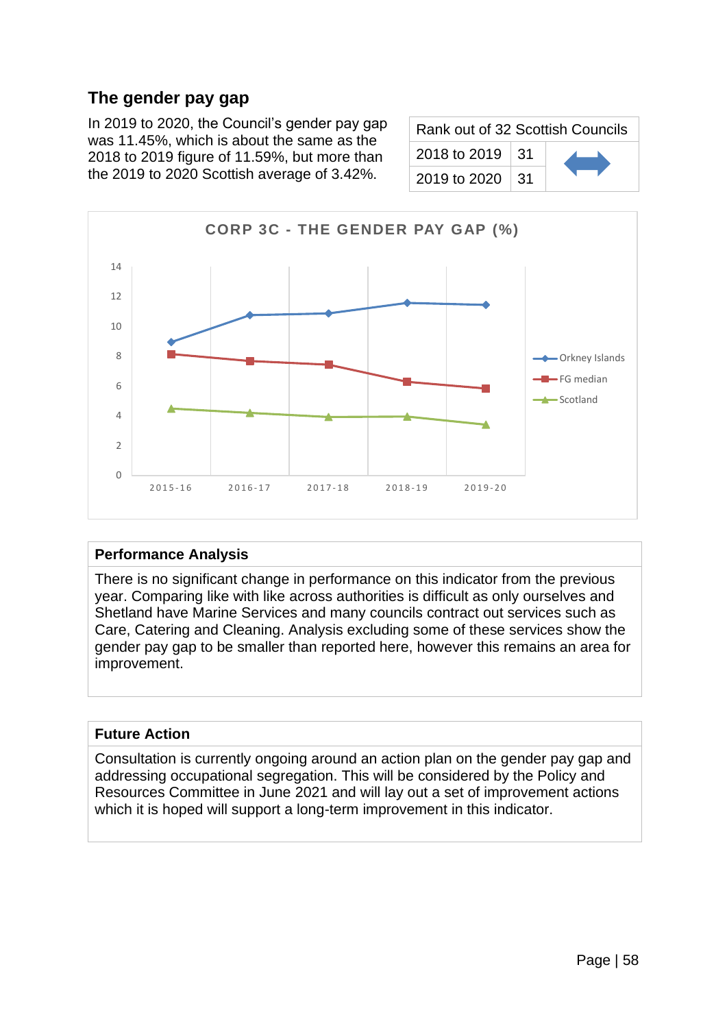## The gender pay gap

In 2019 to 2020, the Council's gender pay gap was 11.45%, which is about the same as the 2018 to 2019 figure of 11.59%, but more than the 2019 to 2020 Scottish average of 3.42%.

| Rank out of 32 Scottish Councils | | |
|---|---|---|
| 2018 to 2019 | 31 | ⬌ |
| 2019 to 2020 | 31 | |

CORP 3C - THE GENDER PAY GAP (%)

### Performance Analysis

There is no significant change in performance on this indicator from the previous year. Comparing like with like across authorities is difficult as only ourselves and Shetland have Marine Services and many councils contract out services such as Care, Catering and Cleaning. Analysis excluding some of these services show the gender pay gap to be smaller than reported here, however this remains an area for improvement.

### Future Action

Consultation is currently ongoing around an action plan on the gender pay gap and addressing occupational segregation. This will be considered by the Policy and Resources Committee in June 2021 and will lay out a set of improvement actions which it is hoped will support a long-term improvement in this indicator.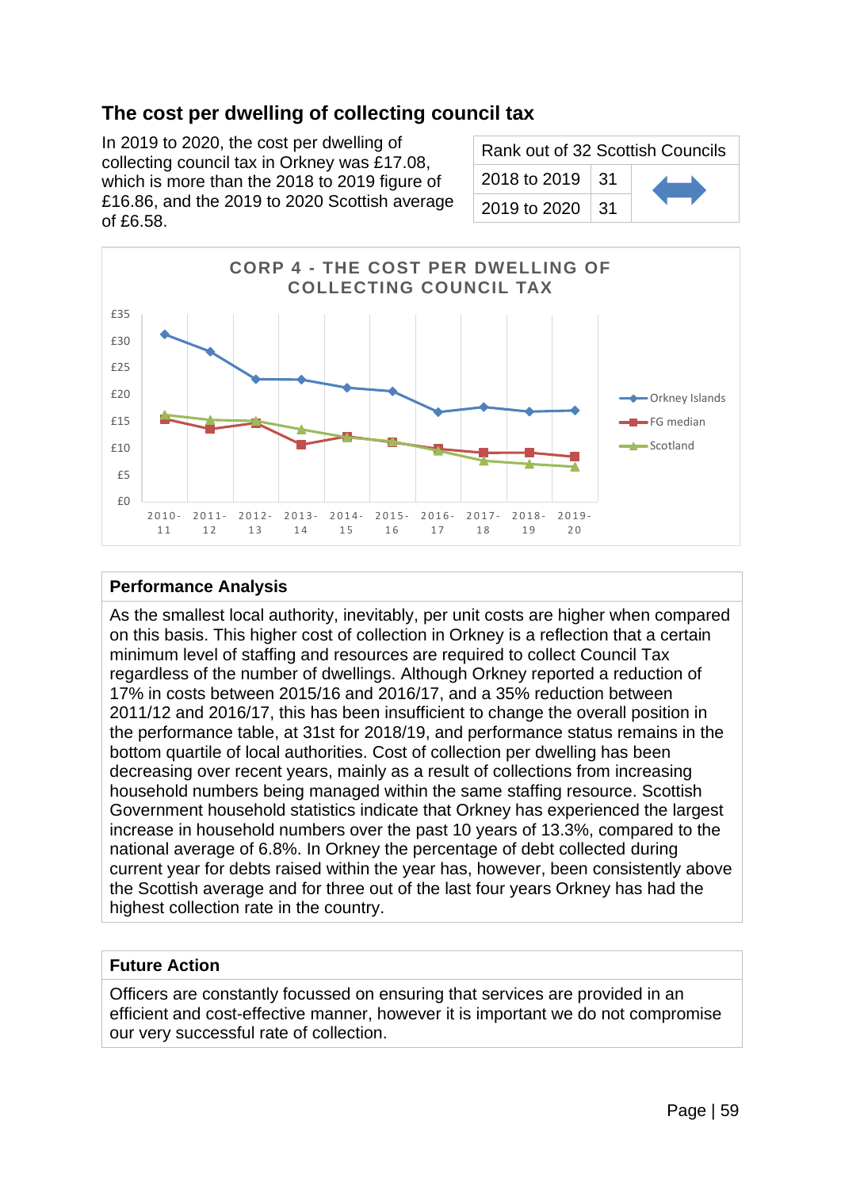## The cost per dwelling of collecting council tax

In 2019 to 2020, the cost per dwelling of collecting council tax in Orkney was £17.08, which is more than the 2018 to 2019 figure of £16.86, and the 2019 to 2020 Scottish average of £6.58.

| Rank out of 32 Scottish Councils | | |
|---|---|---|
| 2018 to 2019 | 31 | ↔ |
| 2019 to 2020 | 31 | |

CORP 4 - THE COST PER DWELLING OF COLLECTING COUNCIL TAX

| Performance Analysis |
|---|
| As the smallest local authority, inevitably, per unit costs are higher when compared on this basis. This higher cost of collection in Orkney is a reflection that a certain minimum level of staffing and resources are required to collect Council Tax regardless of the number of dwellings. Although Orkney reported a reduction of 17% in costs between 2015/16 and 2016/17, and a 35% reduction between 2011/12 and 2016/17, this has been insufficient to change the overall position in the performance table, at 31st for 2018/19, and performance status remains in the bottom quartile of local authorities. Cost of collection per dwelling has been decreasing over recent years, mainly as a result of collections from increasing household numbers being managed within the same staffing resource. Scottish Government household statistics indicate that Orkney has experienced the largest increase in household numbers over the past 10 years of 13.3%, compared to the national average of 6.8%. In Orkney the percentage of debt collected during current year for debts raised within the year has, however, been consistently above the Scottish average and for three out of the last four years Orkney has had the highest collection rate in the country. |

| Future Action |
|---|
| Officers are constantly focussed on ensuring that services are provided in an efficient and cost-effective manner, however it is important we do not compromise our very successful rate of collection. |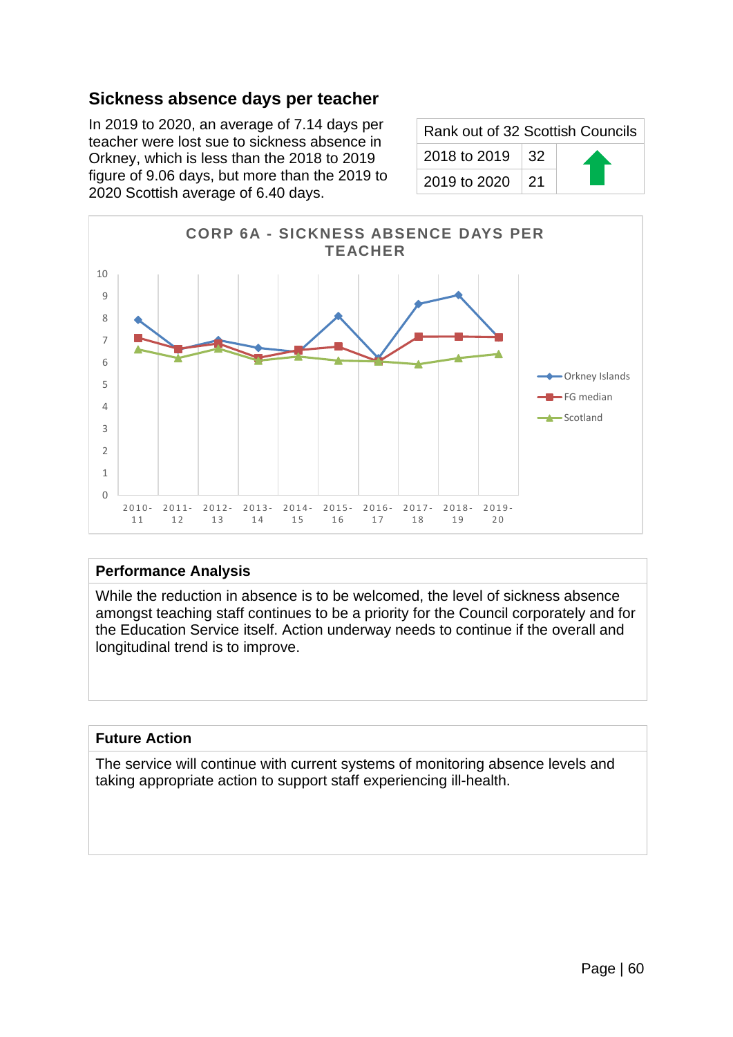## Sickness absence days per teacher

In 2019 to 2020, an average of 7.14 days per teacher were lost sue to sickness absence in Orkney, which is less than the 2018 to 2019 figure of 9.06 days, but more than the 2019 to 2020 Scottish average of 6.40 days.

| Rank out of 32 Scottish Councils | | |
|---|---|---|
| 2018 to 2019 | 32 | ⬆ |
| 2019 to 2020 | 21 | |

**CORP 6A - SICKNESS ABSENCE DAYS PER TEACHER**

### Performance Analysis

While the reduction in absence is to be welcomed, the level of sickness absence amongst teaching staff continues to be a priority for the Council corporately and for the Education Service itself. Action underway needs to continue if the overall and longitudinal trend is to improve.

### Future Action

The service will continue with current systems of monitoring absence levels and taking appropriate action to support staff experiencing ill-health.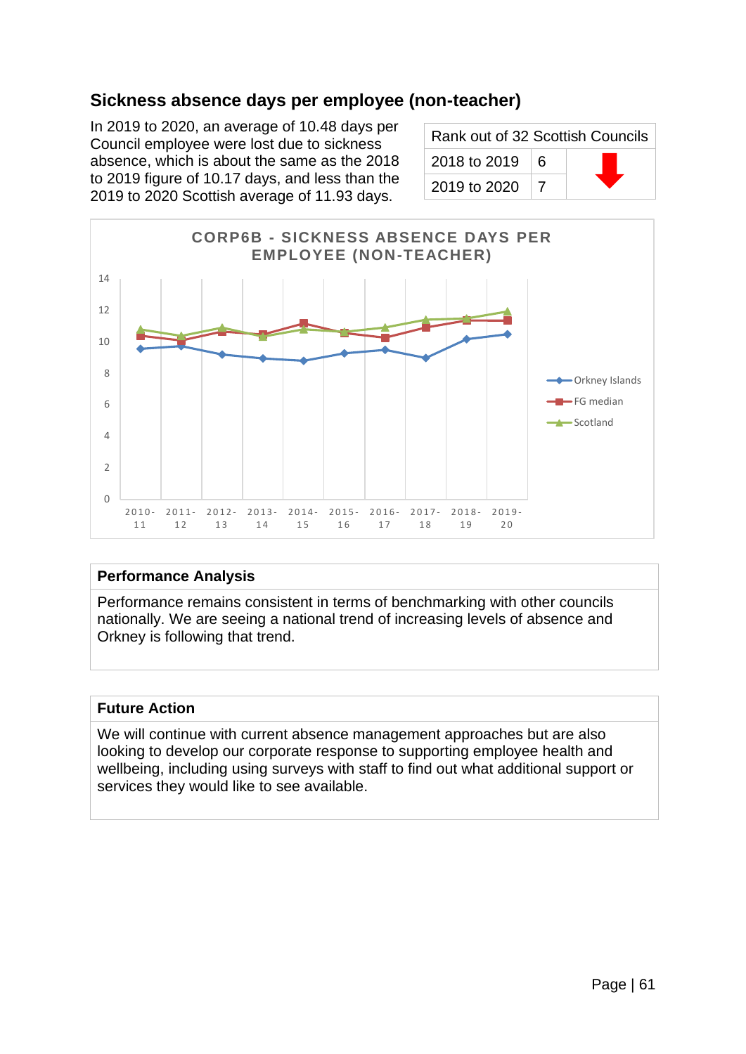## Sickness absence days per employee (non-teacher)

In 2019 to 2020, an average of 10.48 days per Council employee were lost due to sickness absence, which is about the same as the 2018 to 2019 figure of 10.17 days, and less than the 2019 to 2020 Scottish average of 11.93 days.

| Rank out of 32 Scottish Councils | | |
|---|---|---|
| 2018 to 2019 | 6 | ⬇ |
| 2019 to 2020 | 7 | |

**CORP6B - SICKNESS ABSENCE DAYS PER EMPLOYEE (NON-TEACHER)**

### Performance Analysis

Performance remains consistent in terms of benchmarking with other councils nationally. We are seeing a national trend of increasing levels of absence and Orkney is following that trend.

### Future Action

We will continue with current absence management approaches but are also looking to develop our corporate response to supporting employee health and wellbeing, including using surveys with staff to find out what additional support or services they would like to see available.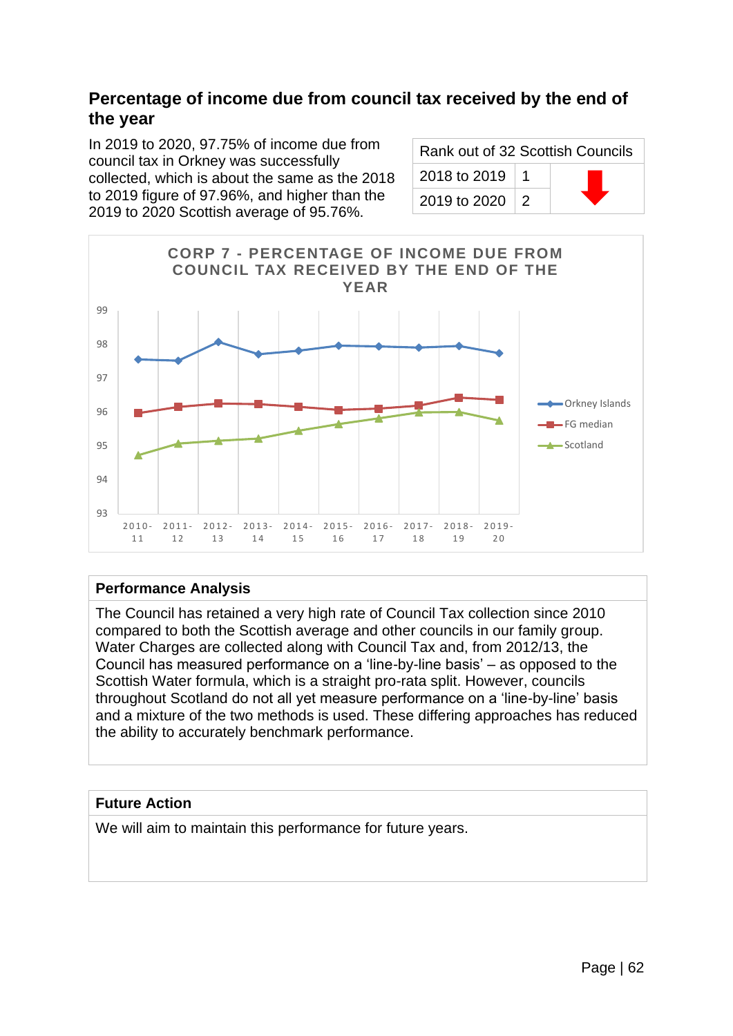## Percentage of income due from council tax received by the end of the year

In 2019 to 2020, 97.75% of income due from council tax in Orkney was successfully collected, which is about the same as the 2018 to 2019 figure of 97.96%, and higher than the 2019 to 2020 Scottish average of 95.76%.

| Rank out of 32 Scottish Councils | | |
|---|---|---|
| 2018 to 2019 | 1 | ⬇ |
| 2019 to 2020 | 2 | |

CORP 7 - PERCENTAGE OF INCOME DUE FROM COUNCIL TAX RECEIVED BY THE END OF THE YEAR

| Performance Analysis |
|---|
| The Council has retained a very high rate of Council Tax collection since 2010 compared to both the Scottish average and other councils in our family group. Water Charges are collected along with Council Tax and, from 2012/13, the Council has measured performance on a 'line-by-line basis' – as opposed to the Scottish Water formula, which is a straight pro-rata split. However, councils throughout Scotland do not all yet measure performance on a 'line-by-line' basis and a mixture of the two methods is used. These differing approaches has reduced the ability to accurately benchmark performance. |

| Future Action |
|---|
| We will aim to maintain this performance for future years. |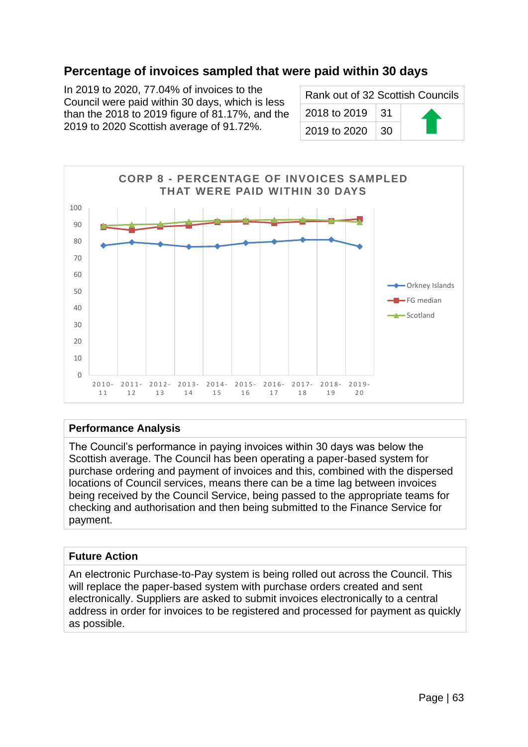## Percentage of invoices sampled that were paid within 30 days

In 2019 to 2020, 77.04% of invoices to the Council were paid within 30 days, which is less than the 2018 to 2019 figure of 81.17%, and the 2019 to 2020 Scottish average of 91.72%.

| Rank out of 32 Scottish Councils | | |
|---|---|---|
| 2018 to 2019 | 31 | ⬆ |
| 2019 to 2020 | 30 | |

CORP 8 - PERCENTAGE OF INVOICES SAMPLED THAT WERE PAID WITHIN 30 DAYS

### Performance Analysis

The Council's performance in paying invoices within 30 days was below the Scottish average. The Council has been operating a paper-based system for purchase ordering and payment of invoices and this, combined with the dispersed locations of Council services, means there can be a time lag between invoices being received by the Council Service, being passed to the appropriate teams for checking and authorisation and then being submitted to the Finance Service for payment.

### Future Action

An electronic Purchase-to-Pay system is being rolled out across the Council. This will replace the paper-based system with purchase orders created and sent electronically. Suppliers are asked to submit invoices electronically to a central address in order for invoices to be registered and processed for payment as quickly as possible.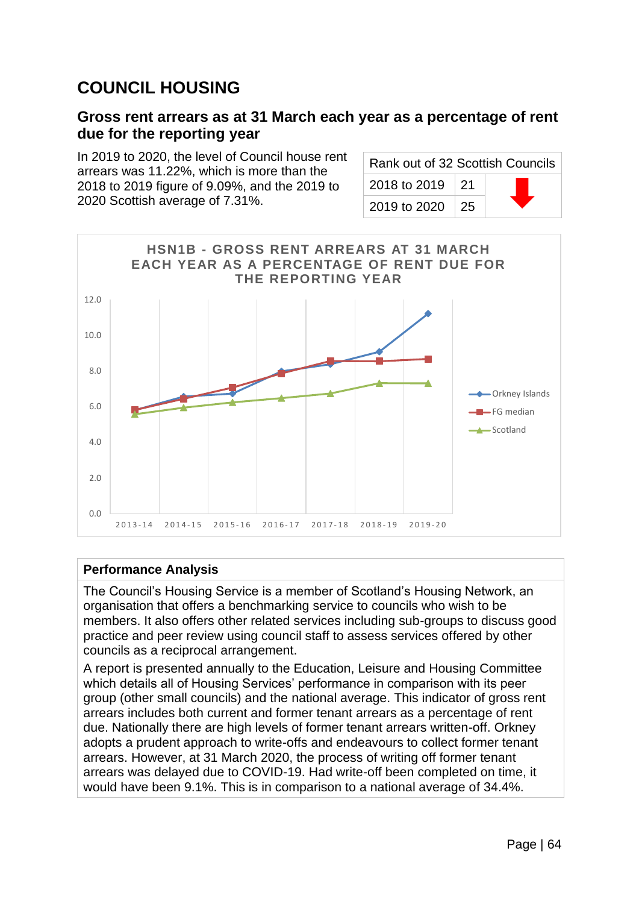## COUNCIL HOUSING

### Gross rent arrears as at 31 March each year as a percentage of rent due for the reporting year

In 2019 to 2020, the level of Council house rent arrears was 11.22%, which is more than the 2018 to 2019 figure of 9.09%, and the 2019 to 2020 Scottish average of 7.31%.

| Rank out of 32 Scottish Councils | | |
|---|---|---|
| 2018 to 2019 | 21 | |
| 2019 to 2020 | 25 | |

HSN1B - GROSS RENT ARREARS AT 31 MARCH EACH YEAR AS A PERCENTAGE OF RENT DUE FOR THE REPORTING YEAR

| Performance Analysis |
|---|
| The Council's Housing Service is a member of Scotland's Housing Network, an organisation that offers a benchmarking service to councils who wish to be members. It also offers other related services including sub-groups to discuss good practice and peer review using council staff to assess services offered by other councils as a reciprocal arrangement.<br><br>A report is presented annually to the Education, Leisure and Housing Committee which details all of Housing Services' performance in comparison with its peer group (other small councils) and the national average. This indicator of gross rent arrears includes both current and former tenant arrears as a percentage of rent due. Nationally there are high levels of former tenant arrears written-off. Orkney adopts a prudent approach to write-offs and endeavours to collect former tenant arrears. However, at 31 March 2020, the process of writing off former tenant arrears was delayed due to COVID-19. Had write-off been completed on time, it would have been 9.1%. This is in comparison to a national average of 34.4%. |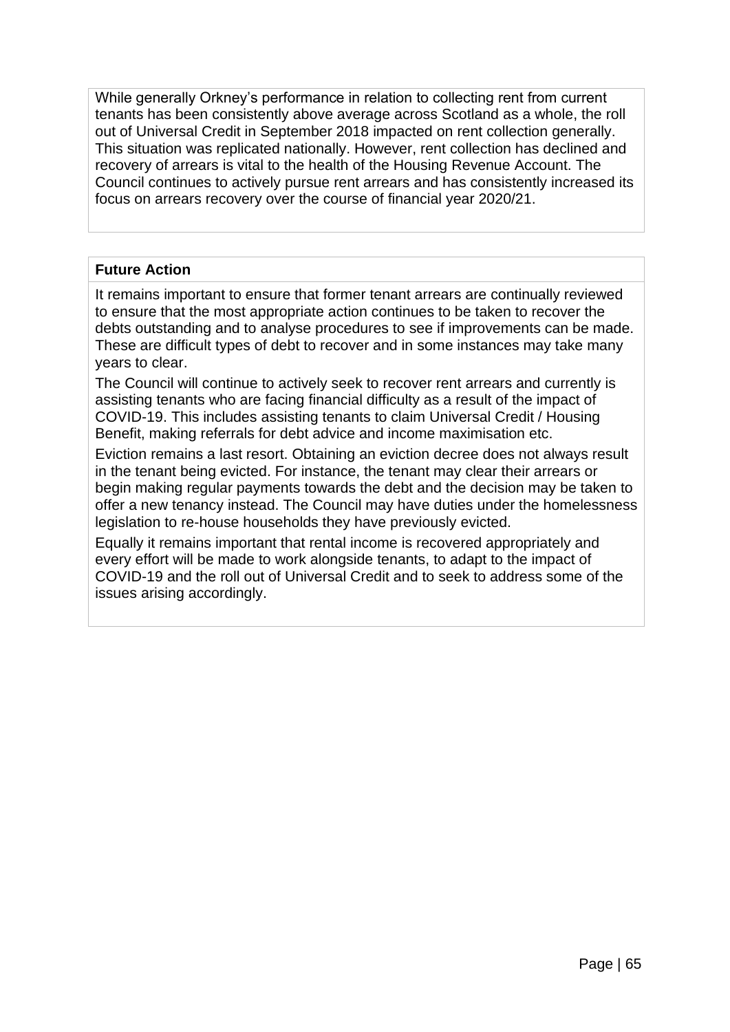While generally Orkney's performance in relation to collecting rent from current tenants has been consistently above average across Scotland as a whole, the roll out of Universal Credit in September 2018 impacted on rent collection generally. This situation was replicated nationally. However, rent collection has declined and recovery of arrears is vital to the health of the Housing Revenue Account. The Council continues to actively pursue rent arrears and has consistently increased its focus on arrears recovery over the course of financial year 2020/21.

**Future Action**

It remains important to ensure that former tenant arrears are continually reviewed to ensure that the most appropriate action continues to be taken to recover the debts outstanding and to analyse procedures to see if improvements can be made. These are difficult types of debt to recover and in some instances may take many years to clear.

The Council will continue to actively seek to recover rent arrears and currently is assisting tenants who are facing financial difficulty as a result of the impact of COVID-19. This includes assisting tenants to claim Universal Credit / Housing Benefit, making referrals for debt advice and income maximisation etc.

Eviction remains a last resort. Obtaining an eviction decree does not always result in the tenant being evicted. For instance, the tenant may clear their arrears or begin making regular payments towards the debt and the decision may be taken to offer a new tenancy instead. The Council may have duties under the homelessness legislation to re-house households they have previously evicted.

Equally it remains important that rental income is recovered appropriately and every effort will be made to work alongside tenants, to adapt to the impact of COVID-19 and the roll out of Universal Credit and to seek to address some of the issues arising accordingly.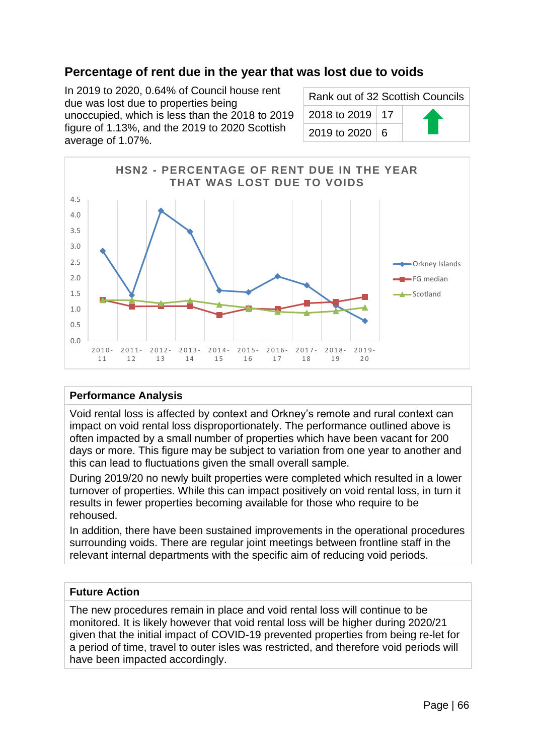## Percentage of rent due in the year that was lost due to voids

In 2019 to 2020, 0.64% of Council house rent due was lost due to properties being unoccupied, which is less than the 2018 to 2019 figure of 1.13%, and the 2019 to 2020 Scottish average of 1.07%.

| Rank out of 32 Scottish Councils | | |
|---|---|---|
| 2018 to 2019 | 17 | ↑ |
| 2019 to 2020 | 6 | |

**HSN2 - PERCENTAGE OF RENT DUE IN THE YEAR THAT WAS LOST DUE TO VOIDS**

### Performance Analysis

Void rental loss is affected by context and Orkney's remote and rural context can impact on void rental loss disproportionately. The performance outlined above is often impacted by a small number of properties which have been vacant for 200 days or more. This figure may be subject to variation from one year to another and this can lead to fluctuations given the small overall sample.

During 2019/20 no newly built properties were completed which resulted in a lower turnover of properties. While this can impact positively on void rental loss, in turn it results in fewer properties becoming available for those who require to be rehoused.

In addition, there have been sustained improvements in the operational procedures surrounding voids. There are regular joint meetings between frontline staff in the relevant internal departments with the specific aim of reducing void periods.

### Future Action

The new procedures remain in place and void rental loss will continue to be monitored. It is likely however that void rental loss will be higher during 2020/21 given that the initial impact of COVID-19 prevented properties from being re-let for a period of time, travel to outer isles was restricted, and therefore void periods will have been impacted accordingly.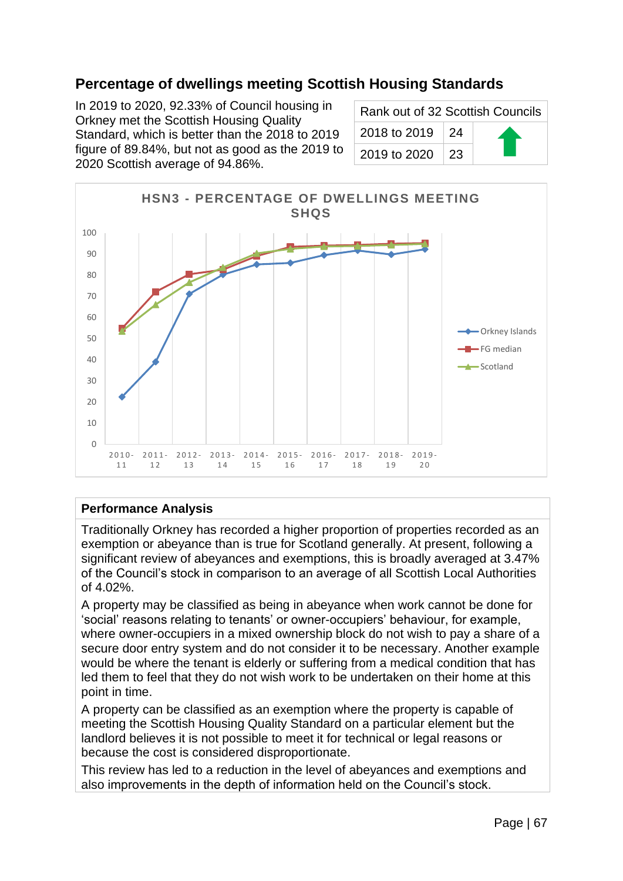## Percentage of dwellings meeting Scottish Housing Standards

In 2019 to 2020, 92.33% of Council housing in Orkney met the Scottish Housing Quality Standard, which is better than the 2018 to 2019 figure of 89.84%, but not as good as the 2019 to 2020 Scottish average of 94.86%.

| Rank out of 32 Scottish Councils | | |
|---|---|---|
| 2018 to 2019 | 24 | ⬆ |
| 2019 to 2020 | 23 | |

**HSN3 - PERCENTAGE OF DWELLINGS MEETING SHQS**

| Performance Analysis |
|---|
| Traditionally Orkney has recorded a higher proportion of properties recorded as an exemption or abeyance than is true for Scotland generally. At present, following a significant review of abeyances and exemptions, this is broadly averaged at 3.47% of the Council's stock in comparison to an average of all Scottish Local Authorities of 4.02%. A property may be classified as being in abeyance when work cannot be done for 'social' reasons relating to tenants' or owner-occupiers' behaviour, for example, where owner-occupiers in a mixed ownership block do not wish to pay a share of a secure door entry system and do not consider it to be necessary. Another example would be where the tenant is elderly or suffering from a medical condition that has led them to feel that they do not wish work to be undertaken on their home at this point in time. A property can be classified as an exemption where the property is capable of meeting the Scottish Housing Quality Standard on a particular element but the landlord believes it is not possible to meet it for technical or legal reasons or because the cost is considered disproportionate. This review has led to a reduction in the level of abeyances and exemptions and also improvements in the depth of information held on the Council's stock. |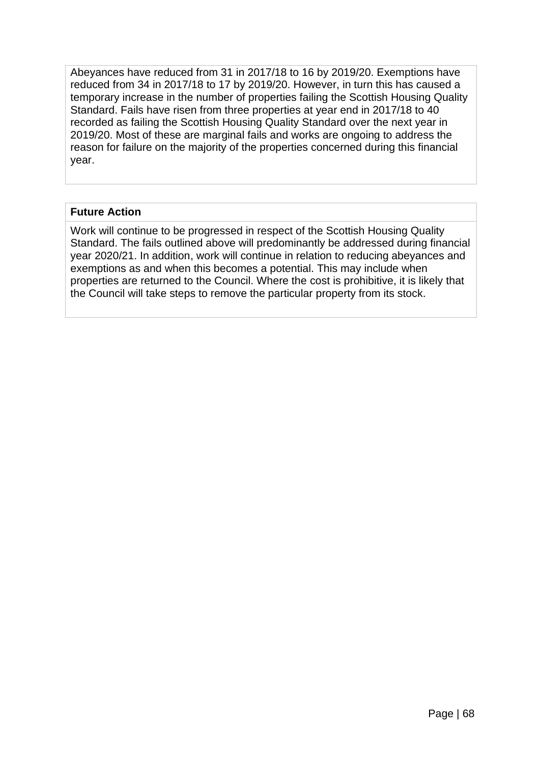Abeyances have reduced from 31 in 2017/18 to 16 by 2019/20. Exemptions have reduced from 34 in 2017/18 to 17 by 2019/20. However, in turn this has caused a temporary increase in the number of properties failing the Scottish Housing Quality Standard. Fails have risen from three properties at year end in 2017/18 to 40 recorded as failing the Scottish Housing Quality Standard over the next year in 2019/20. Most of these are marginal fails and works are ongoing to address the reason for failure on the majority of the properties concerned during this financial year.

**Future Action**

Work will continue to be progressed in respect of the Scottish Housing Quality Standard. The fails outlined above will predominantly be addressed during financial year 2020/21. In addition, work will continue in relation to reducing abeyances and exemptions as and when this becomes a potential. This may include when properties are returned to the Council. Where the cost is prohibitive, it is likely that the Council will take steps to remove the particular property from its stock.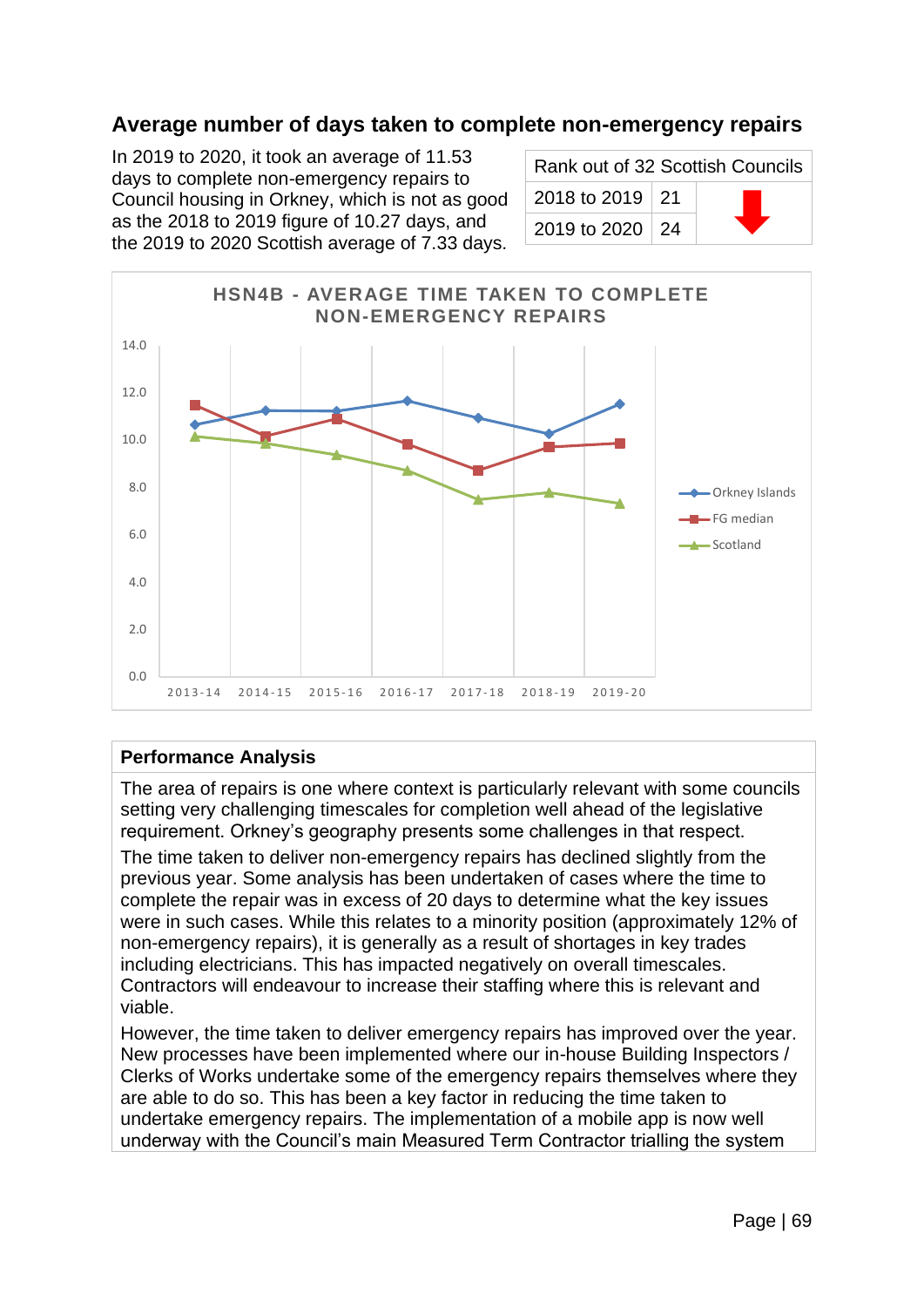## Average number of days taken to complete non-emergency repairs

In 2019 to 2020, it took an average of 11.53 days to complete non-emergency repairs to Council housing in Orkney, which is not as good as the 2018 to 2019 figure of 10.27 days, and the 2019 to 2020 Scottish average of 7.33 days.

| Rank out of 32 Scottish Councils | | |
|---|---|---|
| 2018 to 2019 | 21 | ⬇ |
| 2019 to 2020 | 24 | |

**HSN4B - AVERAGE TIME TAKEN TO COMPLETE NON-EMERGENCY REPAIRS**

Legend: Orkney Islands, FG median, Scotland

Years: 2013-14, 2014-15, 2015-16, 2016-17, 2017-18, 2018-19, 2019-20

| Performance Analysis |
|---|
| The area of repairs is one where context is particularly relevant with some councils setting very challenging timescales for completion well ahead of the legislative requirement. Orkney's geography presents some challenges in that respect.<br>The time taken to deliver non-emergency repairs has declined slightly from the previous year. Some analysis has been undertaken of cases where the time to complete the repair was in excess of 20 days to determine what the key issues were in such cases. While this relates to a minority position (approximately 12% of non-emergency repairs), it is generally as a result of shortages in key trades including electricians. This has impacted negatively on overall timescales. Contractors will endeavour to increase their staffing where this is relevant and viable.<br>However, the time taken to deliver emergency repairs has improved over the year. New processes have been implemented where our in-house Building Inspectors / Clerks of Works undertake some of the emergency repairs themselves where they are able to do so. This has been a key factor in reducing the time taken to undertake emergency repairs. The implementation of a mobile app is now well underway with the Council's main Measured Term Contractor trialling the system |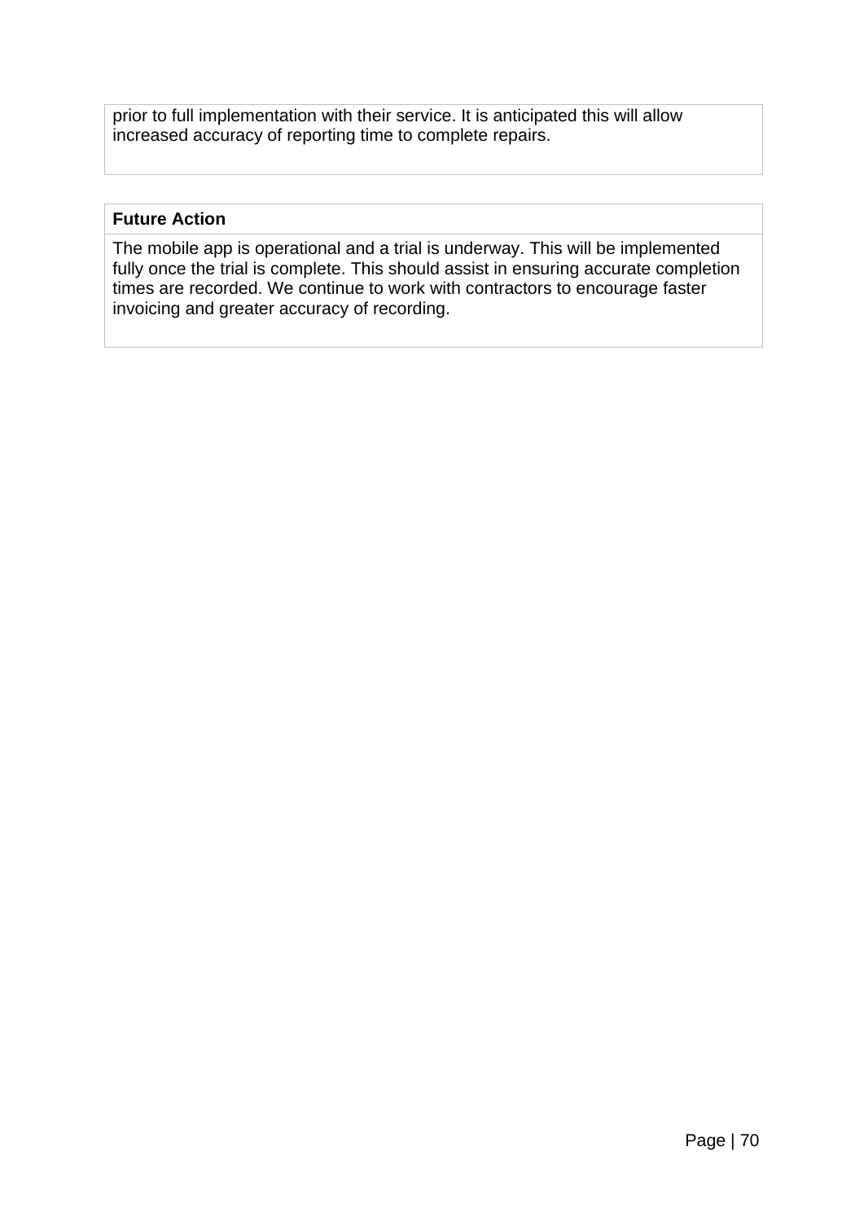prior to full implementation with their service. It is anticipated this will allow increased accuracy of reporting time to complete repairs.

| **Future Action** |
| --- |
| The mobile app is operational and a trial is underway. This will be implemented fully once the trial is complete. This should assist in ensuring accurate completion times are recorded. We continue to work with contractors to encourage faster invoicing and greater accuracy of recording. |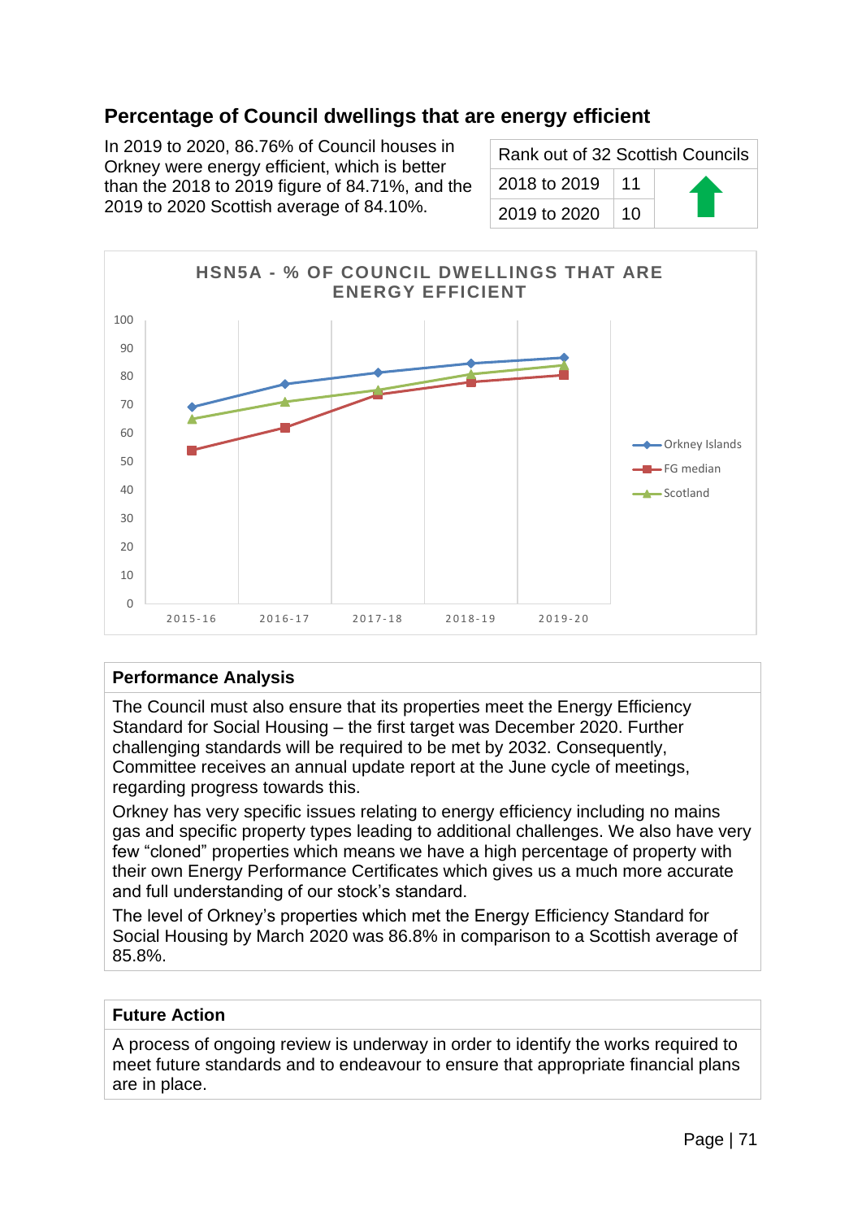## Percentage of Council dwellings that are energy efficient

In 2019 to 2020, 86.76% of Council houses in Orkney were energy efficient, which is better than the 2018 to 2019 figure of 84.71%, and the 2019 to 2020 Scottish average of 84.10%.

| Rank out of 32 Scottish Councils | | |
|---|---|---|
| 2018 to 2019 | 11 | ⬆ |
| 2019 to 2020 | 10 | |

**HSN5A - % OF COUNCIL DWELLINGS THAT ARE ENERGY EFFICIENT**

**Performance Analysis**

The Council must also ensure that its properties meet the Energy Efficiency Standard for Social Housing – the first target was December 2020. Further challenging standards will be required to be met by 2032. Consequently, Committee receives an annual update report at the June cycle of meetings, regarding progress towards this.

Orkney has very specific issues relating to energy efficiency including no mains gas and specific property types leading to additional challenges. We also have very few "cloned" properties which means we have a high percentage of property with their own Energy Performance Certificates which gives us a much more accurate and full understanding of our stock's standard.

The level of Orkney's properties which met the Energy Efficiency Standard for Social Housing by March 2020 was 86.8% in comparison to a Scottish average of 85.8%.

**Future Action**

A process of ongoing review is underway in order to identify the works required to meet future standards and to endeavour to ensure that appropriate financial plans are in place.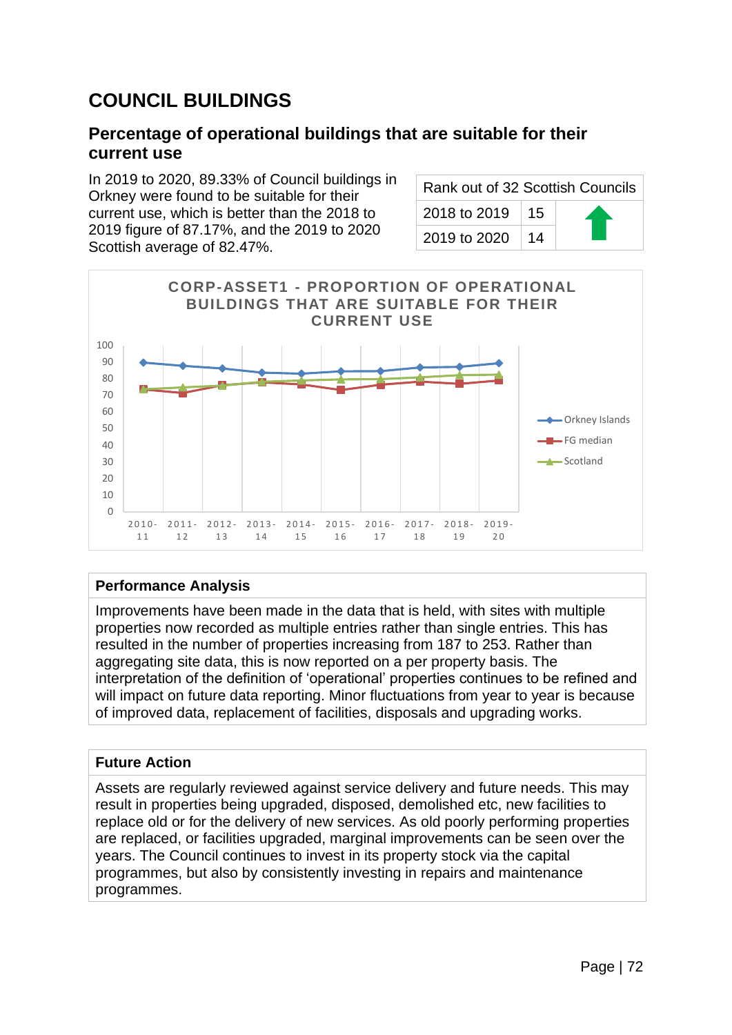# COUNCIL BUILDINGS

## Percentage of operational buildings that are suitable for their current use

In 2019 to 2020, 89.33% of Council buildings in Orkney were found to be suitable for their current use, which is better than the 2018 to 2019 figure of 87.17%, and the 2019 to 2020 Scottish average of 82.47%.

| Rank out of 32 Scottish Councils | | |
|---|---|---|
| 2018 to 2019 | 15 | ⬆ |
| 2019 to 2020 | 14 | |

CORP-ASSET1 - PROPORTION OF OPERATIONAL BUILDINGS THAT ARE SUITABLE FOR THEIR CURRENT USE

| Performance Analysis |
|---|
| Improvements have been made in the data that is held, with sites with multiple properties now recorded as multiple entries rather than single entries. This has resulted in the number of properties increasing from 187 to 253. Rather than aggregating site data, this is now reported on a per property basis. The interpretation of the definition of 'operational' properties continues to be refined and will impact on future data reporting. Minor fluctuations from year to year is because of improved data, replacement of facilities, disposals and upgrading works. |

| Future Action |
|---|
| Assets are regularly reviewed against service delivery and future needs. This may result in properties being upgraded, disposed, demolished etc, new facilities to replace old or for the delivery of new services. As old poorly performing properties are replaced, or facilities upgraded, marginal improvements can be seen over the years. The Council continues to invest in its property stock via the capital programmes, but also by consistently investing in repairs and maintenance programmes. |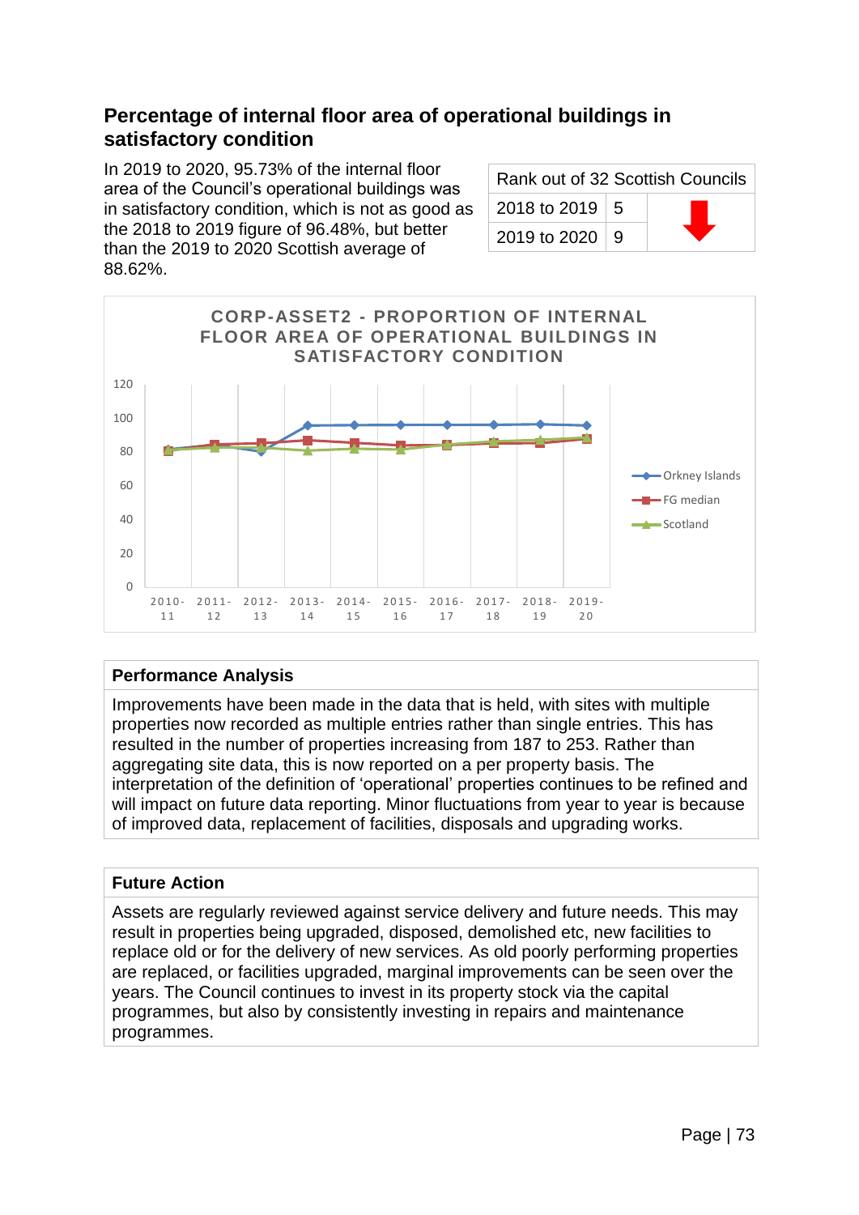## Percentage of internal floor area of operational buildings in satisfactory condition

In 2019 to 2020, 95.73% of the internal floor area of the Council's operational buildings was in satisfactory condition, which is not as good as the 2018 to 2019 figure of 96.48%, but better than the 2019 to 2020 Scottish average of 88.62%.

| Rank out of 32 Scottish Councils | | |
|---|---|---|
| 2018 to 2019 | 5 | ⬇ |
| 2019 to 2020 | 9 | |

**CORP-ASSET2 - PROPORTION OF INTERNAL FLOOR AREA OF OPERATIONAL BUILDINGS IN SATISFACTORY CONDITION**

(Chart: Orkney Islands, FG median, Scotland; 2010-11 to 2019-20; y-axis 0–120)

### Performance Analysis

Improvements have been made in the data that is held, with sites with multiple properties now recorded as multiple entries rather than single entries. This has resulted in the number of properties increasing from 187 to 253. Rather than aggregating site data, this is now reported on a per property basis. The interpretation of the definition of 'operational' properties continues to be refined and will impact on future data reporting. Minor fluctuations from year to year is because of improved data, replacement of facilities, disposals and upgrading works.

### Future Action

Assets are regularly reviewed against service delivery and future needs. This may result in properties being upgraded, disposed, demolished etc, new facilities to replace old or for the delivery of new services. As old poorly performing properties are replaced, or facilities upgraded, marginal improvements can be seen over the years. The Council continues to invest in its property stock via the capital programmes, but also by consistently investing in repairs and maintenance programmes.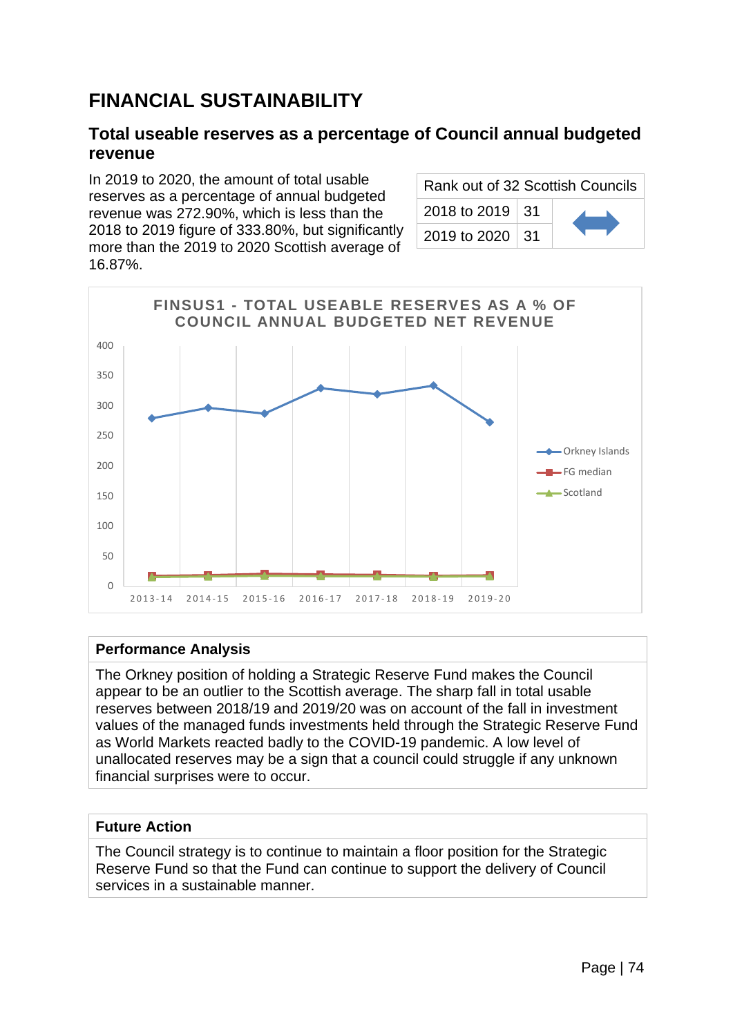# FINANCIAL SUSTAINABILITY

## Total useable reserves as a percentage of Council annual budgeted revenue

In 2019 to 2020, the amount of total usable reserves as a percentage of annual budgeted revenue was 272.90%, which is less than the 2018 to 2019 figure of 333.80%, but significantly more than the 2019 to 2020 Scottish average of 16.87%.

| Rank out of 32 Scottish Councils | | |
|---|---|---|
| 2018 to 2019 | 31 | ↔ |
| 2019 to 2020 | 31 | |

FINSUS1 - TOTAL USEABLE RESERVES AS A % OF COUNCIL ANNUAL BUDGETED NET REVENUE

| Performance Analysis |
|---|
| The Orkney position of holding a Strategic Reserve Fund makes the Council appear to be an outlier to the Scottish average. The sharp fall in total usable reserves between 2018/19 and 2019/20 was on account of the fall in investment values of the managed funds investments held through the Strategic Reserve Fund as World Markets reacted badly to the COVID-19 pandemic. A low level of unallocated reserves may be a sign that a council could struggle if any unknown financial surprises were to occur. |

| Future Action |
|---|
| The Council strategy is to continue to maintain a floor position for the Strategic Reserve Fund so that the Fund can continue to support the delivery of Council services in a sustainable manner. |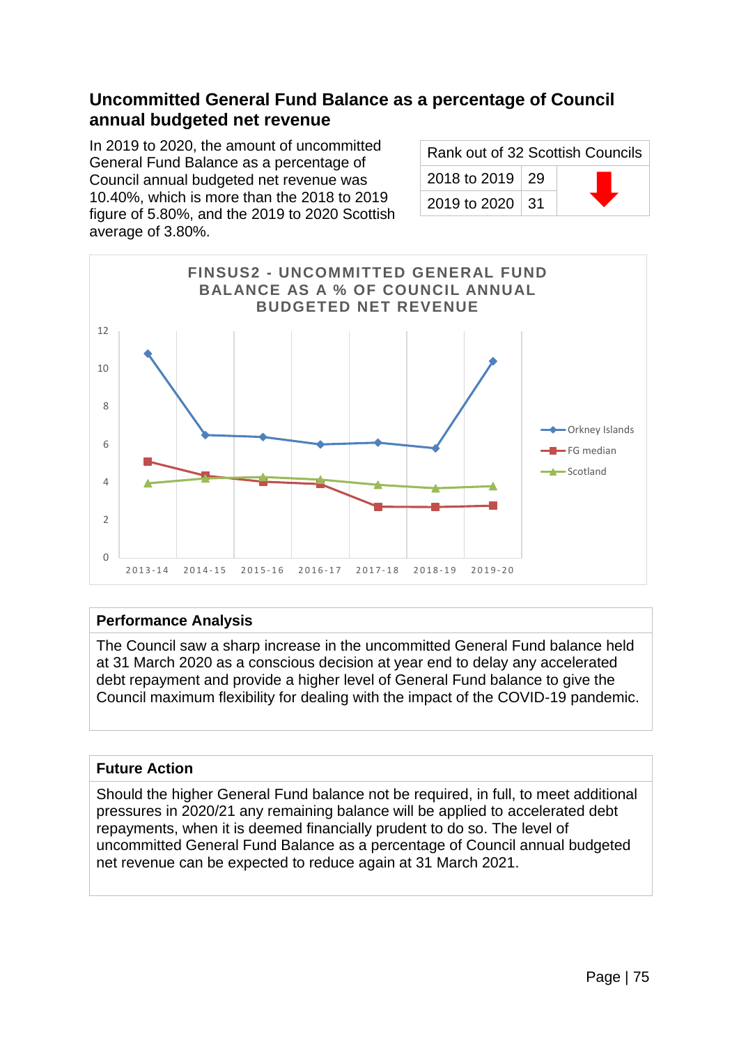## Uncommitted General Fund Balance as a percentage of Council annual budgeted net revenue

In 2019 to 2020, the amount of uncommitted General Fund Balance as a percentage of Council annual budgeted net revenue was 10.40%, which is more than the 2018 to 2019 figure of 5.80%, and the 2019 to 2020 Scottish average of 3.80%.

| Rank out of 32 Scottish Councils | | |
|---|---|---|
| 2018 to 2019 | 29 | ⬇ |
| 2019 to 2020 | 31 | |

**FINSUS2 - UNCOMMITTED GENERAL FUND BALANCE AS A % OF COUNCIL ANNUAL BUDGETED NET REVENUE**

| Performance Analysis |
|---|
| The Council saw a sharp increase in the uncommitted General Fund balance held at 31 March 2020 as a conscious decision at year end to delay any accelerated debt repayment and provide a higher level of General Fund balance to give the Council maximum flexibility for dealing with the impact of the COVID-19 pandemic. |

| Future Action |
|---|
| Should the higher General Fund balance not be required, in full, to meet additional pressures in 2020/21 any remaining balance will be applied to accelerated debt repayments, when it is deemed financially prudent to do so. The level of uncommitted General Fund Balance as a percentage of Council annual budgeted net revenue can be expected to reduce again at 31 March 2021. |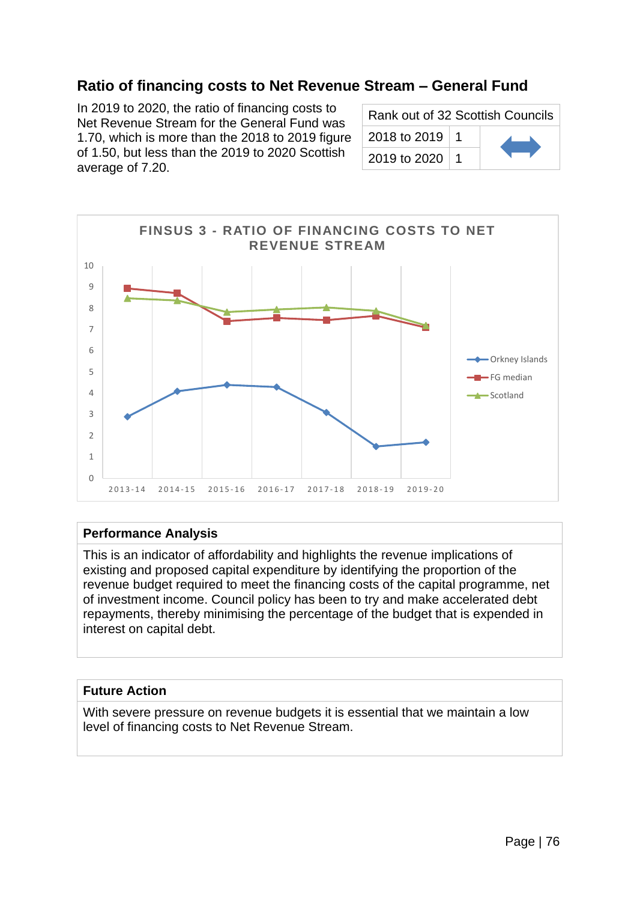## Ratio of financing costs to Net Revenue Stream – General Fund

In 2019 to 2020, the ratio of financing costs to Net Revenue Stream for the General Fund was 1.70, which is more than the 2018 to 2019 figure of 1.50, but less than the 2019 to 2020 Scottish average of 7.20.

| Rank out of 32 Scottish Councils | | |
|---|---|---|
| 2018 to 2019 | 1 | ↔ |
| 2019 to 2020 | 1 | |

FINSUS 3 - RATIO OF FINANCING COSTS TO NET REVENUE STREAM

| | Orkney Islands | FG median | Scotland |
|---|---|---|---|
| 2013-14 | 2.9 | 8.9 | 8.5 |
| 2014-15 | 4.1 | 8.7 | 8.4 |
| 2015-16 | 4.4 | 7.4 | 7.8 |
| 2016-17 | 4.3 | 7.6 | 7.9 |
| 2017-18 | 3.1 | 7.5 | 8.0 |
| 2018-19 | 1.5 | 7.7 | 7.9 |
| 2019-20 | 1.7 | 7.1 | 7.2 |

### Performance Analysis

This is an indicator of affordability and highlights the revenue implications of existing and proposed capital expenditure by identifying the proportion of the revenue budget required to meet the financing costs of the capital programme, net of investment income. Council policy has been to try and make accelerated debt repayments, thereby minimising the percentage of the budget that is expended in interest on capital debt.

### Future Action

With severe pressure on revenue budgets it is essential that we maintain a low level of financing costs to Net Revenue Stream.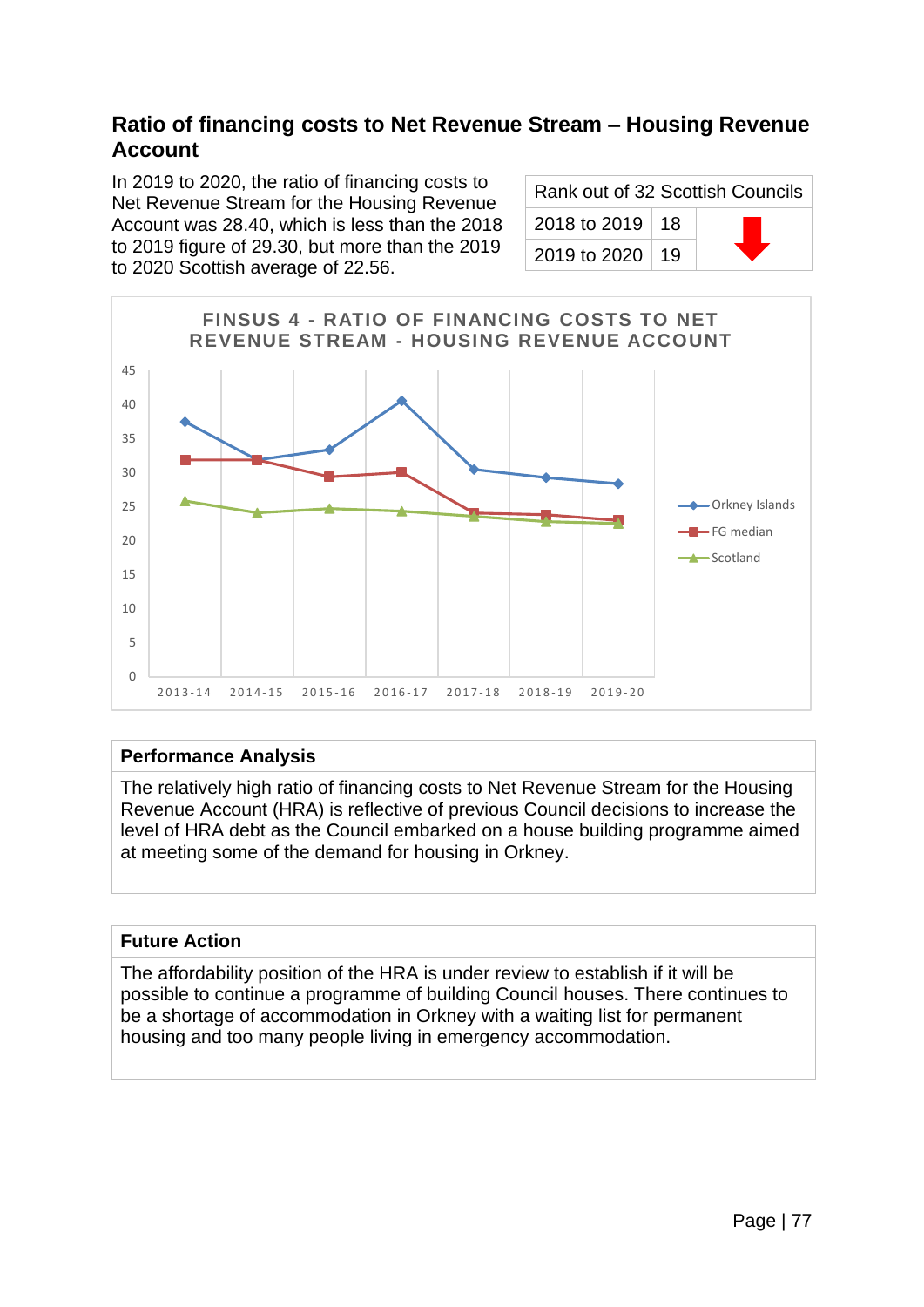## Ratio of financing costs to Net Revenue Stream – Housing Revenue Account

In 2019 to 2020, the ratio of financing costs to Net Revenue Stream for the Housing Revenue Account was 28.40, which is less than the 2018 to 2019 figure of 29.30, but more than the 2019 to 2020 Scottish average of 22.56.

| Rank out of 32 Scottish Councils | | |
|---|---|---|
| 2018 to 2019 | 18 | |
| 2019 to 2020 | 19 | |

FINSUS 4 - RATIO OF FINANCING COSTS TO NET REVENUE STREAM - HOUSING REVENUE ACCOUNT

| Performance Analysis |
|---|
| The relatively high ratio of financing costs to Net Revenue Stream for the Housing Revenue Account (HRA) is reflective of previous Council decisions to increase the level of HRA debt as the Council embarked on a house building programme aimed at meeting some of the demand for housing in Orkney. |

| Future Action |
|---|
| The affordability position of the HRA is under review to establish if it will be possible to continue a programme of building Council houses. There continues to be a shortage of accommodation in Orkney with a waiting list for permanent housing and too many people living in emergency accommodation. |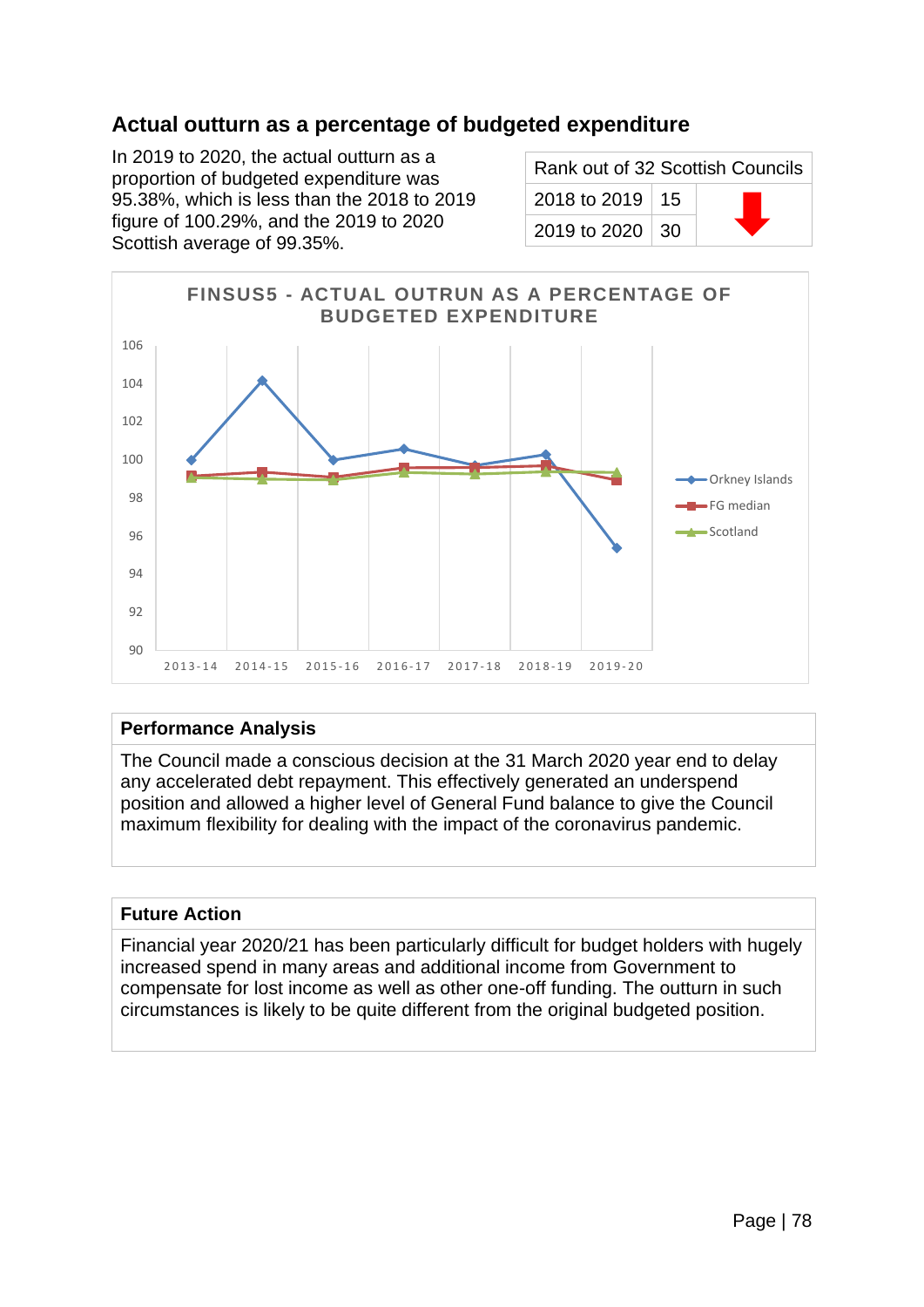## Actual outturn as a percentage of budgeted expenditure

In 2019 to 2020, the actual outturn as a proportion of budgeted expenditure was 95.38%, which is less than the 2018 to 2019 figure of 100.29%, and the 2019 to 2020 Scottish average of 99.35%.

| Rank out of 32 Scottish Councils | | |
|---|---|---|
| 2018 to 2019 | 15 | ⬇ |
| 2019 to 2020 | 30 | |

**FINSUS5 - ACTUAL OUTRUN AS A PERCENTAGE OF BUDGETED EXPENDITURE**

### Performance Analysis

The Council made a conscious decision at the 31 March 2020 year end to delay any accelerated debt repayment. This effectively generated an underspend position and allowed a higher level of General Fund balance to give the Council maximum flexibility for dealing with the impact of the coronavirus pandemic.

### Future Action

Financial year 2020/21 has been particularly difficult for budget holders with hugely increased spend in many areas and additional income from Government to compensate for lost income as well as other one-off funding. The outturn in such circumstances is likely to be quite different from the original budgeted position.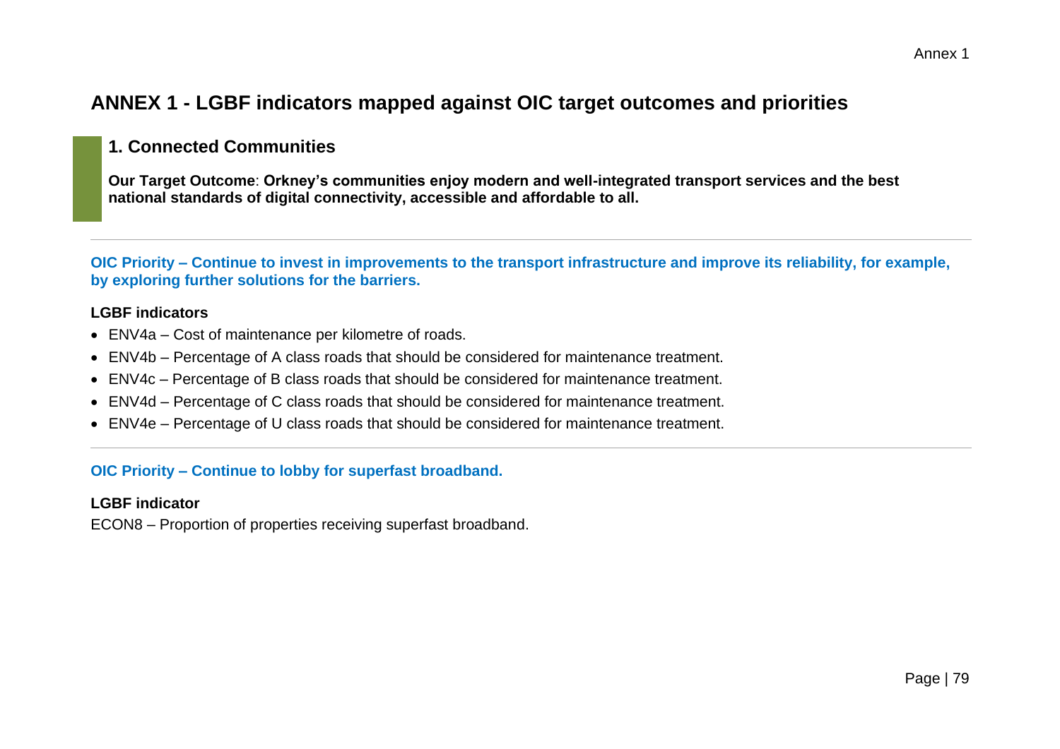# ANNEX 1 - LGBF indicators mapped against OIC target outcomes and priorities

## 1. Connected Communities

**Our Target Outcome**: **Orkney's communities enjoy modern and well-integrated transport services and the best national standards of digital connectivity, accessible and affordable to all.**

---

### OIC Priority – Continue to invest in improvements to the transport infrastructure and improve its reliability, for example, by exploring further solutions for the barriers.

**LGBF indicators**

- ENV4a – Cost of maintenance per kilometre of roads.
- ENV4b – Percentage of A class roads that should be considered for maintenance treatment.
- ENV4c – Percentage of B class roads that should be considered for maintenance treatment.
- ENV4d – Percentage of C class roads that should be considered for maintenance treatment.
- ENV4e – Percentage of U class roads that should be considered for maintenance treatment.

---

### OIC Priority – Continue to lobby for superfast broadband.

**LGBF indicator**

ECON8 – Proportion of properties receiving superfast broadband.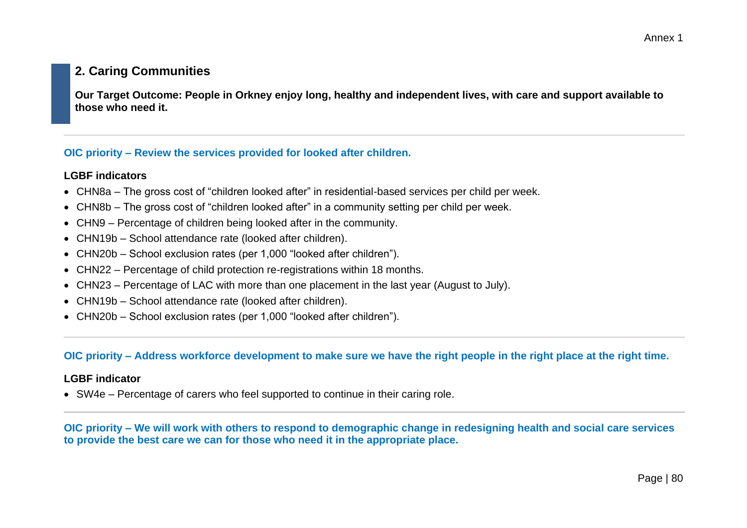## 2. Caring Communities

**Our Target Outcome: People in Orkney enjoy long, healthy and independent lives, with care and support available to those who need it.**

---

### OIC priority – Review the services provided for looked after children.

**LGBF indicators**

- CHN8a – The gross cost of "children looked after" in residential-based services per child per week.
- CHN8b – The gross cost of "children looked after" in a community setting per child per week.
- CHN9 – Percentage of children being looked after in the community.
- CHN19b – School attendance rate (looked after children).
- CHN20b – School exclusion rates (per 1,000 "looked after children").
- CHN22 – Percentage of child protection re-registrations within 18 months.
- CHN23 – Percentage of LAC with more than one placement in the last year (August to July).
- CHN19b – School attendance rate (looked after children).
- CHN20b – School exclusion rates (per 1,000 "looked after children").

---

### OIC priority – Address workforce development to make sure we have the right people in the right place at the right time.

**LGBF indicator**

- SW4e – Percentage of carers who feel supported to continue in their caring role.

---

### OIC priority – We will work with others to respond to demographic change in redesigning health and social care services to provide the best care we can for those who need it in the appropriate place.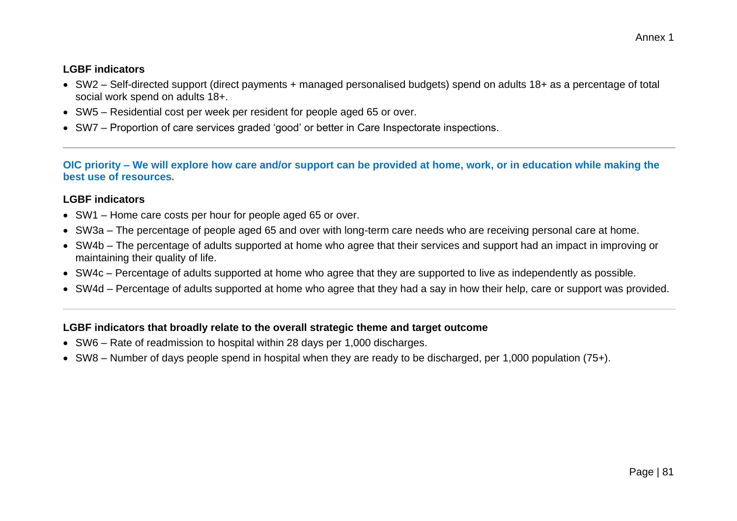**LGBF indicators**

- SW2 – Self-directed support (direct payments + managed personalised budgets) spend on adults 18+ as a percentage of total social work spend on adults 18+.
- SW5 – Residential cost per week per resident for people aged 65 or over.
- SW7 – Proportion of care services graded 'good' or better in Care Inspectorate inspections.

---

**OIC priority – We will explore how care and/or support can be provided at home, work, or in education while making the best use of resources.**

**LGBF indicators**

- SW1 – Home care costs per hour for people aged 65 or over.
- SW3a – The percentage of people aged 65 and over with long-term care needs who are receiving personal care at home.
- SW4b – The percentage of adults supported at home who agree that their services and support had an impact in improving or maintaining their quality of life.
- SW4c – Percentage of adults supported at home who agree that they are supported to live as independently as possible.
- SW4d – Percentage of adults supported at home who agree that they had a say in how their help, care or support was provided.

---

**LGBF indicators that broadly relate to the overall strategic theme and target outcome**

- SW6 – Rate of readmission to hospital within 28 days per 1,000 discharges.
- SW8 – Number of days people spend in hospital when they are ready to be discharged, per 1,000 population (75+).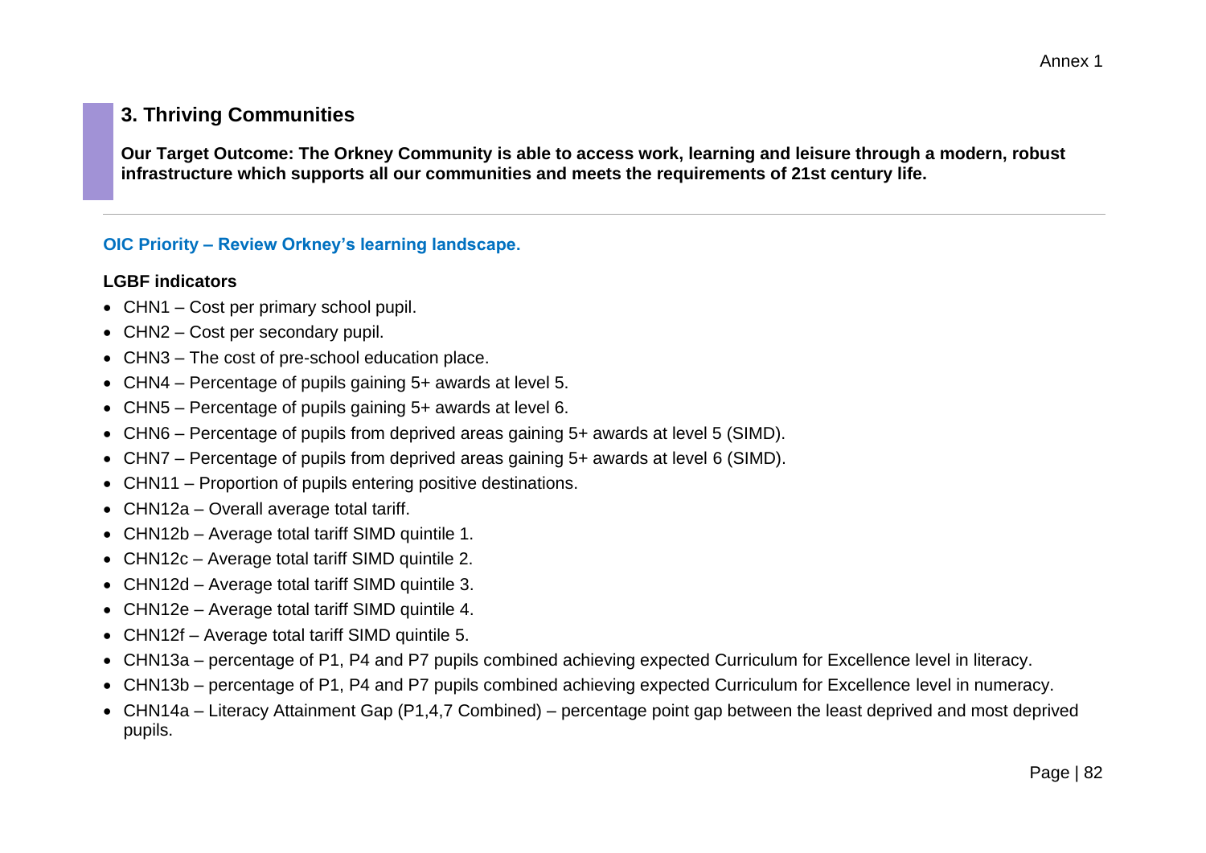## 3. Thriving Communities

**Our Target Outcome: The Orkney Community is able to access work, learning and leisure through a modern, robust infrastructure which supports all our communities and meets the requirements of 21st century life.**

---

### OIC Priority – Review Orkney's learning landscape.

**LGBF indicators**

- CHN1 – Cost per primary school pupil.
- CHN2 – Cost per secondary pupil.
- CHN3 – The cost of pre-school education place.
- CHN4 – Percentage of pupils gaining 5+ awards at level 5.
- CHN5 – Percentage of pupils gaining 5+ awards at level 6.
- CHN6 – Percentage of pupils from deprived areas gaining 5+ awards at level 5 (SIMD).
- CHN7 – Percentage of pupils from deprived areas gaining 5+ awards at level 6 (SIMD).
- CHN11 – Proportion of pupils entering positive destinations.
- CHN12a – Overall average total tariff.
- CHN12b – Average total tariff SIMD quintile 1.
- CHN12c – Average total tariff SIMD quintile 2.
- CHN12d – Average total tariff SIMD quintile 3.
- CHN12e – Average total tariff SIMD quintile 4.
- CHN12f – Average total tariff SIMD quintile 5.
- CHN13a – percentage of P1, P4 and P7 pupils combined achieving expected Curriculum for Excellence level in literacy.
- CHN13b – percentage of P1, P4 and P7 pupils combined achieving expected Curriculum for Excellence level in numeracy.
- CHN14a – Literacy Attainment Gap (P1,4,7 Combined) – percentage point gap between the least deprived and most deprived pupils.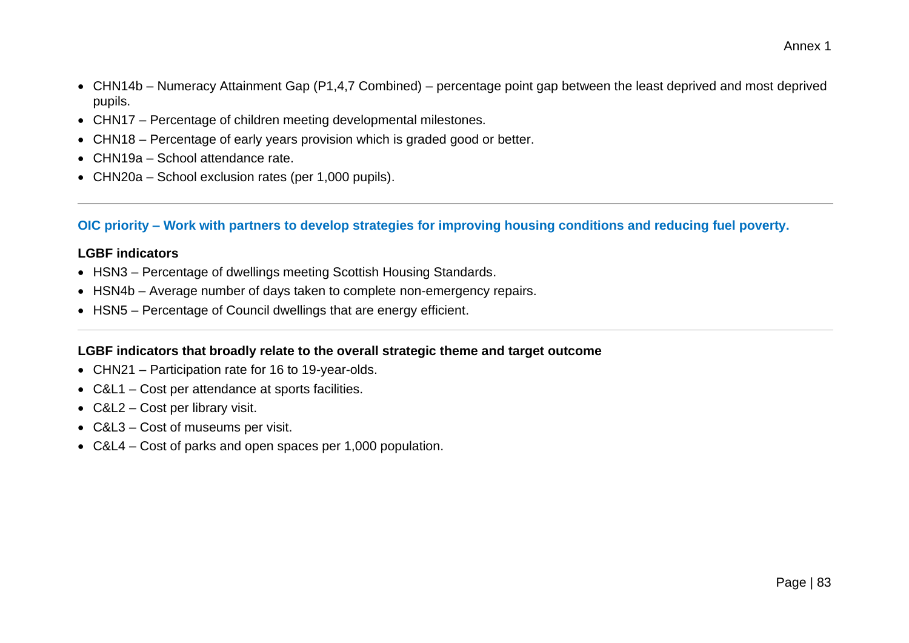- CHN14b – Numeracy Attainment Gap (P1,4,7 Combined) – percentage point gap between the least deprived and most deprived pupils.
- CHN17 – Percentage of children meeting developmental milestones.
- CHN18 – Percentage of early years provision which is graded good or better.
- CHN19a – School attendance rate.
- CHN20a – School exclusion rates (per 1,000 pupils).

---

### OIC priority – Work with partners to develop strategies for improving housing conditions and reducing fuel poverty.

**LGBF indicators**

- HSN3 – Percentage of dwellings meeting Scottish Housing Standards.
- HSN4b – Average number of days taken to complete non-emergency repairs.
- HSN5 – Percentage of Council dwellings that are energy efficient.

---

**LGBF indicators that broadly relate to the overall strategic theme and target outcome**

- CHN21 – Participation rate for 16 to 19-year-olds.
- C&L1 – Cost per attendance at sports facilities.
- C&L2 – Cost per library visit.
- C&L3 – Cost of museums per visit.
- C&L4 – Cost of parks and open spaces per 1,000 population.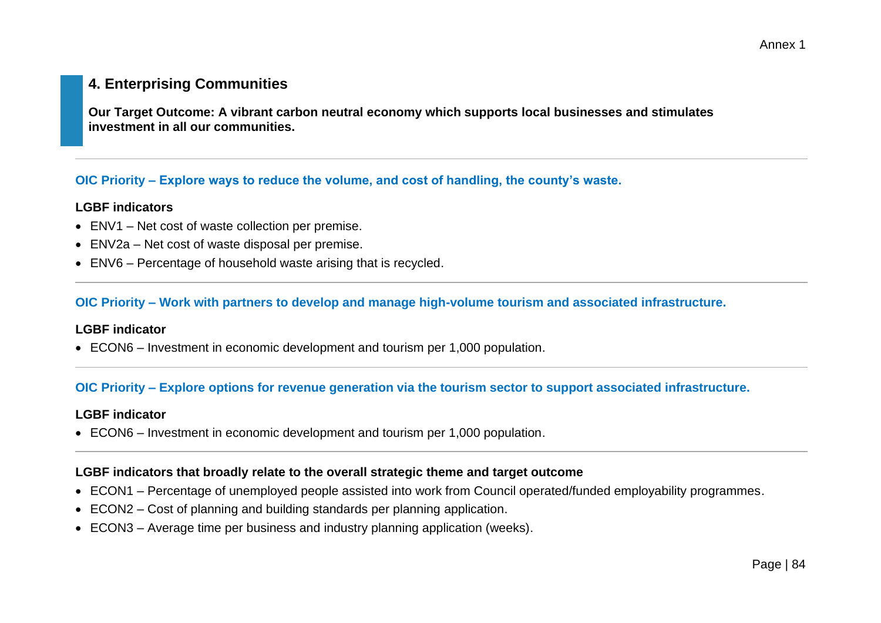## 4. Enterprising Communities

**Our Target Outcome: A vibrant carbon neutral economy which supports local businesses and stimulates investment in all our communities.**

---

### OIC Priority – Explore ways to reduce the volume, and cost of handling, the county's waste.

**LGBF indicators**

- ENV1 – Net cost of waste collection per premise.
- ENV2a – Net cost of waste disposal per premise.
- ENV6 – Percentage of household waste arising that is recycled.

---

### OIC Priority – Work with partners to develop and manage high-volume tourism and associated infrastructure.

**LGBF indicator**

- ECON6 – Investment in economic development and tourism per 1,000 population.

---

### OIC Priority – Explore options for revenue generation via the tourism sector to support associated infrastructure.

**LGBF indicator**

- ECON6 – Investment in economic development and tourism per 1,000 population.

---

**LGBF indicators that broadly relate to the overall strategic theme and target outcome**

- ECON1 – Percentage of unemployed people assisted into work from Council operated/funded employability programmes.
- ECON2 – Cost of planning and building standards per planning application.
- ECON3 – Average time per business and industry planning application (weeks).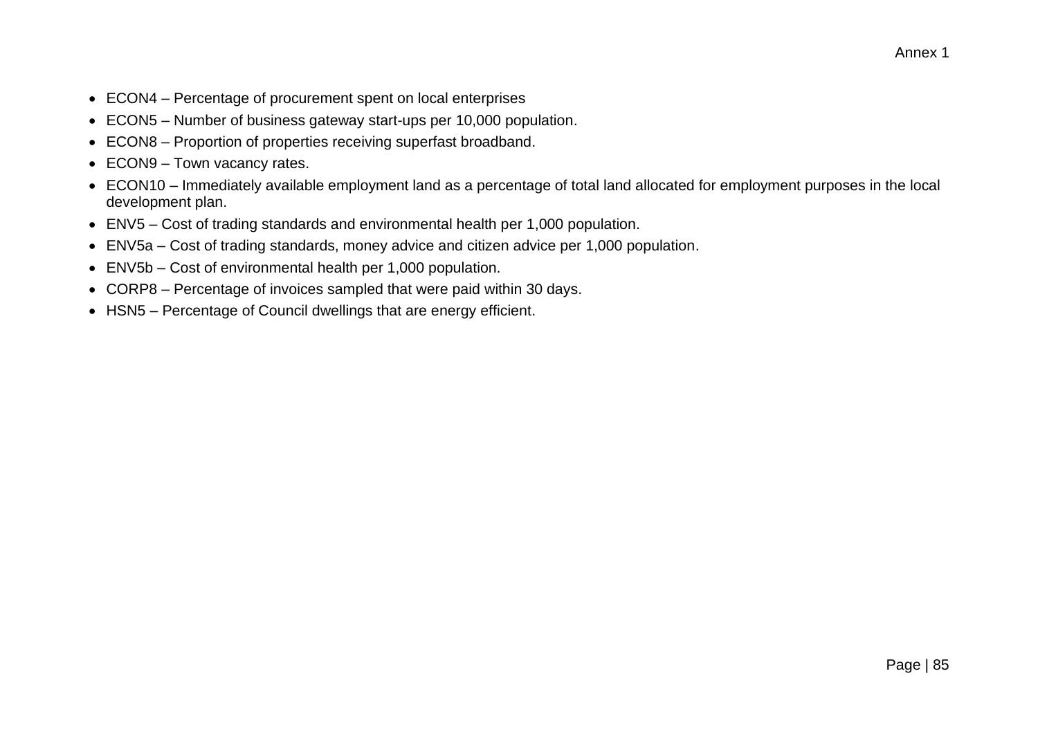- ECON4 – Percentage of procurement spent on local enterprises
- ECON5 – Number of business gateway start-ups per 10,000 population.
- ECON8 – Proportion of properties receiving superfast broadband.
- ECON9 – Town vacancy rates.
- ECON10 – Immediately available employment land as a percentage of total land allocated for employment purposes in the local development plan.
- ENV5 – Cost of trading standards and environmental health per 1,000 population.
- ENV5a – Cost of trading standards, money advice and citizen advice per 1,000 population.
- ENV5b – Cost of environmental health per 1,000 population.
- CORP8 – Percentage of invoices sampled that were paid within 30 days.
- HSN5 – Percentage of Council dwellings that are energy efficient.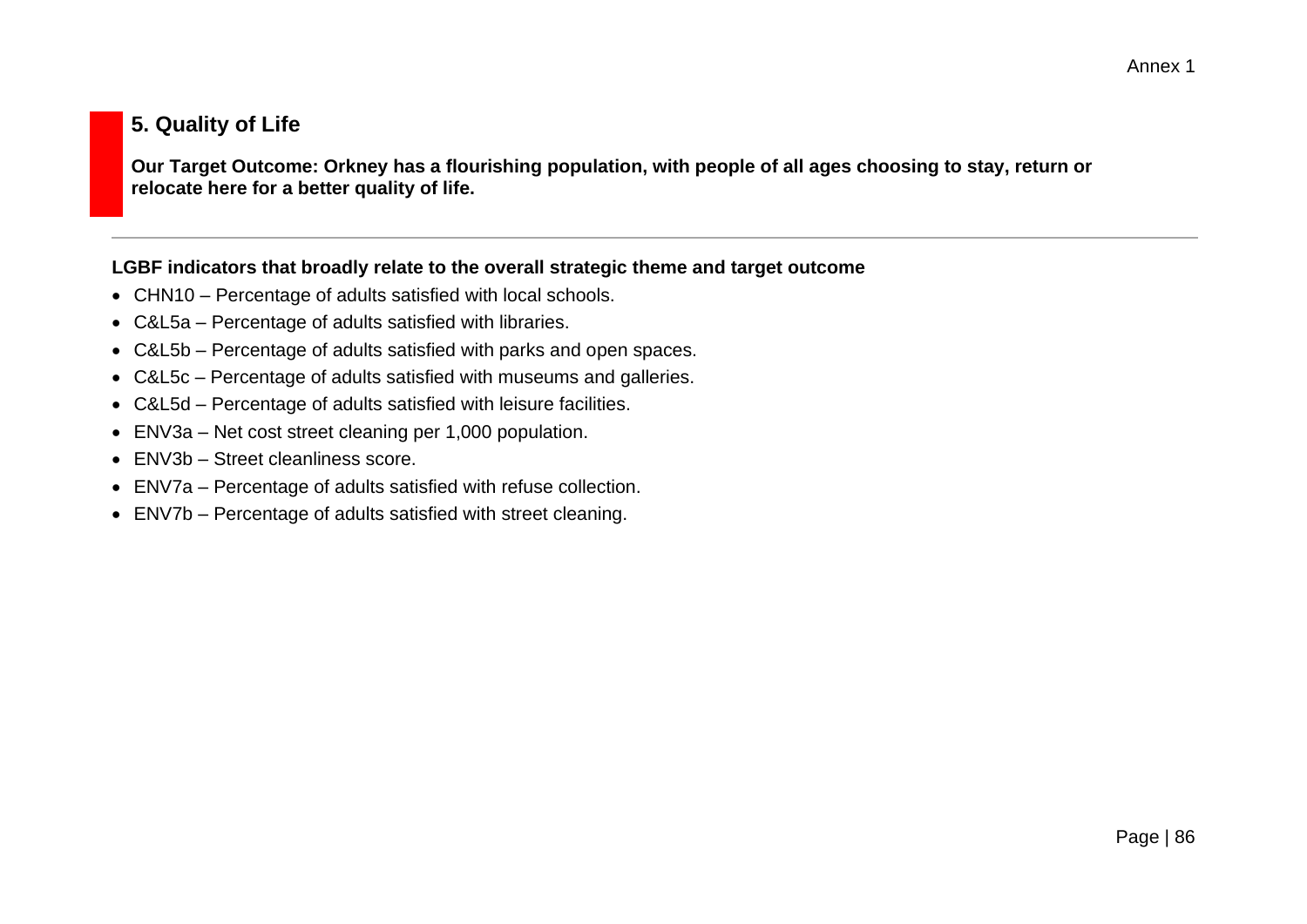## 5. Quality of Life

**Our Target Outcome: Orkney has a flourishing population, with people of all ages choosing to stay, return or relocate here for a better quality of life.**

---

**LGBF indicators that broadly relate to the overall strategic theme and target outcome**

- CHN10 – Percentage of adults satisfied with local schools.
- C&L5a – Percentage of adults satisfied with libraries.
- C&L5b – Percentage of adults satisfied with parks and open spaces.
- C&L5c – Percentage of adults satisfied with museums and galleries.
- C&L5d – Percentage of adults satisfied with leisure facilities.
- ENV3a – Net cost street cleaning per 1,000 population.
- ENV3b – Street cleanliness score.
- ENV7a – Percentage of adults satisfied with refuse collection.
- ENV7b – Percentage of adults satisfied with street cleaning.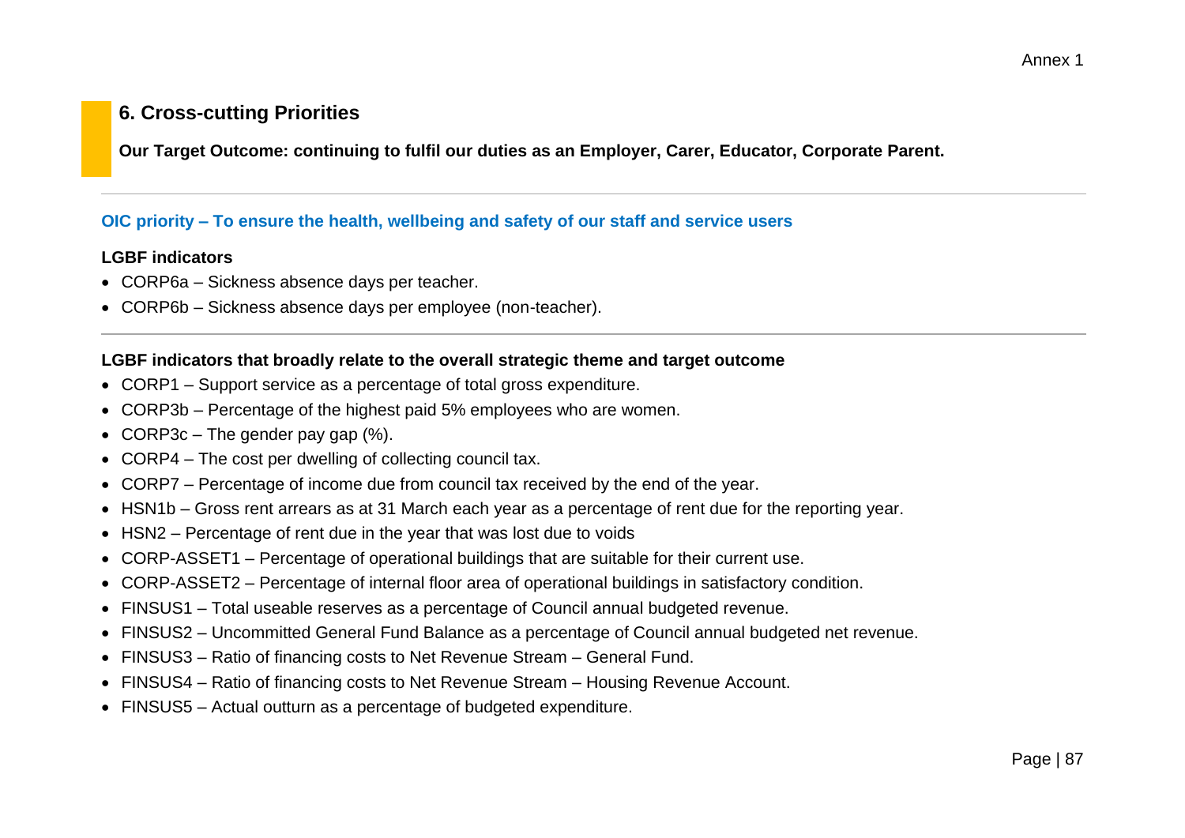## 6. Cross-cutting Priorities

**Our Target Outcome: continuing to fulfil our duties as an Employer, Carer, Educator, Corporate Parent.**

---

### OIC priority – To ensure the health, wellbeing and safety of our staff and service users

**LGBF indicators**

- CORP6a – Sickness absence days per teacher.
- CORP6b – Sickness absence days per employee (non-teacher).

---

**LGBF indicators that broadly relate to the overall strategic theme and target outcome**

- CORP1 – Support service as a percentage of total gross expenditure.
- CORP3b – Percentage of the highest paid 5% employees who are women.
- CORP3c – The gender pay gap (%).
- CORP4 – The cost per dwelling of collecting council tax.
- CORP7 – Percentage of income due from council tax received by the end of the year.
- HSN1b – Gross rent arrears as at 31 March each year as a percentage of rent due for the reporting year.
- HSN2 – Percentage of rent due in the year that was lost due to voids
- CORP-ASSET1 – Percentage of operational buildings that are suitable for their current use.
- CORP-ASSET2 – Percentage of internal floor area of operational buildings in satisfactory condition.
- FINSUS1 – Total useable reserves as a percentage of Council annual budgeted revenue.
- FINSUS2 – Uncommitted General Fund Balance as a percentage of Council annual budgeted net revenue.
- FINSUS3 – Ratio of financing costs to Net Revenue Stream – General Fund.
- FINSUS4 – Ratio of financing costs to Net Revenue Stream – Housing Revenue Account.
- FINSUS5 – Actual outturn as a percentage of budgeted expenditure.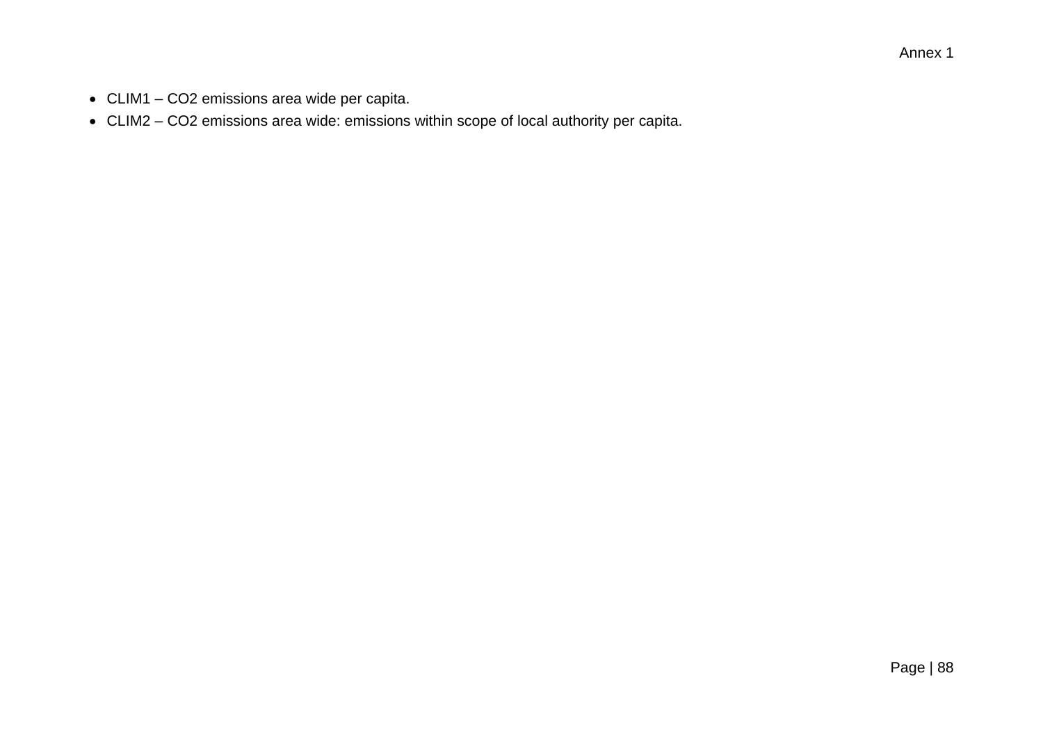- CLIM1 – $CO_2$ emissions area wide per capita.
- CLIM2 – $CO_2$ emissions area wide: emissions within scope of local authority per capita.